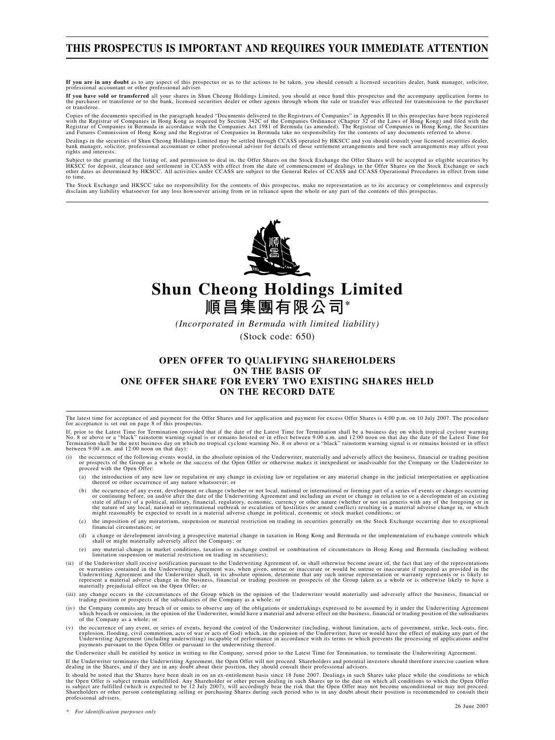# THIS PROSPECTUS IS IMPORTANT AND REQUIRES YOUR IMMEDIATE ATTENTION

**If you are in any doubt** as to any aspect of this prospectus or as to the actions to be taken, you should consult a licensed securities dealer, bank manager, solicitor, professional accountant or other professional adviser.

**If you have sold or transferred** all your shares in Shun Cheong Holdings Limited, you should at once hand this prospectus and the accompany application forms to the purchaser or transferee or to the bank, licensed securities dealer or other agents through whom the sale or transfer was effected for transmission to the purchaser or transferee.

Copies of the documents specified in the paragraph headed "Documents delivered to the Registrars of Companies" in Appendix II to this prospectus have been registered with the Registrar of Companies in Hong Kong as required by Section 342C of the Companies Ordinance (Chapter 32 of the Laws of Hong Kong) and filed with the Registrar of Companies in Bermuda in accordance with the Companies Act 1981 of Bermuda (as amended). The Registrar of Companies in Hong Kong, the Securities and Futures Commission of Hong Kong and the Registrar of Companies in Bermuda take no responsibility for the contents of any documents referred to above.

Dealings in the securities of Shun Cheong Holdings Limited may be settled through CCASS operated by HKSCC and you should consult your licensed securities dealer, bank manager, solicitor, professional accountant or other professional adviser for details of those settlement arrangements and how such arrangements may affect your rights and interests.

Subject to the granting of the listing of, and permission to deal in, the Offer Shares on the Stock Exchange the Offer Shares will be accepted as eligible securities by HKSCC for deposit, clearance and settlement in CCASS with effect from the date of commencement of dealings in the Offer Shares on the Stock Exchange or such other dates as determined by HKSCC. All activities under CCASS are subject to the General Rules of CCASS and CCASS Operational Procedures in effect from time to time.

The Stock Exchange and HKSCC take no responsibility for the contents of this prospectus, make no representation as to its accuracy or completeness and expressly disclaim any liability whatsoever for any loss howsoever arising from or in reliance upon the whole or any part of the contents of this prospectus.

# Shun Cheong Holdings Limited
# 順昌集團有限公司*

*(Incorporated in Bermuda with limited liability)*

(Stock code: 650)

## OPEN OFFER TO QUALIFYING SHAREHOLDERS ON THE BASIS OF ONE OFFER SHARE FOR EVERY TWO EXISTING SHARES HELD ON THE RECORD DATE

The latest time for acceptance of and payment for the Offer Shares and for application and payment for excess Offer Shares is 4:00 p.m. on 10 July 2007. The procedure for acceptance is set out on page 8 of this prospectus.

If, prior to the Latest Time for Termination (provided that if the date of the Latest Time for Termination shall be a business day on which tropical cyclone warning No. 8 or above or a "black" rainstorm warning signal is or remains hoisted or in effect between 9.00 a.m. and 12:00 noon on that day the date of the Latest Time for Termination shall be the next business day on which no tropical cyclone warning No. 8 or above or a "black" rainstorm warning signal is or remains hoisted or in effect between 9:00 a.m. and 12:00 noon on that day):

(i) the occurrence of the following events would, in the absolute opinion of the Underwriter, materially and adversely affect the business, financial or trading position or prospects of the Group as a whole or the success of the Open Offer or otherwise makes it inexpedient or inadvisable for the Company or the Underwriter to proceed with the Open Offer:

   (a) the introduction of any new law or regulation or any change in existing law or regulation or any material change in the judicial interpretation or application thereof or other occurrence of any nature whatsoever; or

   (b) the occurrence of any event, development or change (whether or not local, national or international or forming part of a series of events or changes occurring or continuing before, on and/or after the date of the Underwriting Agreement and including an event or change in relation to or a development of an existing state of affairs) of a political, military, financial, regulatory, economic, currency or other nature (whether or not sui generis with any of the foregoing or in the nature of any local, national or international outbreak or escalation of hostilities or armed conflict) resulting in a material adverse change in, or which might reasonably be expected to result in a material adverse change in political, economic or stock market conditions; or

   (c) the imposition of any moratorium, suspension or material restriction on trading in securities generally on the Stock Exchange occurring due to exceptional financial circumstances; or

   (d) a change or development involving a prospective material change in taxation in Hong Kong and Bermuda or the implementation of exchange controls which shall or might materially adversely affect the Company; or

   (e) any material change in market conditions, taxation or exchange control or combination of circumstances in Hong Kong and Bermuda (including without limitation suspension or material restriction on trading in securities);

(ii) if the Underwriter shall receive notification pursuant to the Underwriting Agreement of, or shall otherwise become aware of, the fact that any of the representations or warranties contained in the Underwriting Agreement was, when given, untrue or inaccurate or would be untrue or inaccurate if repeated as provided in the Underwriting Agreement and the Underwriter shall, in its absolute opinion, determine that any such untrue representation or warranty represents or is likely to represent a material adverse change in the business, financial or trading position or prospects of the Group taken as a whole or is otherwise likely to have a materially prejudicial effect on the Open Offer; or

(iii) any change occurs in the circumstances of the Group which in the opinion of the Underwriter would materially and adversely affect the business, financial or trading position or prospects of the subsidiaries of the Company as a whole; or

(iv) the Company commits any breach of or omits to observe any of the obligations or undertakings expressed to be assumed by it under the Underwriting Agreement which breach or omission, in the opinion of the Underwriter, would have a material and adverse effect on the business, financial or trading position of the subsidiaries of the Company as a whole; or

(v) the occurrence of any event, or series of events, beyond the control of the Underwriter (including, without limitation, acts of government, strike, lock-outs, fire, explosion, flooding, civil commotion, acts of war or acts of God) which, in the opinion of the Underwriter, have or would have the effect of making any part of the Underwriting Agreement (including underwriting) incapable of performance in accordance with its terms or which prevents the processing of applications and/or payments pursuant to the Open Offer or pursuant to the underwriting thereof.

the Underwriter shall be entitled by notice in writing to the Company, served prior to the Latest Time for Termination, to terminate the Underwriting Agreement.

If the Underwriter terminates the Underwriting Agreement, the Open Offer will not proceed. Shareholders and potential investors should therefore exercise caution when dealing in the Shares, and if they are in any doubt about their position, they should consult their professional advisers.

It should be noted that the Shares have been dealt in on an ex-entitlement basis since 18 June 2007. Dealings in such Shares take place while the conditions to which the Open Offer is subject remain unfulfilled. Any Shareholder or other person dealing in such Shares up to the date on which all conditions to which the Open Offer is subject are fulfilled (which is expected to be 12 July 2007), will accordingly bear the risk that the Open Offer may not become unconditional or may not proceed. Shareholders or other person contemplating selling or purchasing Shares during such period who is in any doubt about their position is recommended to consult their professional advisers.

26 June 2007

\* *For identification purposes only*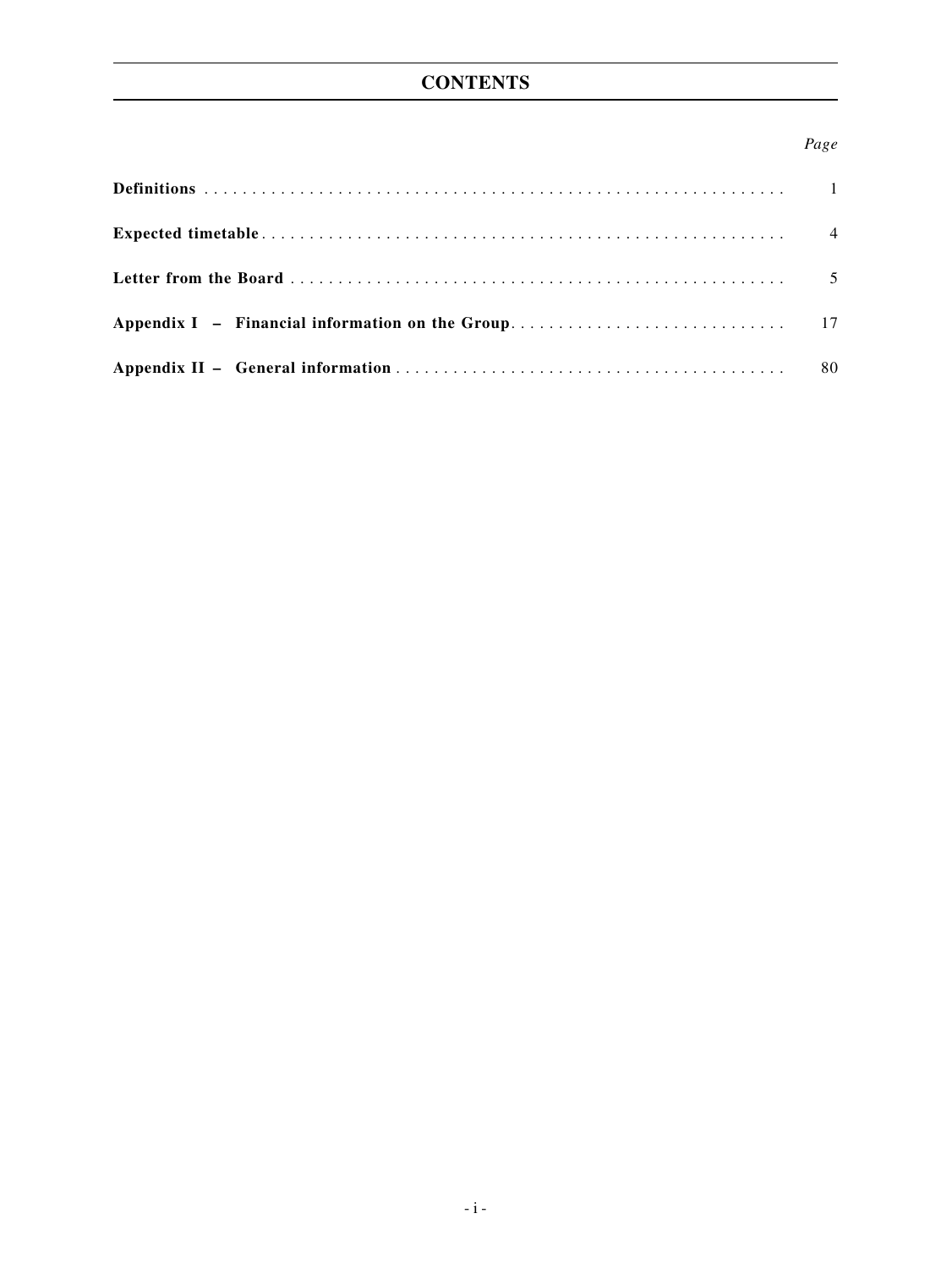# CONTENTS

| | Page |
|---|---|
| **Definitions** | 1 |
| **Expected timetable** | 4 |
| **Letter from the Board** | 5 |
| **Appendix I – Financial information on the Group** | 17 |
| **Appendix II – General information** | 80 |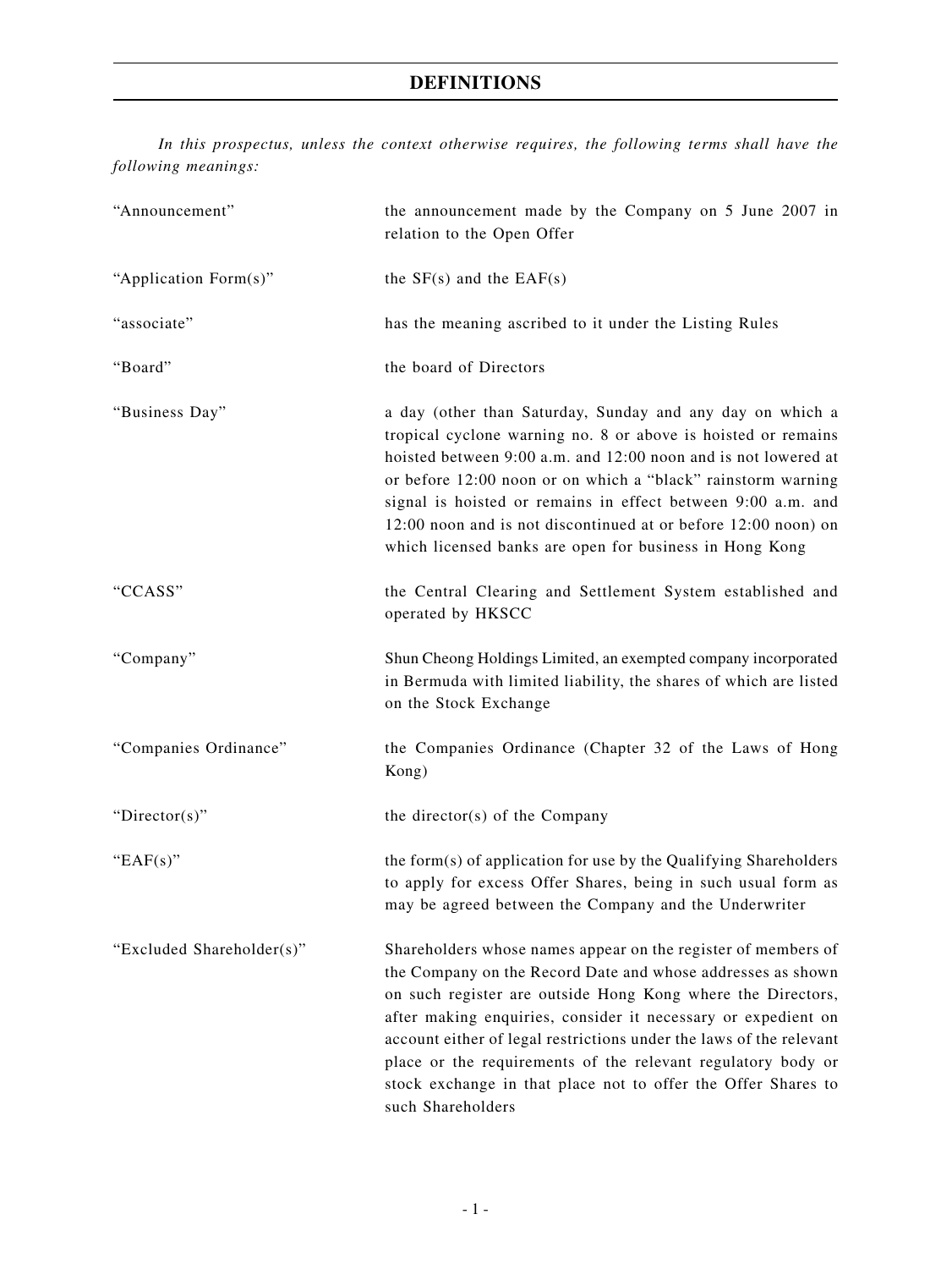# DEFINITIONS

*In this prospectus, unless the context otherwise requires, the following terms shall have the following meanings:*

| | |
|---|---|
| "Announcement" | the announcement made by the Company on 5 June 2007 in relation to the Open Offer |
| "Application Form(s)" | the SF(s) and the EAF(s) |
| "associate" | has the meaning ascribed to it under the Listing Rules |
| "Board" | the board of Directors |
| "Business Day" | a day (other than Saturday, Sunday and any day on which a tropical cyclone warning no. 8 or above is hoisted or remains hoisted between 9:00 a.m. and 12:00 noon and is not lowered at or before 12:00 noon or on which a "black" rainstorm warning signal is hoisted or remains in effect between 9:00 a.m. and 12:00 noon and is not discontinued at or before 12:00 noon) on which licensed banks are open for business in Hong Kong |
| "CCASS" | the Central Clearing and Settlement System established and operated by HKSCC |
| "Company" | Shun Cheong Holdings Limited, an exempted company incorporated in Bermuda with limited liability, the shares of which are listed on the Stock Exchange |
| "Companies Ordinance" | the Companies Ordinance (Chapter 32 of the Laws of Hong Kong) |
| "Director(s)" | the director(s) of the Company |
| "EAF(s)" | the form(s) of application for use by the Qualifying Shareholders to apply for excess Offer Shares, being in such usual form as may be agreed between the Company and the Underwriter |
| "Excluded Shareholder(s)" | Shareholders whose names appear on the register of members of the Company on the Record Date and whose addresses as shown on such register are outside Hong Kong where the Directors, after making enquiries, consider it necessary or expedient on account either of legal restrictions under the laws of the relevant place or the requirements of the relevant regulatory body or stock exchange in that place not to offer the Offer Shares to such Shareholders |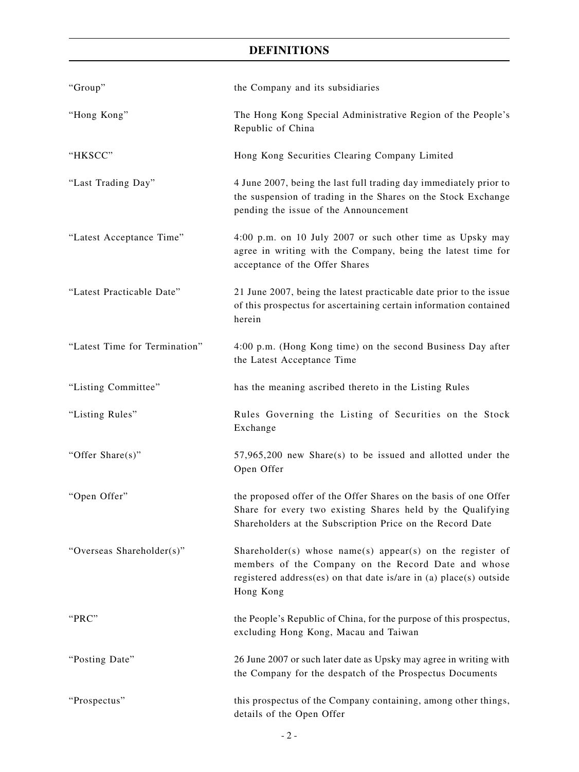## DEFINITIONS

| | |
|---|---|
| "Group" | the Company and its subsidiaries |
| "Hong Kong" | The Hong Kong Special Administrative Region of the People's Republic of China |
| "HKSCC" | Hong Kong Securities Clearing Company Limited |
| "Last Trading Day" | 4 June 2007, being the last full trading day immediately prior to the suspension of trading in the Shares on the Stock Exchange pending the issue of the Announcement |
| "Latest Acceptance Time" | 4:00 p.m. on 10 July 2007 or such other time as Upsky may agree in writing with the Company, being the latest time for acceptance of the Offer Shares |
| "Latest Practicable Date" | 21 June 2007, being the latest practicable date prior to the issue of this prospectus for ascertaining certain information contained herein |
| "Latest Time for Termination" | 4:00 p.m. (Hong Kong time) on the second Business Day after the Latest Acceptance Time |
| "Listing Committee" | has the meaning ascribed thereto in the Listing Rules |
| "Listing Rules" | Rules Governing the Listing of Securities on the Stock Exchange |
| "Offer Share(s)" | 57,965,200 new Share(s) to be issued and allotted under the Open Offer |
| "Open Offer" | the proposed offer of the Offer Shares on the basis of one Offer Share for every two existing Shares held by the Qualifying Shareholders at the Subscription Price on the Record Date |
| "Overseas Shareholder(s)" | Shareholder(s) whose name(s) appear(s) on the register of members of the Company on the Record Date and whose registered address(es) on that date is/are in (a) place(s) outside Hong Kong |
| "PRC" | the People's Republic of China, for the purpose of this prospectus, excluding Hong Kong, Macau and Taiwan |
| "Posting Date" | 26 June 2007 or such later date as Upsky may agree in writing with the Company for the despatch of the Prospectus Documents |
| "Prospectus" | this prospectus of the Company containing, among other things, details of the Open Offer |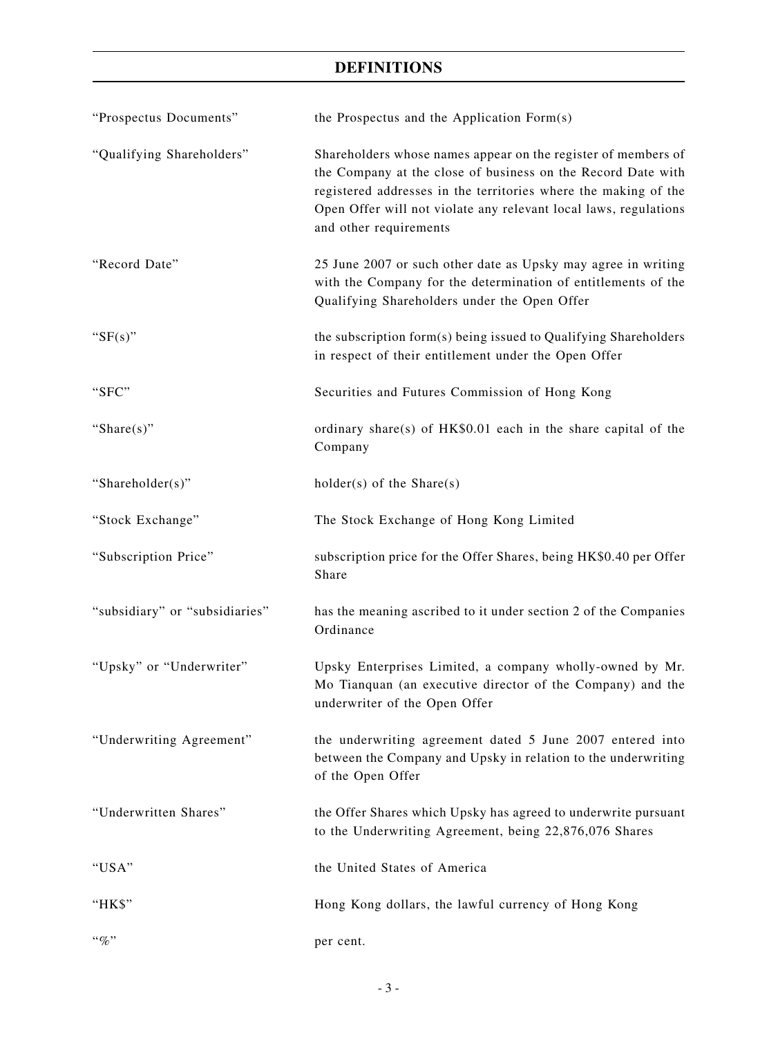# DEFINITIONS

| | |
|---|---|
| "Prospectus Documents" | the Prospectus and the Application Form(s) |
| "Qualifying Shareholders" | Shareholders whose names appear on the register of members of the Company at the close of business on the Record Date with registered addresses in the territories where the making of the Open Offer will not violate any relevant local laws, regulations and other requirements |
| "Record Date" | 25 June 2007 or such other date as Upsky may agree in writing with the Company for the determination of entitlements of the Qualifying Shareholders under the Open Offer |
| "SF(s)" | the subscription form(s) being issued to Qualifying Shareholders in respect of their entitlement under the Open Offer |
| "SFC" | Securities and Futures Commission of Hong Kong |
| "Share(s)" | ordinary share(s) of HK$0.01 each in the share capital of the Company |
| "Shareholder(s)" | holder(s) of the Share(s) |
| "Stock Exchange" | The Stock Exchange of Hong Kong Limited |
| "Subscription Price" | subscription price for the Offer Shares, being HK$0.40 per Offer Share |
| "subsidiary" or "subsidiaries" | has the meaning ascribed to it under section 2 of the Companies Ordinance |
| "Upsky" or "Underwriter" | Upsky Enterprises Limited, a company wholly-owned by Mr. Mo Tianquan (an executive director of the Company) and the underwriter of the Open Offer |
| "Underwriting Agreement" | the underwriting agreement dated 5 June 2007 entered into between the Company and Upsky in relation to the underwriting of the Open Offer |
| "Underwritten Shares" | the Offer Shares which Upsky has agreed to underwrite pursuant to the Underwriting Agreement, being 22,876,076 Shares |
| "USA" | the United States of America |
| "HK$" | Hong Kong dollars, the lawful currency of Hong Kong |
| "%" | per cent. |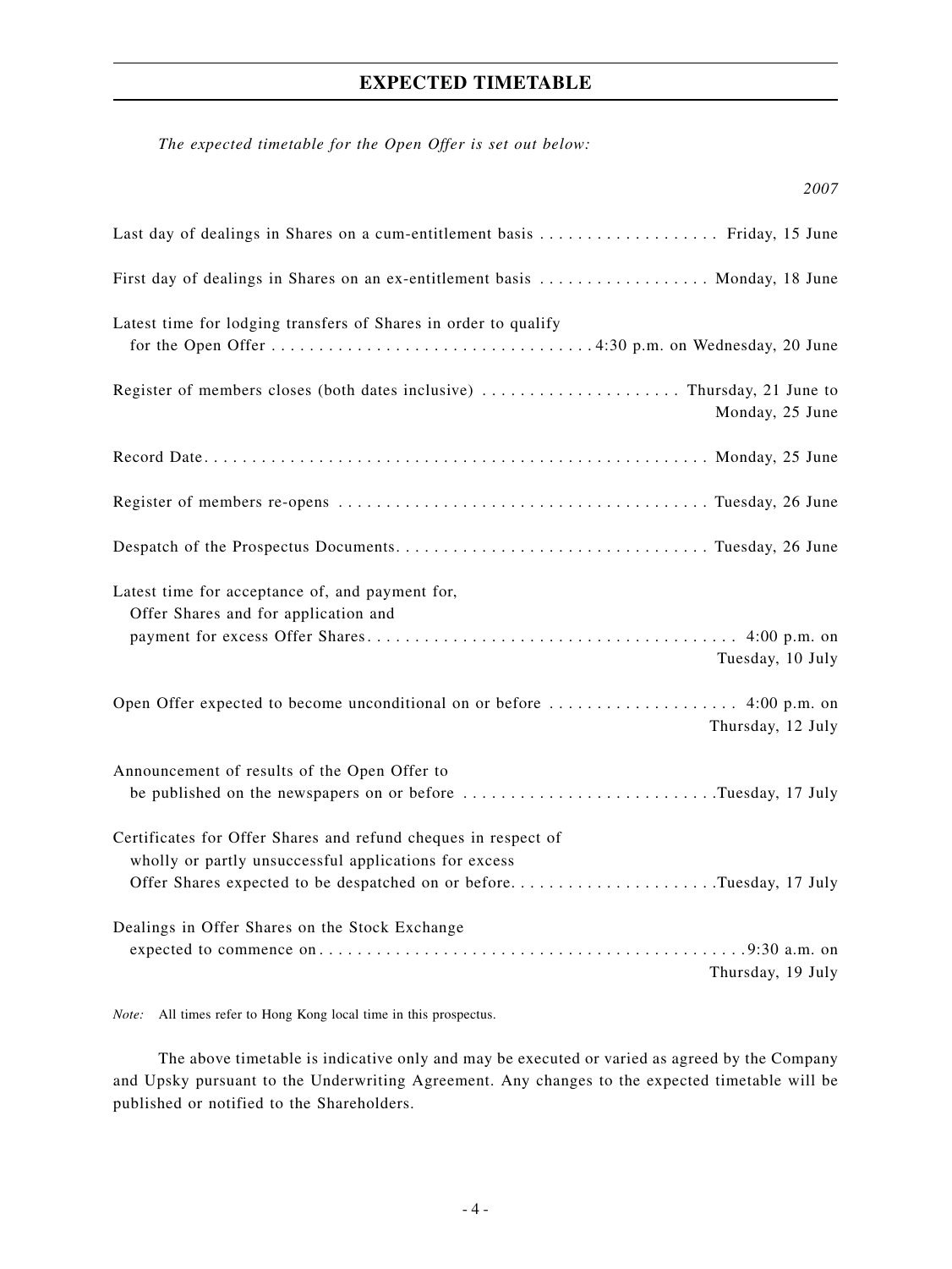# EXPECTED TIMETABLE

*The expected timetable for the Open Offer is set out below:*

| | 2007 |
|---|---|
| Last day of dealings in Shares on a cum-entitlement basis | Friday, 15 June |
| First day of dealings in Shares on an ex-entitlement basis | Monday, 18 June |
| Latest time for lodging transfers of Shares in order to qualify for the Open Offer | 4:30 p.m. on Wednesday, 20 June |
| Register of members closes (both dates inclusive) | Thursday, 21 June to Monday, 25 June |
| Record Date | Monday, 25 June |
| Register of members re-opens | Tuesday, 26 June |
| Despatch of the Prospectus Documents | Tuesday, 26 June |
| Latest time for acceptance of, and payment for, Offer Shares and for application and payment for excess Offer Shares | 4:00 p.m. on Tuesday, 10 July |
| Open Offer expected to become unconditional on or before | 4:00 p.m. on Thursday, 12 July |
| Announcement of results of the Open Offer to be published on the newspapers on or before | Tuesday, 17 July |
| Certificates for Offer Shares and refund cheques in respect of wholly or partly unsuccessful applications for excess Offer Shares expected to be despatched on or before | Tuesday, 17 July |
| Dealings in Offer Shares on the Stock Exchange expected to commence on | 9:30 a.m. on Thursday, 19 July |

*Note:* All times refer to Hong Kong local time in this prospectus.

The above timetable is indicative only and may be executed or varied as agreed by the Company and Upsky pursuant to the Underwriting Agreement. Any changes to the expected timetable will be published or notified to the Shareholders.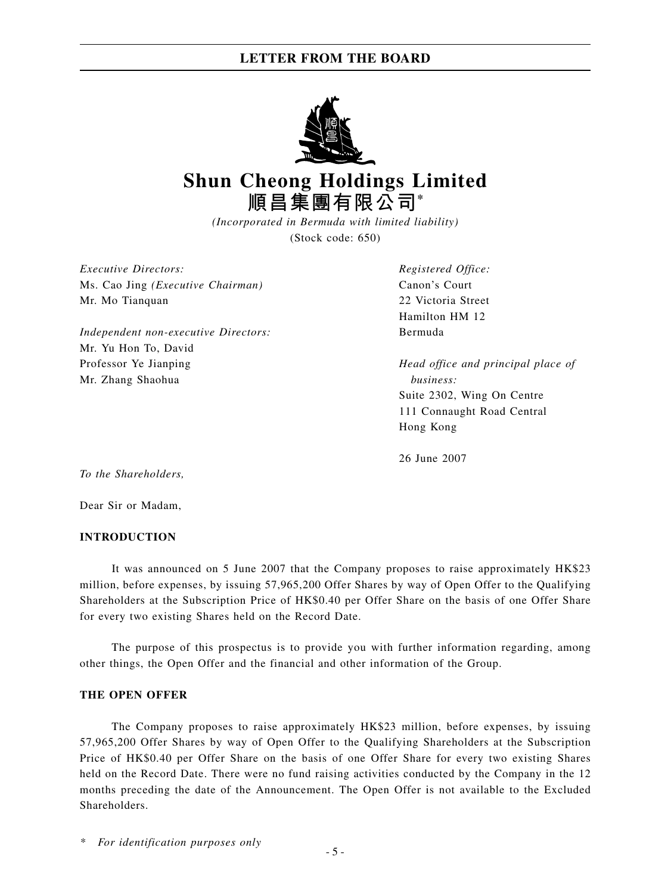# Shun Cheong Holdings Limited

**順昌集團有限公司***

*(Incorporated in Bermuda with limited liability)*

(Stock code: 650)

*Executive Directors:*
Ms. Cao Jing *(Executive Chairman)*
Mr. Mo Tianquan

*Independent non-executive Directors:*
Mr. Yu Hon To, David
Professor Ye Jianping
Mr. Zhang Shaohua

*Registered Office:*
Canon's Court
22 Victoria Street
Hamilton HM 12
Bermuda

*Head office and principal place of business:*
Suite 2302, Wing On Centre
111 Connaught Road Central
Hong Kong

26 June 2007

*To the Shareholders,*

Dear Sir or Madam,

**INTRODUCTION**

It was announced on 5 June 2007 that the Company proposes to raise approximately HK$23 million, before expenses, by issuing 57,965,200 Offer Shares by way of Open Offer to the Qualifying Shareholders at the Subscription Price of HK$0.40 per Offer Share on the basis of one Offer Share for every two existing Shares held on the Record Date.

The purpose of this prospectus is to provide you with further information regarding, among other things, the Open Offer and the financial and other information of the Group.

**THE OPEN OFFER**

The Company proposes to raise approximately HK$23 million, before expenses, by issuing 57,965,200 Offer Shares by way of Open Offer to the Qualifying Shareholders at the Subscription Price of HK$0.40 per Offer Share on the basis of one Offer Share for every two existing Shares held on the Record Date. There were no fund raising activities conducted by the Company in the 12 months preceding the date of the Announcement. The Open Offer is not available to the Excluded Shareholders.

\* *For identification purposes only*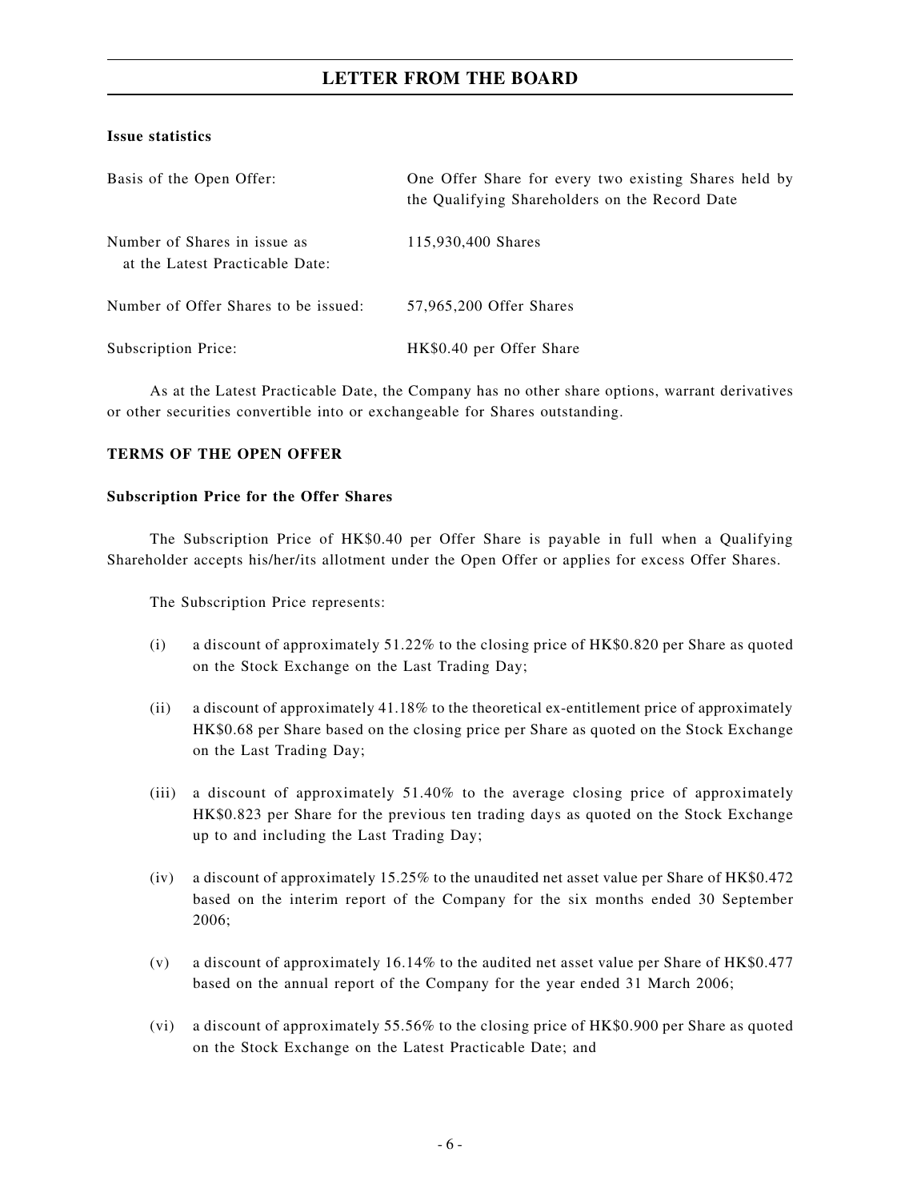**Issue statistics**

| | |
|---|---|
| Basis of the Open Offer: | One Offer Share for every two existing Shares held by the Qualifying Shareholders on the Record Date |
| Number of Shares in issue as at the Latest Practicable Date: | 115,930,400 Shares |
| Number of Offer Shares to be issued: | 57,965,200 Offer Shares |
| Subscription Price: | HK$0.40 per Offer Share |

As at the Latest Practicable Date, the Company has no other share options, warrant derivatives or other securities convertible into or exchangeable for Shares outstanding.

**TERMS OF THE OPEN OFFER**

**Subscription Price for the Offer Shares**

The Subscription Price of HK$0.40 per Offer Share is payable in full when a Qualifying Shareholder accepts his/her/its allotment under the Open Offer or applies for excess Offer Shares.

The Subscription Price represents:

(i) a discount of approximately 51.22% to the closing price of HK$0.820 per Share as quoted on the Stock Exchange on the Last Trading Day;

(ii) a discount of approximately 41.18% to the theoretical ex-entitlement price of approximately HK$0.68 per Share based on the closing price per Share as quoted on the Stock Exchange on the Last Trading Day;

(iii) a discount of approximately 51.40% to the average closing price of approximately HK$0.823 per Share for the previous ten trading days as quoted on the Stock Exchange up to and including the Last Trading Day;

(iv) a discount of approximately 15.25% to the unaudited net asset value per Share of HK$0.472 based on the interim report of the Company for the six months ended 30 September 2006;

(v) a discount of approximately 16.14% to the audited net asset value per Share of HK$0.477 based on the annual report of the Company for the year ended 31 March 2006;

(vi) a discount of approximately 55.56% to the closing price of HK$0.900 per Share as quoted on the Stock Exchange on the Latest Practicable Date; and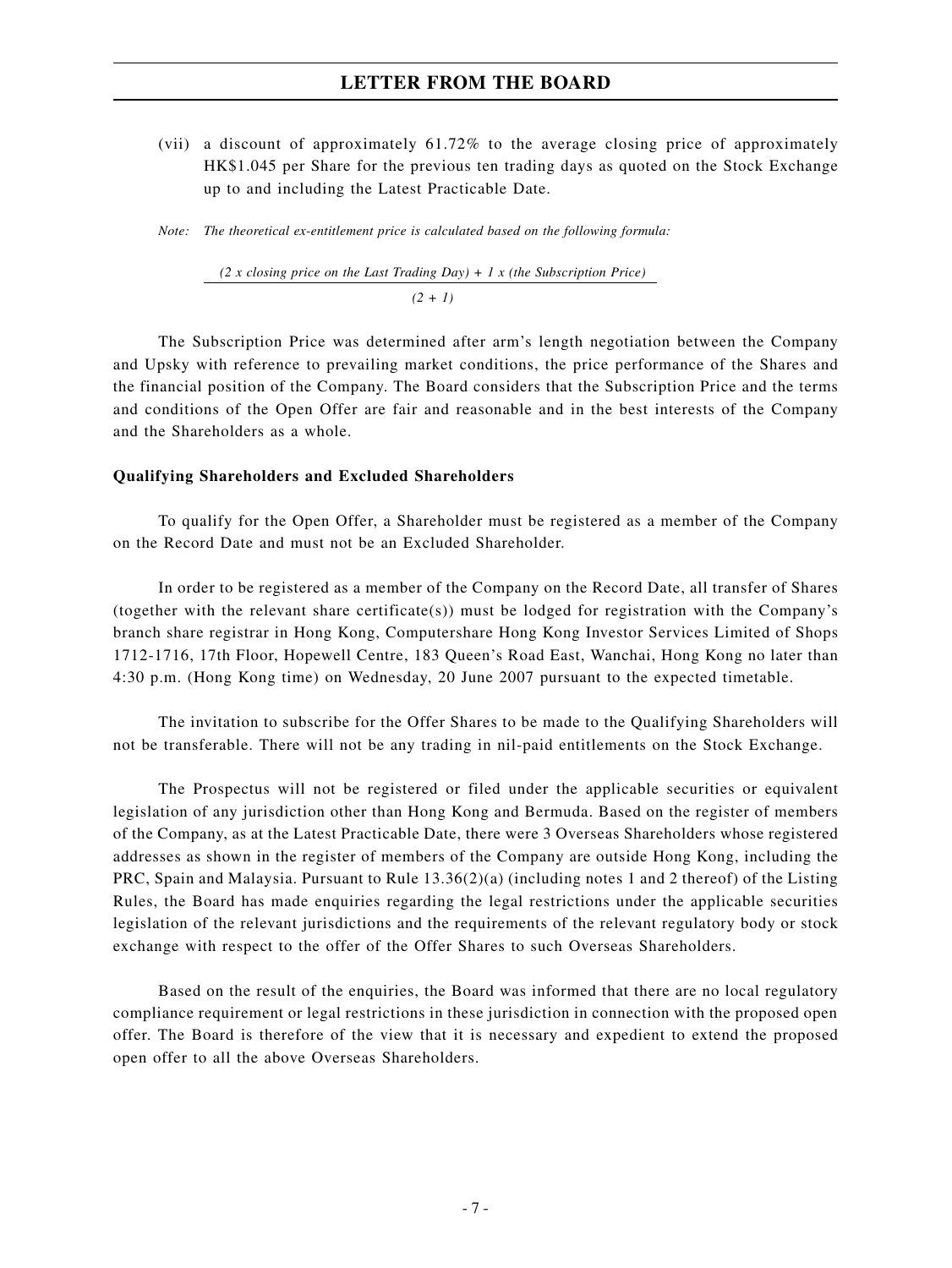(vii) a discount of approximately 61.72% to the average closing price of approximately HK$1.045 per Share for the previous ten trading days as quoted on the Stock Exchange up to and including the Latest Practicable Date.

*Note: The theoretical ex-entitlement price is calculated based on the following formula:*

$$\frac{(2 \text{ x closing price on the Last Trading Day}) + 1 \text{ x (the Subscription Price)}}{(2 + 1)}$$

The Subscription Price was determined after arm's length negotiation between the Company and Upsky with reference to prevailing market conditions, the price performance of the Shares and the financial position of the Company. The Board considers that the Subscription Price and the terms and conditions of the Open Offer are fair and reasonable and in the best interests of the Company and the Shareholders as a whole.

**Qualifying Shareholders and Excluded Shareholders**

To qualify for the Open Offer, a Shareholder must be registered as a member of the Company on the Record Date and must not be an Excluded Shareholder.

In order to be registered as a member of the Company on the Record Date, all transfer of Shares (together with the relevant share certificate(s)) must be lodged for registration with the Company's branch share registrar in Hong Kong, Computershare Hong Kong Investor Services Limited of Shops 1712-1716, 17th Floor, Hopewell Centre, 183 Queen's Road East, Wanchai, Hong Kong no later than 4:30 p.m. (Hong Kong time) on Wednesday, 20 June 2007 pursuant to the expected timetable.

The invitation to subscribe for the Offer Shares to be made to the Qualifying Shareholders will not be transferable. There will not be any trading in nil-paid entitlements on the Stock Exchange.

The Prospectus will not be registered or filed under the applicable securities or equivalent legislation of any jurisdiction other than Hong Kong and Bermuda. Based on the register of members of the Company, as at the Latest Practicable Date, there were 3 Overseas Shareholders whose registered addresses as shown in the register of members of the Company are outside Hong Kong, including the PRC, Spain and Malaysia. Pursuant to Rule 13.36(2)(a) (including notes 1 and 2 thereof) of the Listing Rules, the Board has made enquiries regarding the legal restrictions under the applicable securities legislation of the relevant jurisdictions and the requirements of the relevant regulatory body or stock exchange with respect to the offer of the Offer Shares to such Overseas Shareholders.

Based on the result of the enquiries, the Board was informed that there are no local regulatory compliance requirement or legal restrictions in these jurisdiction in connection with the proposed open offer. The Board is therefore of the view that it is necessary and expedient to extend the proposed open offer to all the above Overseas Shareholders.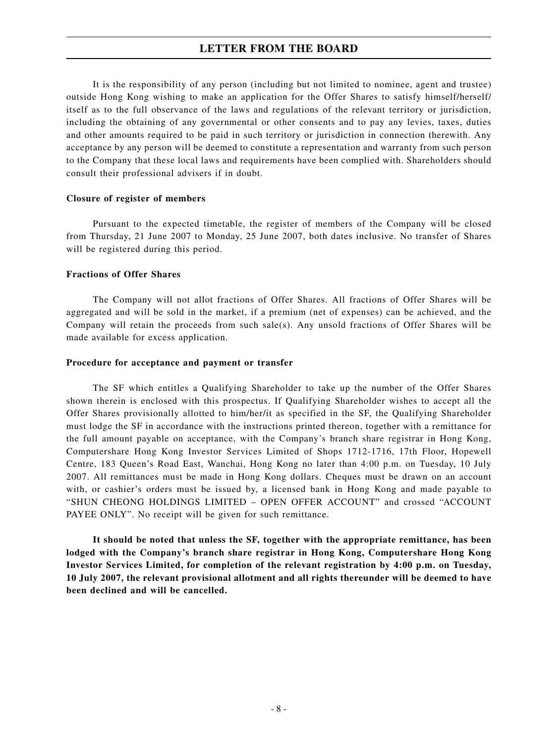It is the responsibility of any person (including but not limited to nominee, agent and trustee) outside Hong Kong wishing to make an application for the Offer Shares to satisfy himself/herself/itself as to the full observance of the laws and regulations of the relevant territory or jurisdiction, including the obtaining of any governmental or other consents and to pay any levies, taxes, duties and other amounts required to be paid in such territory or jurisdiction in connection therewith. Any acceptance by any person will be deemed to constitute a representation and warranty from such person to the Company that these local laws and requirements have been complied with. Shareholders should consult their professional advisers if in doubt.

**Closure of register of members**

Pursuant to the expected timetable, the register of members of the Company will be closed from Thursday, 21 June 2007 to Monday, 25 June 2007, both dates inclusive. No transfer of Shares will be registered during this period.

**Fractions of Offer Shares**

The Company will not allot fractions of Offer Shares. All fractions of Offer Shares will be aggregated and will be sold in the market, if a premium (net of expenses) can be achieved, and the Company will retain the proceeds from such sale(s). Any unsold fractions of Offer Shares will be made available for excess application.

**Procedure for acceptance and payment or transfer**

The SF which entitles a Qualifying Shareholder to take up the number of the Offer Shares shown therein is enclosed with this prospectus. If Qualifying Shareholder wishes to accept all the Offer Shares provisionally allotted to him/her/it as specified in the SF, the Qualifying Shareholder must lodge the SF in accordance with the instructions printed thereon, together with a remittance for the full amount payable on acceptance, with the Company's branch share registrar in Hong Kong, Computershare Hong Kong Investor Services Limited of Shops 1712-1716, 17th Floor, Hopewell Centre, 183 Queen's Road East, Wanchai, Hong Kong no later than 4:00 p.m. on Tuesday, 10 July 2007. All remittances must be made in Hong Kong dollars. Cheques must be drawn on an account with, or cashier's orders must be issued by, a licensed bank in Hong Kong and made payable to "SHUN CHEONG HOLDINGS LIMITED – OPEN OFFER ACCOUNT" and crossed "ACCOUNT PAYEE ONLY". No receipt will be given for such remittance.

**It should be noted that unless the SF, together with the appropriate remittance, has been lodged with the Company's branch share registrar in Hong Kong, Computershare Hong Kong Investor Services Limited, for completion of the relevant registration by 4:00 p.m. on Tuesday, 10 July 2007, the relevant provisional allotment and all rights thereunder will be deemed to have been declined and will be cancelled.**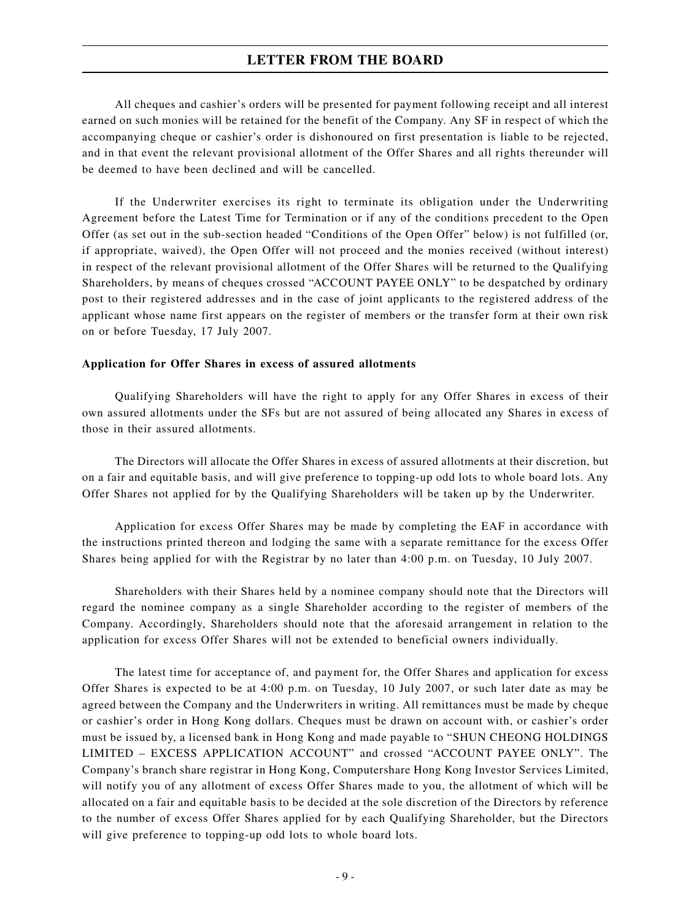All cheques and cashier's orders will be presented for payment following receipt and all interest earned on such monies will be retained for the benefit of the Company. Any SF in respect of which the accompanying cheque or cashier's order is dishonoured on first presentation is liable to be rejected, and in that event the relevant provisional allotment of the Offer Shares and all rights thereunder will be deemed to have been declined and will be cancelled.

If the Underwriter exercises its right to terminate its obligation under the Underwriting Agreement before the Latest Time for Termination or if any of the conditions precedent to the Open Offer (as set out in the sub-section headed "Conditions of the Open Offer" below) is not fulfilled (or, if appropriate, waived), the Open Offer will not proceed and the monies received (without interest) in respect of the relevant provisional allotment of the Offer Shares will be returned to the Qualifying Shareholders, by means of cheques crossed "ACCOUNT PAYEE ONLY" to be despatched by ordinary post to their registered addresses and in the case of joint applicants to the registered address of the applicant whose name first appears on the register of members or the transfer form at their own risk on or before Tuesday, 17 July 2007.

**Application for Offer Shares in excess of assured allotments**

Qualifying Shareholders will have the right to apply for any Offer Shares in excess of their own assured allotments under the SFs but are not assured of being allocated any Shares in excess of those in their assured allotments.

The Directors will allocate the Offer Shares in excess of assured allotments at their discretion, but on a fair and equitable basis, and will give preference to topping-up odd lots to whole board lots. Any Offer Shares not applied for by the Qualifying Shareholders will be taken up by the Underwriter.

Application for excess Offer Shares may be made by completing the EAF in accordance with the instructions printed thereon and lodging the same with a separate remittance for the excess Offer Shares being applied for with the Registrar by no later than 4:00 p.m. on Tuesday, 10 July 2007.

Shareholders with their Shares held by a nominee company should note that the Directors will regard the nominee company as a single Shareholder according to the register of members of the Company. Accordingly, Shareholders should note that the aforesaid arrangement in relation to the application for excess Offer Shares will not be extended to beneficial owners individually.

The latest time for acceptance of, and payment for, the Offer Shares and application for excess Offer Shares is expected to be at 4:00 p.m. on Tuesday, 10 July 2007, or such later date as may be agreed between the Company and the Underwriters in writing. All remittances must be made by cheque or cashier's order in Hong Kong dollars. Cheques must be drawn on account with, or cashier's order must be issued by, a licensed bank in Hong Kong and made payable to "SHUN CHEONG HOLDINGS LIMITED – EXCESS APPLICATION ACCOUNT" and crossed "ACCOUNT PAYEE ONLY". The Company's branch share registrar in Hong Kong, Computershare Hong Kong Investor Services Limited, will notify you of any allotment of excess Offer Shares made to you, the allotment of which will be allocated on a fair and equitable basis to be decided at the sole discretion of the Directors by reference to the number of excess Offer Shares applied for by each Qualifying Shareholder, but the Directors will give preference to topping-up odd lots to whole board lots.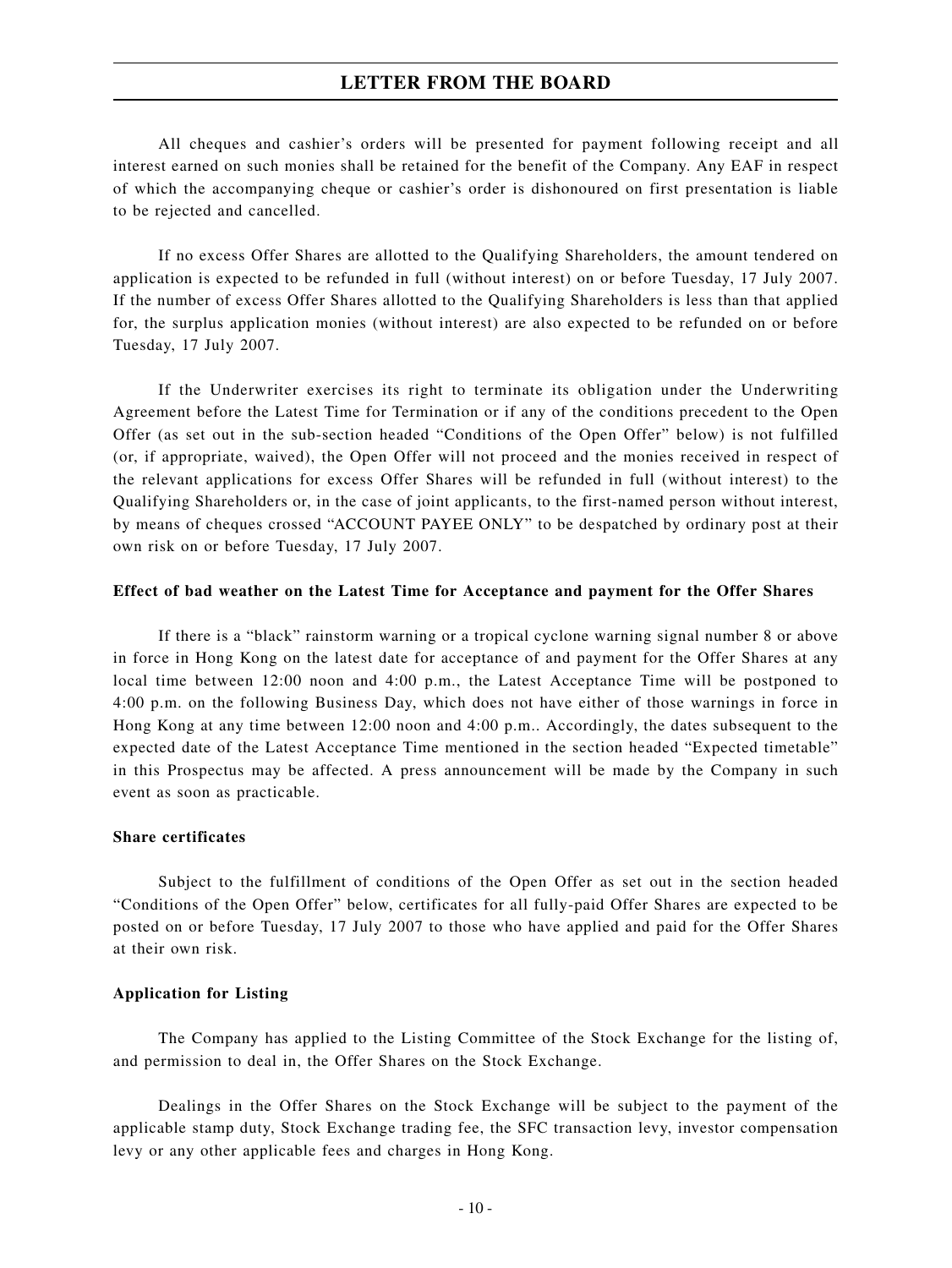All cheques and cashier's orders will be presented for payment following receipt and all interest earned on such monies shall be retained for the benefit of the Company. Any EAF in respect of which the accompanying cheque or cashier's order is dishonoured on first presentation is liable to be rejected and cancelled.

If no excess Offer Shares are allotted to the Qualifying Shareholders, the amount tendered on application is expected to be refunded in full (without interest) on or before Tuesday, 17 July 2007. If the number of excess Offer Shares allotted to the Qualifying Shareholders is less than that applied for, the surplus application monies (without interest) are also expected to be refunded on or before Tuesday, 17 July 2007.

If the Underwriter exercises its right to terminate its obligation under the Underwriting Agreement before the Latest Time for Termination or if any of the conditions precedent to the Open Offer (as set out in the sub-section headed "Conditions of the Open Offer" below) is not fulfilled (or, if appropriate, waived), the Open Offer will not proceed and the monies received in respect of the relevant applications for excess Offer Shares will be refunded in full (without interest) to the Qualifying Shareholders or, in the case of joint applicants, to the first-named person without interest, by means of cheques crossed "ACCOUNT PAYEE ONLY" to be despatched by ordinary post at their own risk on or before Tuesday, 17 July 2007.

**Effect of bad weather on the Latest Time for Acceptance and payment for the Offer Shares**

If there is a "black" rainstorm warning or a tropical cyclone warning signal number 8 or above in force in Hong Kong on the latest date for acceptance of and payment for the Offer Shares at any local time between 12:00 noon and 4:00 p.m., the Latest Acceptance Time will be postponed to 4:00 p.m. on the following Business Day, which does not have either of those warnings in force in Hong Kong at any time between 12:00 noon and 4:00 p.m.. Accordingly, the dates subsequent to the expected date of the Latest Acceptance Time mentioned in the section headed "Expected timetable" in this Prospectus may be affected. A press announcement will be made by the Company in such event as soon as practicable.

**Share certificates**

Subject to the fulfillment of conditions of the Open Offer as set out in the section headed "Conditions of the Open Offer" below, certificates for all fully-paid Offer Shares are expected to be posted on or before Tuesday, 17 July 2007 to those who have applied and paid for the Offer Shares at their own risk.

**Application for Listing**

The Company has applied to the Listing Committee of the Stock Exchange for the listing of, and permission to deal in, the Offer Shares on the Stock Exchange.

Dealings in the Offer Shares on the Stock Exchange will be subject to the payment of the applicable stamp duty, Stock Exchange trading fee, the SFC transaction levy, investor compensation levy or any other applicable fees and charges in Hong Kong.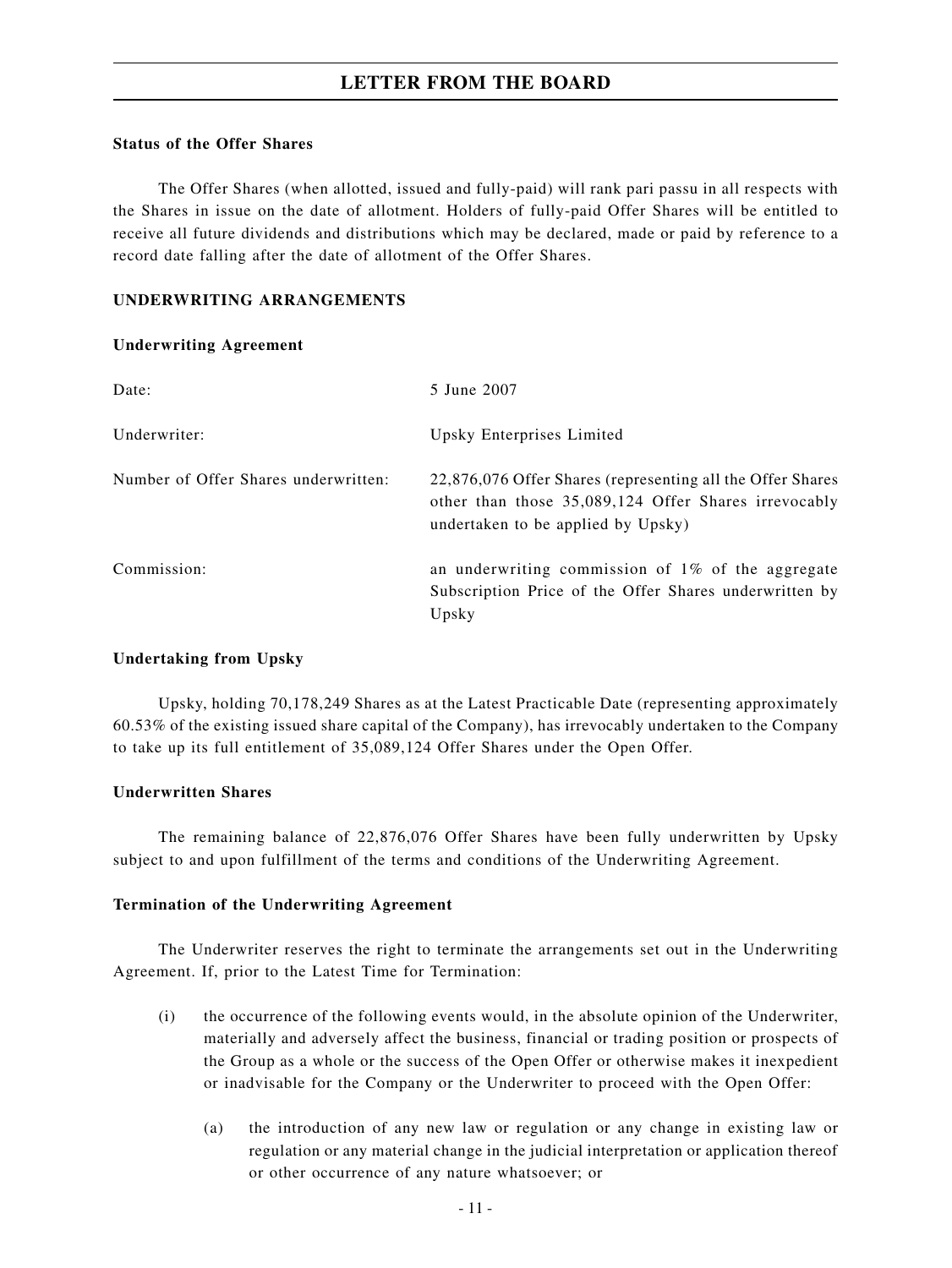**Status of the Offer Shares**

The Offer Shares (when allotted, issued and fully-paid) will rank pari passu in all respects with the Shares in issue on the date of allotment. Holders of fully-paid Offer Shares will be entitled to receive all future dividends and distributions which may be declared, made or paid by reference to a record date falling after the date of allotment of the Offer Shares.

**UNDERWRITING ARRANGEMENTS**

**Underwriting Agreement**

| | |
|---|---|
| Date: | 5 June 2007 |
| Underwriter: | Upsky Enterprises Limited |
| Number of Offer Shares underwritten: | 22,876,076 Offer Shares (representing all the Offer Shares other than those 35,089,124 Offer Shares irrevocably undertaken to be applied by Upsky) |
| Commission: | an underwriting commission of 1% of the aggregate Subscription Price of the Offer Shares underwritten by Upsky |

**Undertaking from Upsky**

Upsky, holding 70,178,249 Shares as at the Latest Practicable Date (representing approximately 60.53% of the existing issued share capital of the Company), has irrevocably undertaken to the Company to take up its full entitlement of 35,089,124 Offer Shares under the Open Offer.

**Underwritten Shares**

The remaining balance of 22,876,076 Offer Shares have been fully underwritten by Upsky subject to and upon fulfillment of the terms and conditions of the Underwriting Agreement.

**Termination of the Underwriting Agreement**

The Underwriter reserves the right to terminate the arrangements set out in the Underwriting Agreement. If, prior to the Latest Time for Termination:

(i) the occurrence of the following events would, in the absolute opinion of the Underwriter, materially and adversely affect the business, financial or trading position or prospects of the Group as a whole or the success of the Open Offer or otherwise makes it inexpedient or inadvisable for the Company or the Underwriter to proceed with the Open Offer:

   (a) the introduction of any new law or regulation or any change in existing law or regulation or any material change in the judicial interpretation or application thereof or other occurrence of any nature whatsoever; or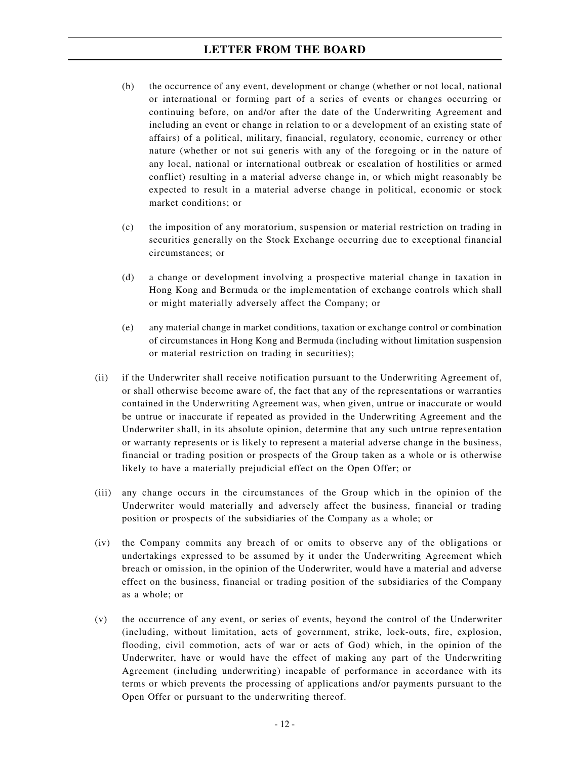(b) the occurrence of any event, development or change (whether or not local, national or international or forming part of a series of events or changes occurring or continuing before, on and/or after the date of the Underwriting Agreement and including an event or change in relation to or a development of an existing state of affairs) of a political, military, financial, regulatory, economic, currency or other nature (whether or not sui generis with any of the foregoing or in the nature of any local, national or international outbreak or escalation of hostilities or armed conflict) resulting in a material adverse change in, or which might reasonably be expected to result in a material adverse change in political, economic or stock market conditions; or

(c) the imposition of any moratorium, suspension or material restriction on trading in securities generally on the Stock Exchange occurring due to exceptional financial circumstances; or

(d) a change or development involving a prospective material change in taxation in Hong Kong and Bermuda or the implementation of exchange controls which shall or might materially adversely affect the Company; or

(e) any material change in market conditions, taxation or exchange control or combination of circumstances in Hong Kong and Bermuda (including without limitation suspension or material restriction on trading in securities);

(ii) if the Underwriter shall receive notification pursuant to the Underwriting Agreement of, or shall otherwise become aware of, the fact that any of the representations or warranties contained in the Underwriting Agreement was, when given, untrue or inaccurate or would be untrue or inaccurate if repeated as provided in the Underwriting Agreement and the Underwriter shall, in its absolute opinion, determine that any such untrue representation or warranty represents or is likely to represent a material adverse change in the business, financial or trading position or prospects of the Group taken as a whole or is otherwise likely to have a materially prejudicial effect on the Open Offer; or

(iii) any change occurs in the circumstances of the Group which in the opinion of the Underwriter would materially and adversely affect the business, financial or trading position or prospects of the subsidiaries of the Company as a whole; or

(iv) the Company commits any breach of or omits to observe any of the obligations or undertakings expressed to be assumed by it under the Underwriting Agreement which breach or omission, in the opinion of the Underwriter, would have a material and adverse effect on the business, financial or trading position of the subsidiaries of the Company as a whole; or

(v) the occurrence of any event, or series of events, beyond the control of the Underwriter (including, without limitation, acts of government, strike, lock-outs, fire, explosion, flooding, civil commotion, acts of war or acts of God) which, in the opinion of the Underwriter, have or would have the effect of making any part of the Underwriting Agreement (including underwriting) incapable of performance in accordance with its terms or which prevents the processing of applications and/or payments pursuant to the Open Offer or pursuant to the underwriting thereof.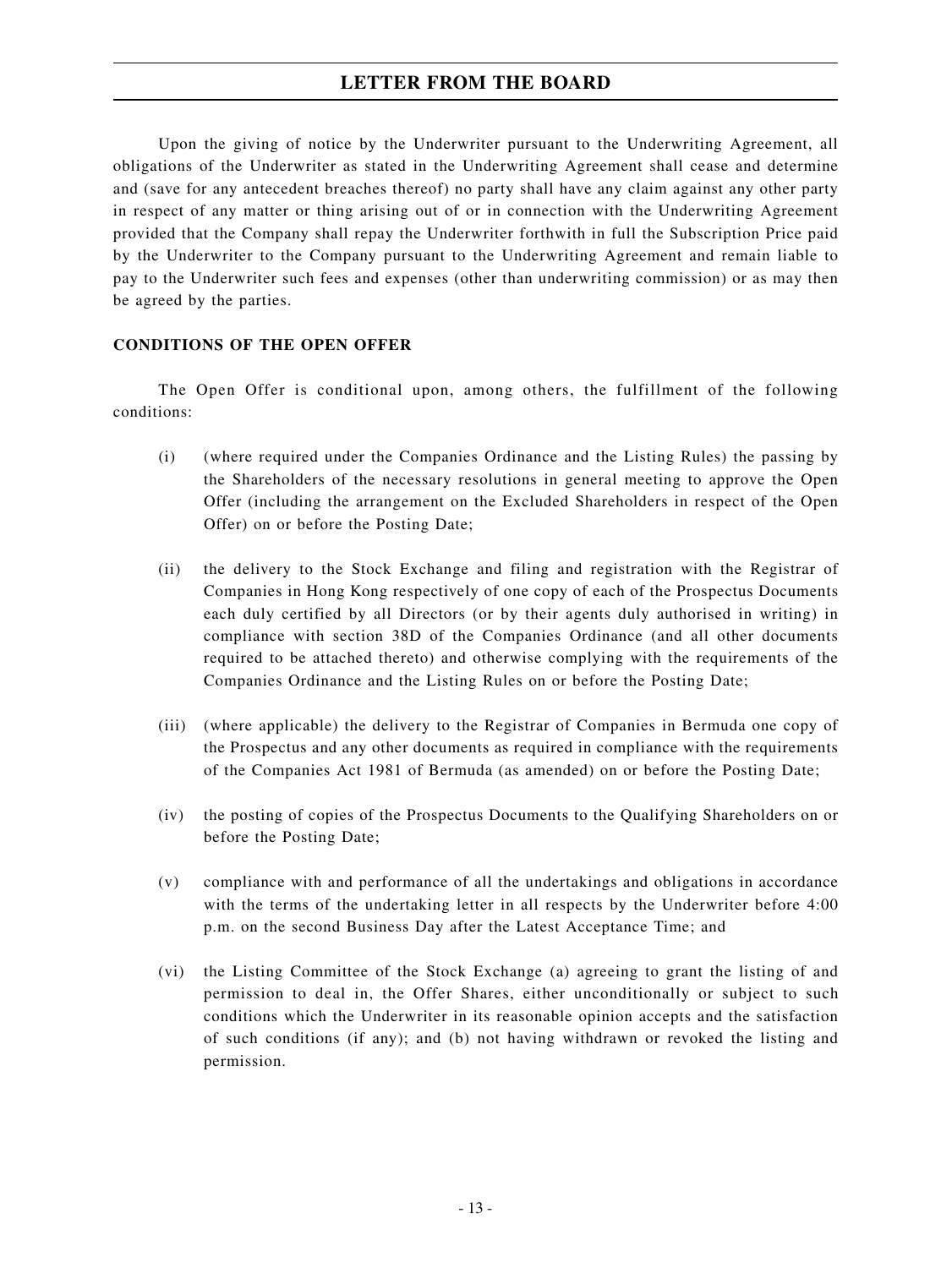Upon the giving of notice by the Underwriter pursuant to the Underwriting Agreement, all obligations of the Underwriter as stated in the Underwriting Agreement shall cease and determine and (save for any antecedent breaches thereof) no party shall have any claim against any other party in respect of any matter or thing arising out of or in connection with the Underwriting Agreement provided that the Company shall repay the Underwriter forthwith in full the Subscription Price paid by the Underwriter to the Company pursuant to the Underwriting Agreement and remain liable to pay to the Underwriter such fees and expenses (other than underwriting commission) or as may then be agreed by the parties.

**CONDITIONS OF THE OPEN OFFER**

The Open Offer is conditional upon, among others, the fulfillment of the following conditions:

(i) (where required under the Companies Ordinance and the Listing Rules) the passing by the Shareholders of the necessary resolutions in general meeting to approve the Open Offer (including the arrangement on the Excluded Shareholders in respect of the Open Offer) on or before the Posting Date;

(ii) the delivery to the Stock Exchange and filing and registration with the Registrar of Companies in Hong Kong respectively of one copy of each of the Prospectus Documents each duly certified by all Directors (or by their agents duly authorised in writing) in compliance with section 38D of the Companies Ordinance (and all other documents required to be attached thereto) and otherwise complying with the requirements of the Companies Ordinance and the Listing Rules on or before the Posting Date;

(iii) (where applicable) the delivery to the Registrar of Companies in Bermuda one copy of the Prospectus and any other documents as required in compliance with the requirements of the Companies Act 1981 of Bermuda (as amended) on or before the Posting Date;

(iv) the posting of copies of the Prospectus Documents to the Qualifying Shareholders on or before the Posting Date;

(v) compliance with and performance of all the undertakings and obligations in accordance with the terms of the undertaking letter in all respects by the Underwriter before 4:00 p.m. on the second Business Day after the Latest Acceptance Time; and

(vi) the Listing Committee of the Stock Exchange (a) agreeing to grant the listing of and permission to deal in, the Offer Shares, either unconditionally or subject to such conditions which the Underwriter in its reasonable opinion accepts and the satisfaction of such conditions (if any); and (b) not having withdrawn or revoked the listing and permission.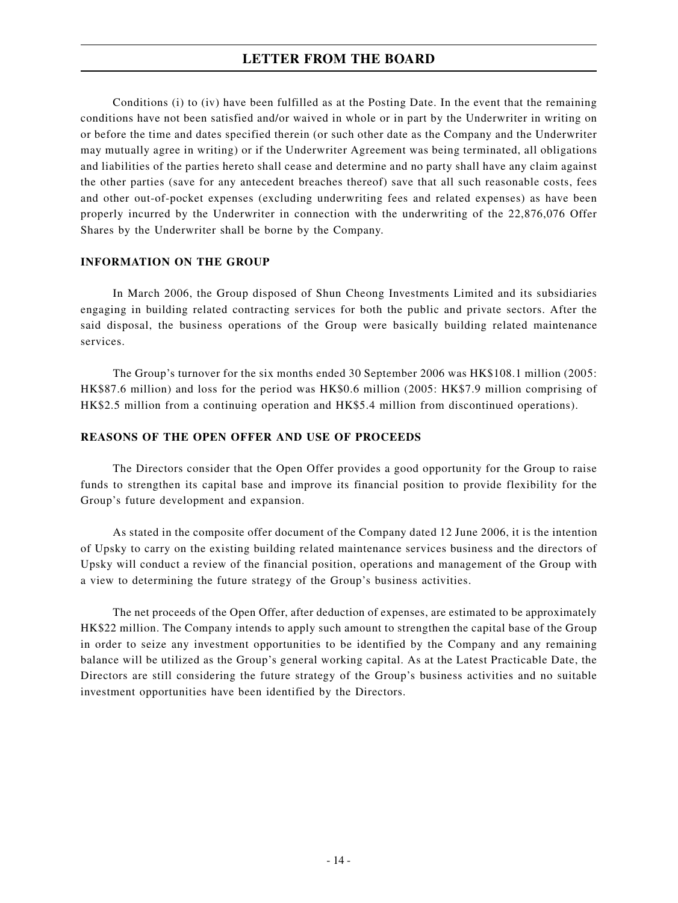Conditions (i) to (iv) have been fulfilled as at the Posting Date. In the event that the remaining conditions have not been satisfied and/or waived in whole or in part by the Underwriter in writing on or before the time and dates specified therein (or such other date as the Company and the Underwriter may mutually agree in writing) or if the Underwriter Agreement was being terminated, all obligations and liabilities of the parties hereto shall cease and determine and no party shall have any claim against the other parties (save for any antecedent breaches thereof) save that all such reasonable costs, fees and other out-of-pocket expenses (excluding underwriting fees and related expenses) as have been properly incurred by the Underwriter in connection with the underwriting of the 22,876,076 Offer Shares by the Underwriter shall be borne by the Company.

## INFORMATION ON THE GROUP

In March 2006, the Group disposed of Shun Cheong Investments Limited and its subsidiaries engaging in building related contracting services for both the public and private sectors. After the said disposal, the business operations of the Group were basically building related maintenance services.

The Group's turnover for the six months ended 30 September 2006 was HK$108.1 million (2005: HK$87.6 million) and loss for the period was HK$0.6 million (2005: HK$7.9 million comprising of HK$2.5 million from a continuing operation and HK$5.4 million from discontinued operations).

## REASONS OF THE OPEN OFFER AND USE OF PROCEEDS

The Directors consider that the Open Offer provides a good opportunity for the Group to raise funds to strengthen its capital base and improve its financial position to provide flexibility for the Group's future development and expansion.

As stated in the composite offer document of the Company dated 12 June 2006, it is the intention of Upsky to carry on the existing building related maintenance services business and the directors of Upsky will conduct a review of the financial position, operations and management of the Group with a view to determining the future strategy of the Group's business activities.

The net proceeds of the Open Offer, after deduction of expenses, are estimated to be approximately HK$22 million. The Company intends to apply such amount to strengthen the capital base of the Group in order to seize any investment opportunities to be identified by the Company and any remaining balance will be utilized as the Group's general working capital. As at the Latest Practicable Date, the Directors are still considering the future strategy of the Group's business activities and no suitable investment opportunities have been identified by the Directors.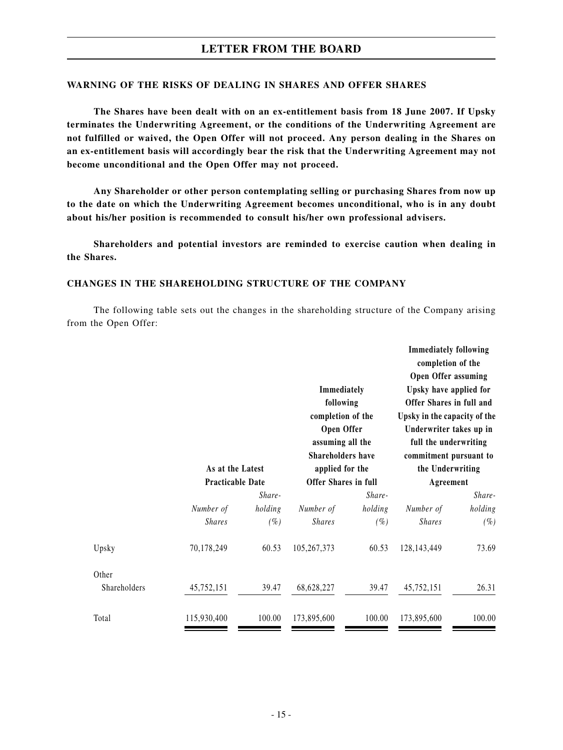## WARNING OF THE RISKS OF DEALING IN SHARES AND OFFER SHARES

**The Shares have been dealt with on an ex-entitlement basis from 18 June 2007. If Upsky terminates the Underwriting Agreement, or the conditions of the Underwriting Agreement are not fulfilled or waived, the Open Offer will not proceed. Any person dealing in the Shares on an ex-entitlement basis will accordingly bear the risk that the Underwriting Agreement may not become unconditional and the Open Offer may not proceed.**

**Any Shareholder or other person contemplating selling or purchasing Shares from now up to the date on which the Underwriting Agreement becomes unconditional, who is in any doubt about his/her position is recommended to consult his/her own professional advisers.**

**Shareholders and potential investors are reminded to exercise caution when dealing in the Shares.**

## CHANGES IN THE SHAREHOLDING STRUCTURE OF THE COMPANY

The following table sets out the changes in the shareholding structure of the Company arising from the Open Offer:

| | As at the Latest Practicable Date | | Immediately following completion of the Open Offer assuming all the Shareholders have applied for the Offer Shares in full | | Immediately following completion of the Open Offer assuming Upsky have applied for Offer Shares in full and Upsky in the capacity of the Underwriter takes up in full the underwriting commitment pursuant to the Underwriting Agreement | |
|---|---|---|---|---|---|---|
| | *Number of Shares* | *Shareholding (%)* | *Number of Shares* | *Shareholding (%)* | *Number of Shares* | *Shareholding (%)* |
| Upsky | 70,178,249 | 60.53 | 105,267,373 | 60.53 | 128,143,449 | 73.69 |
| Other Shareholders | 45,752,151 | 39.47 | 68,628,227 | 39.47 | 45,752,151 | 26.31 |
| Total | 115,930,400 | 100.00 | 173,895,600 | 100.00 | 173,895,600 | 100.00 |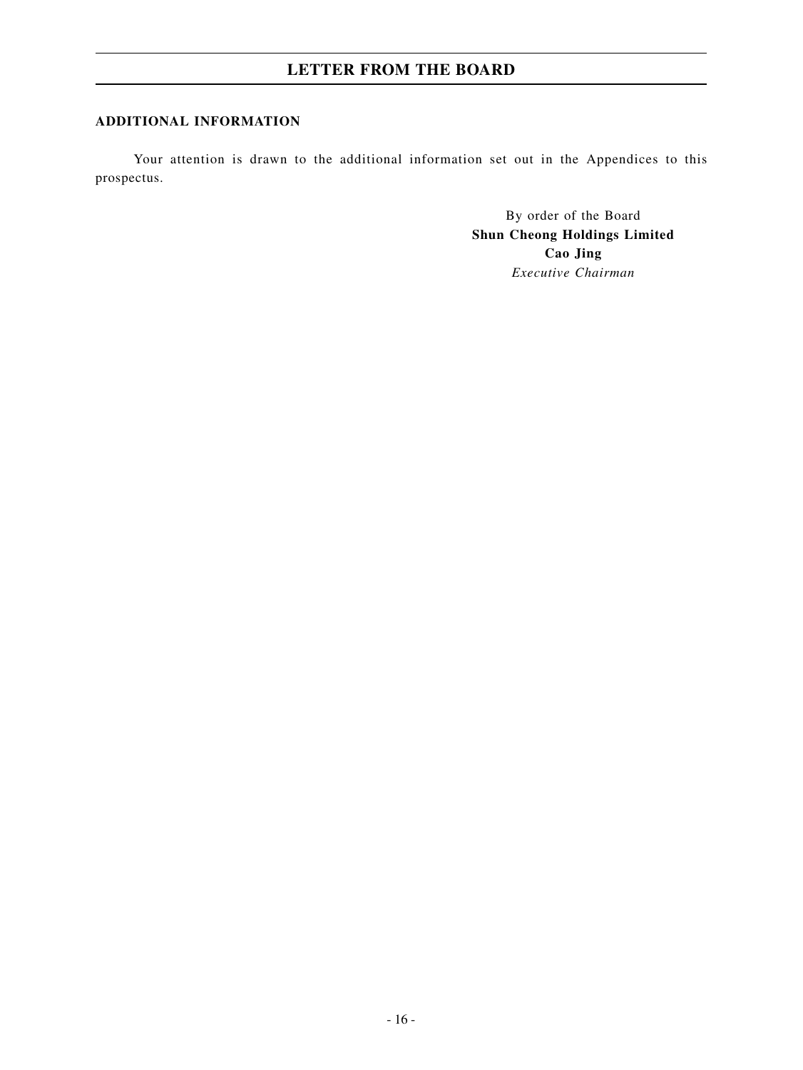## ADDITIONAL INFORMATION

Your attention is drawn to the additional information set out in the Appendices to this prospectus.

By order of the Board
**Shun Cheong Holdings Limited**
**Cao Jing**
*Executive Chairman*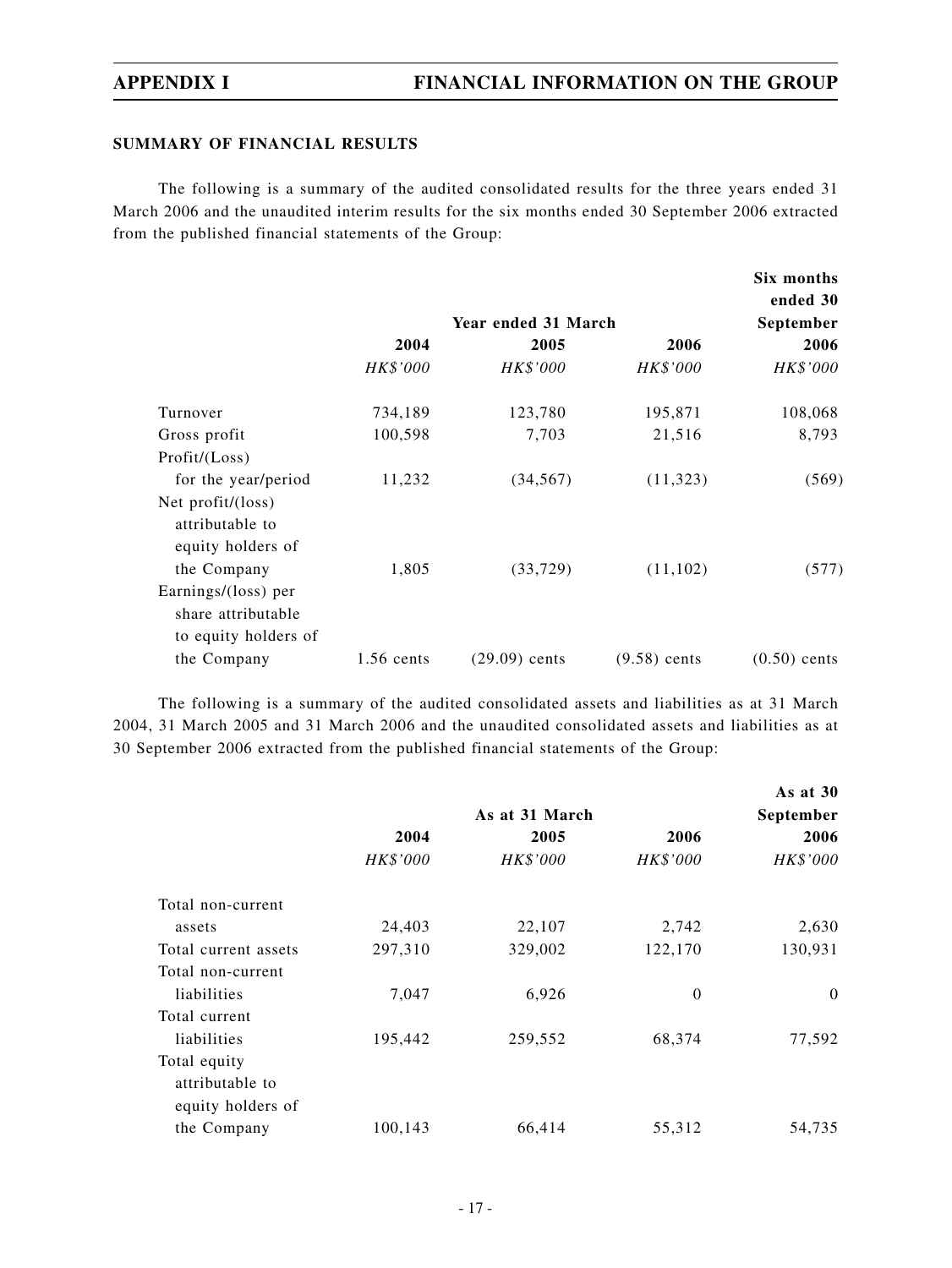## SUMMARY OF FINANCIAL RESULTS

The following is a summary of the audited consolidated results for the three years ended 31 March 2006 and the unaudited interim results for the six months ended 30 September 2006 extracted from the published financial statements of the Group:

| | Year ended 31 March | | | Six months ended 30 September |
|---|---|---|---|---|
| | 2004 | 2005 | 2006 | 2006 |
| | *HK$'000* | *HK$'000* | *HK$'000* | *HK$'000* |
| Turnover | 734,189 | 123,780 | 195,871 | 108,068 |
| Gross profit | 100,598 | 7,703 | 21,516 | 8,793 |
| Profit/(Loss) for the year/period | 11,232 | (34,567) | (11,323) | (569) |
| Net profit/(loss) attributable to equity holders of the Company | 1,805 | (33,729) | (11,102) | (577) |
| Earnings/(loss) per share attributable to equity holders of the Company | 1.56 cents | (29.09) cents | (9.58) cents | (0.50) cents |

The following is a summary of the audited consolidated assets and liabilities as at 31 March 2004, 31 March 2005 and 31 March 2006 and the unaudited consolidated assets and liabilities as at 30 September 2006 extracted from the published financial statements of the Group:

| | As at 31 March | | | As at 30 September |
|---|---|---|---|---|
| | 2004 | 2005 | 2006 | 2006 |
| | *HK$'000* | *HK$'000* | *HK$'000* | *HK$'000* |
| Total non-current assets | 24,403 | 22,107 | 2,742 | 2,630 |
| Total current assets | 297,310 | 329,002 | 122,170 | 130,931 |
| Total non-current liabilities | 7,047 | 6,926 | 0 | 0 |
| Total current liabilities | 195,442 | 259,552 | 68,374 | 77,592 |
| Total equity attributable to equity holders of the Company | 100,143 | 66,414 | 55,312 | 54,735 |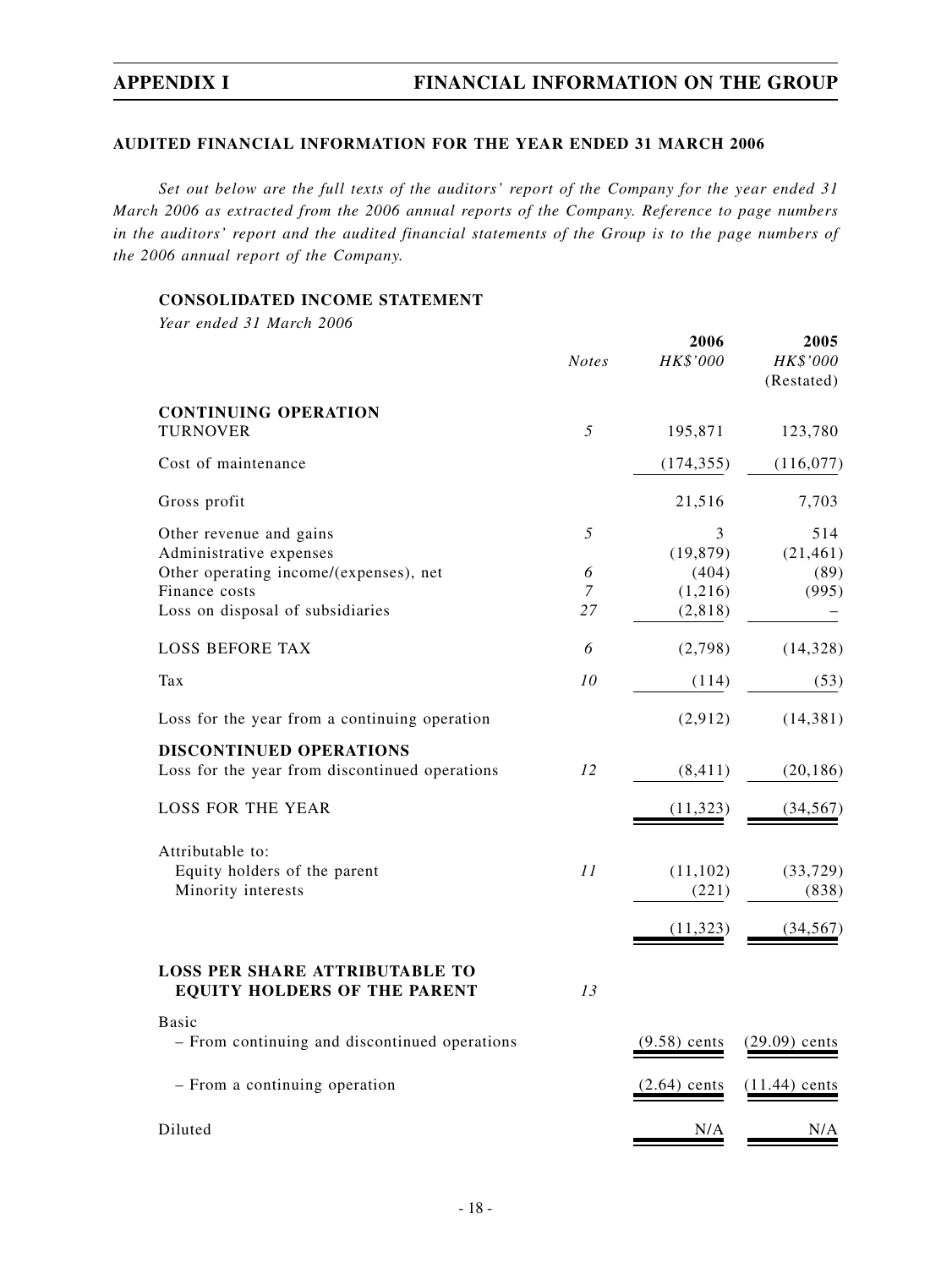**AUDITED FINANCIAL INFORMATION FOR THE YEAR ENDED 31 MARCH 2006**

*Set out below are the full texts of the auditors' report of the Company for the year ended 31 March 2006 as extracted from the 2006 annual reports of the Company. Reference to page numbers in the auditors' report and the audited financial statements of the Group is to the page numbers of the 2006 annual report of the Company.*

**CONSOLIDATED INCOME STATEMENT**

*Year ended 31 March 2006*

| | *Notes* | **2006** *HK$'000* | **2005** *HK$'000* (Restated) |
|---|---|---|---|
| **CONTINUING OPERATION** | | | |
| TURNOVER | *5* | 195,871 | 123,780 |
| Cost of maintenance | | (174,355) | (116,077) |
| Gross profit | | 21,516 | 7,703 |
| Other revenue and gains | *5* | 3 | 514 |
| Administrative expenses | | (19,879) | (21,461) |
| Other operating income/(expenses), net | *6* | (404) | (89) |
| Finance costs | *7* | (1,216) | (995) |
| Loss on disposal of subsidiaries | *27* | (2,818) | – |
| LOSS BEFORE TAX | *6* | (2,798) | (14,328) |
| Tax | *10* | (114) | (53) |
| Loss for the year from a continuing operation | | (2,912) | (14,381) |
| **DISCONTINUED OPERATIONS** | | | |
| Loss for the year from discontinued operations | *12* | (8,411) | (20,186) |
| LOSS FOR THE YEAR | | (11,323) | (34,567) |
| Attributable to: | | | |
| Equity holders of the parent | *11* | (11,102) | (33,729) |
| Minority interests | | (221) | (838) |
| | | (11,323) | (34,567) |
| **LOSS PER SHARE ATTRIBUTABLE TO EQUITY HOLDERS OF THE PARENT** | *13* | | |
| Basic | | | |
| – From continuing and discontinued operations | | (9.58) cents | (29.09) cents |
| – From a continuing operation | | (2.64) cents | (11.44) cents |
| Diluted | | N/A | N/A |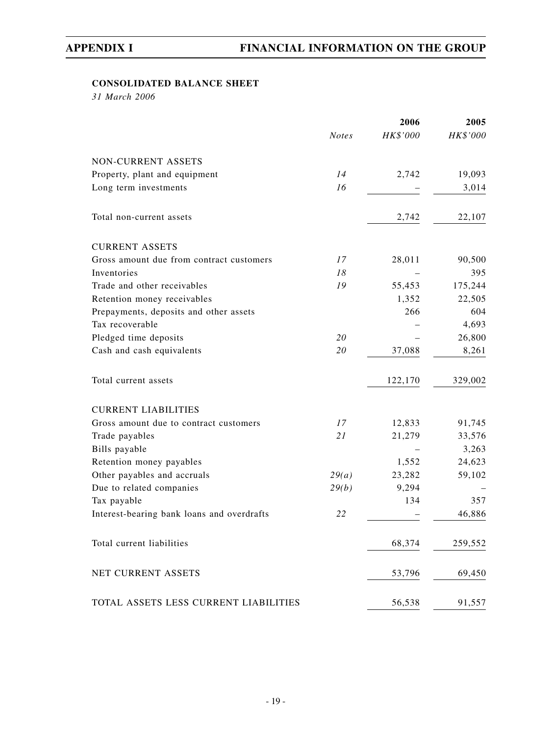## CONSOLIDATED BALANCE SHEET

*31 March 2006*

| | *Notes* | 2006<br>*HK$'000* | 2005<br>*HK$'000* |
|---|---|---|---|
| NON-CURRENT ASSETS | | | |
| Property, plant and equipment | *14* | 2,742 | 19,093 |
| Long term investments | *16* | – | 3,014 |
| Total non-current assets | | 2,742 | 22,107 |
| CURRENT ASSETS | | | |
| Gross amount due from contract customers | *17* | 28,011 | 90,500 |
| Inventories | *18* | – | 395 |
| Trade and other receivables | *19* | 55,453 | 175,244 |
| Retention money receivables | | 1,352 | 22,505 |
| Prepayments, deposits and other assets | | 266 | 604 |
| Tax recoverable | | – | 4,693 |
| Pledged time deposits | *20* | – | 26,800 |
| Cash and cash equivalents | *20* | 37,088 | 8,261 |
| Total current assets | | 122,170 | 329,002 |
| CURRENT LIABILITIES | | | |
| Gross amount due to contract customers | *17* | 12,833 | 91,745 |
| Trade payables | *21* | 21,279 | 33,576 |
| Bills payable | | – | 3,263 |
| Retention money payables | | 1,552 | 24,623 |
| Other payables and accruals | *29(a)* | 23,282 | 59,102 |
| Due to related companies | *29(b)* | 9,294 | – |
| Tax payable | | 134 | 357 |
| Interest-bearing bank loans and overdrafts | *22* | – | 46,886 |
| Total current liabilities | | 68,374 | 259,552 |
| NET CURRENT ASSETS | | 53,796 | 69,450 |
| TOTAL ASSETS LESS CURRENT LIABILITIES | | 56,538 | 91,557 |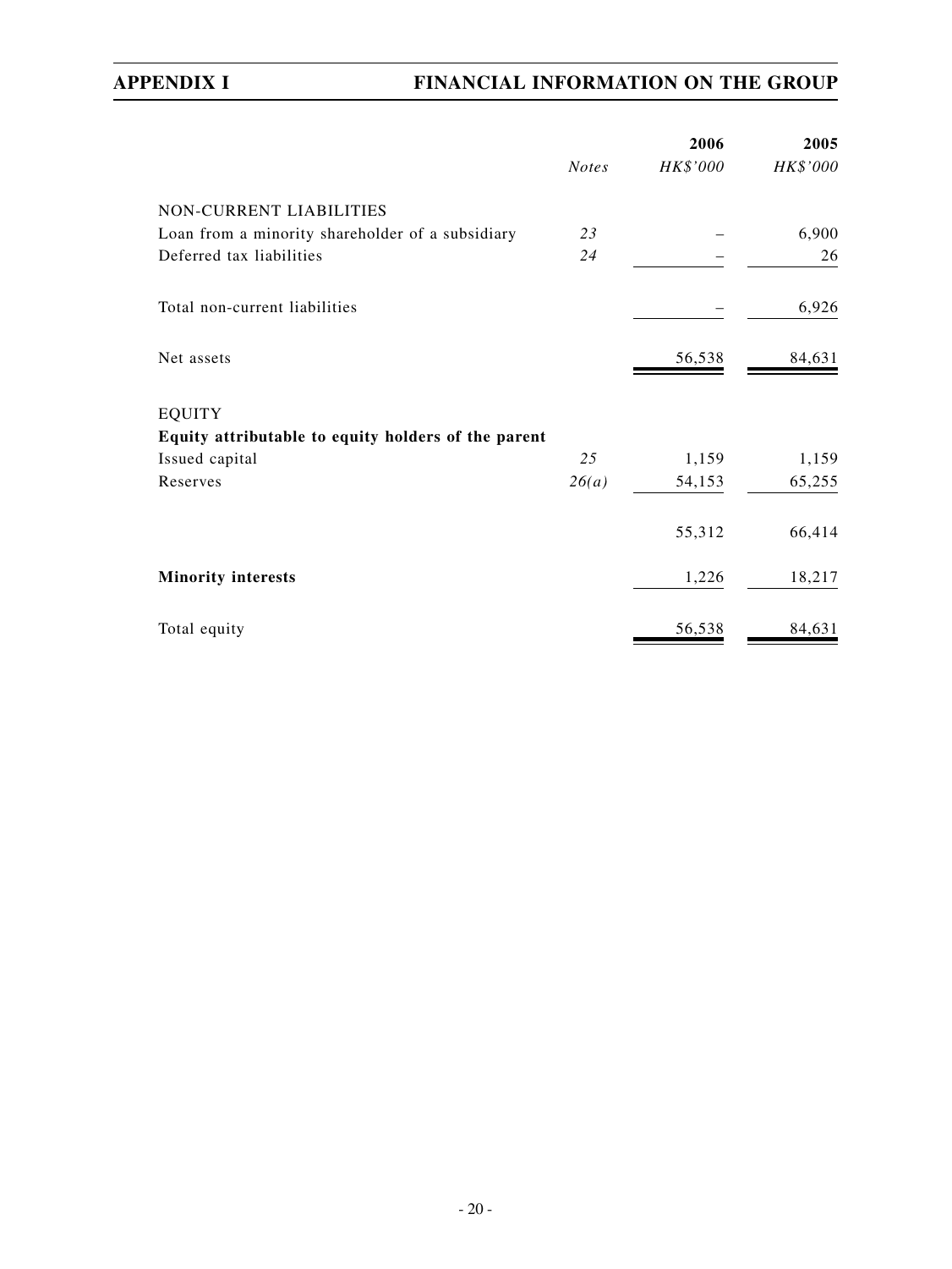| | Notes | 2006 HK$'000 | 2005 HK$'000 |
|---|---|---|---|
| NON-CURRENT LIABILITIES | | | |
| Loan from a minority shareholder of a subsidiary | 23 | – | 6,900 |
| Deferred tax liabilities | 24 | – | 26 |
| Total non-current liabilities | | – | 6,926 |
| Net assets | | 56,538 | 84,631 |
| EQUITY | | | |
| **Equity attributable to equity holders of the parent** | | | |
| Issued capital | 25 | 1,159 | 1,159 |
| Reserves | 26(a) | 54,153 | 65,255 |
| | | 55,312 | 66,414 |
| **Minority interests** | | 1,226 | 18,217 |
| Total equity | | 56,538 | 84,631 |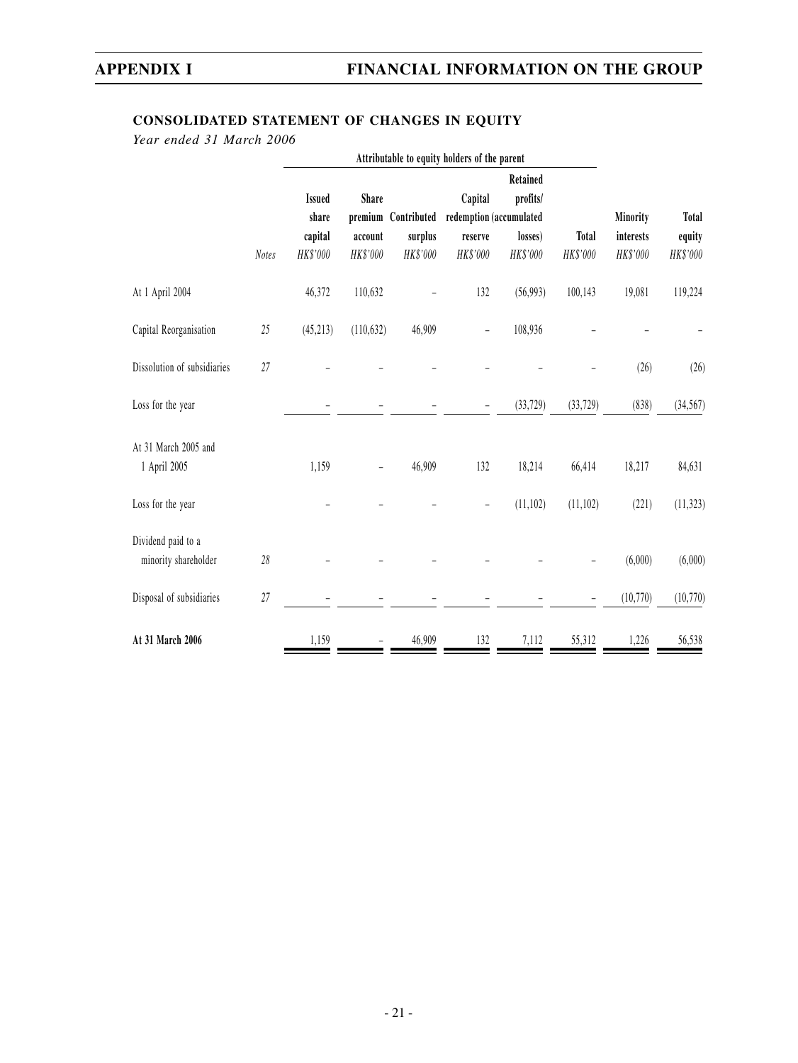## CONSOLIDATED STATEMENT OF CHANGES IN EQUITY

*Year ended 31 March 2006*

| | | Attributable to equity holders of the parent | | | | | | | |
|---|---|---|---|---|---|---|---|---|---|
| | *Notes* | Issued share capital *HK$'000* | Share premium account *HK$'000* | Contributed surplus *HK$'000* | Capital redemption reserve *HK$'000* | Retained profits/ (accumulated losses) *HK$'000* | Total *HK$'000* | Minority interests *HK$'000* | Total equity *HK$'000* |
| At 1 April 2004 | | 46,372 | 110,632 | – | 132 | (56,993) | 100,143 | 19,081 | 119,224 |
| Capital Reorganisation | 25 | (45,213) | (110,632) | 46,909 | – | 108,936 | – | – | – |
| Dissolution of subsidiaries | 27 | – | – | – | – | – | – | (26) | (26) |
| Loss for the year | | – | – | – | – | (33,729) | (33,729) | (838) | (34,567) |
| At 31 March 2005 and 1 April 2005 | | 1,159 | – | 46,909 | 132 | 18,214 | 66,414 | 18,217 | 84,631 |
| Loss for the year | | – | – | – | – | (11,102) | (11,102) | (221) | (11,323) |
| Dividend paid to a minority shareholder | 28 | – | – | – | – | – | – | (6,000) | (6,000) |
| Disposal of subsidiaries | 27 | – | – | – | – | – | – | (10,770) | (10,770) |
| **At 31 March 2006** | | 1,159 | – | 46,909 | 132 | 7,112 | 55,312 | 1,226 | 56,538 |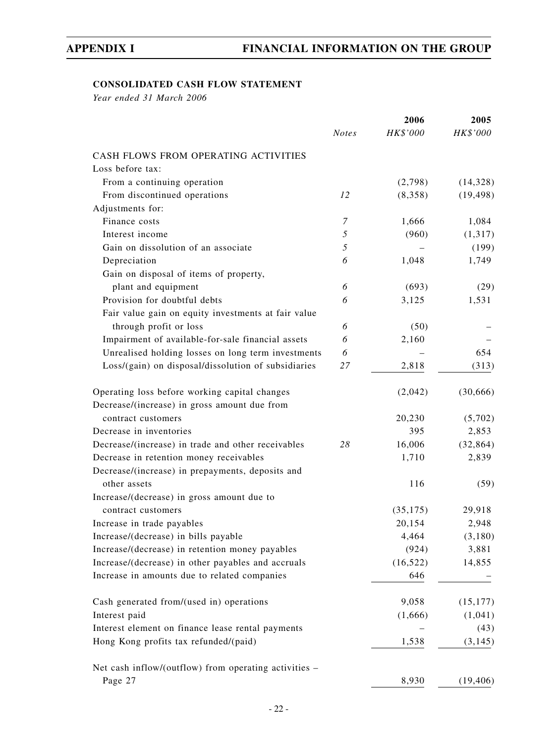## CONSOLIDATED CASH FLOW STATEMENT

*Year ended 31 March 2006*

| | Notes | 2006 HK$'000 | 2005 HK$'000 |
|---|---|---|---|
| CASH FLOWS FROM OPERATING ACTIVITIES | | | |
| Loss before tax: | | | |
| From a continuing operation | | (2,798) | (14,328) |
| From discontinued operations | 12 | (8,358) | (19,498) |
| Adjustments for: | | | |
| Finance costs | 7 | 1,666 | 1,084 |
| Interest income | 5 | (960) | (1,317) |
| Gain on dissolution of an associate | 5 | – | (199) |
| Depreciation | 6 | 1,048 | 1,749 |
| Gain on disposal of items of property, plant and equipment | 6 | (693) | (29) |
| Provision for doubtful debts | 6 | 3,125 | 1,531 |
| Fair value gain on equity investments at fair value through profit or loss | 6 | (50) | – |
| Impairment of available-for-sale financial assets | 6 | 2,160 | – |
| Unrealised holding losses on long term investments | 6 | – | 654 |
| Loss/(gain) on disposal/dissolution of subsidiaries | 27 | 2,818 | (313) |
| Operating loss before working capital changes | | (2,042) | (30,666) |
| Decrease/(increase) in gross amount due from contract customers | | 20,230 | (5,702) |
| Decrease in inventories | | 395 | 2,853 |
| Decrease/(increase) in trade and other receivables | 28 | 16,006 | (32,864) |
| Decrease in retention money receivables | | 1,710 | 2,839 |
| Decrease/(increase) in prepayments, deposits and other assets | | 116 | (59) |
| Increase/(decrease) in gross amount due to contract customers | | (35,175) | 29,918 |
| Increase in trade payables | | 20,154 | 2,948 |
| Increase/(decrease) in bills payable | | 4,464 | (3,180) |
| Increase/(decrease) in retention money payables | | (924) | 3,881 |
| Increase/(decrease) in other payables and accruals | | (16,522) | 14,855 |
| Increase in amounts due to related companies | | 646 | – |
| Cash generated from/(used in) operations | | 9,058 | (15,177) |
| Interest paid | | (1,666) | (1,041) |
| Interest element on finance lease rental payments | | – | (43) |
| Hong Kong profits tax refunded/(paid) | | 1,538 | (3,145) |
| Net cash inflow/(outflow) from operating activities – Page 27 | | 8,930 | (19,406) |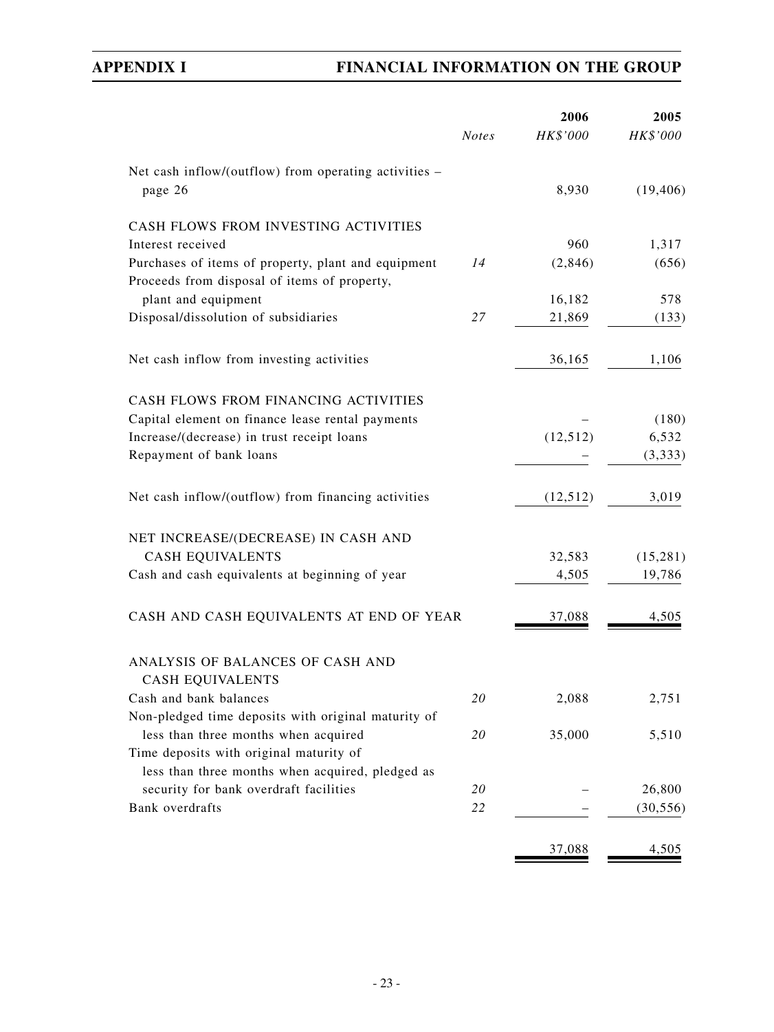| | Notes | 2006 HK$'000 | 2005 HK$'000 |
|---|---|---|---|
| Net cash inflow/(outflow) from operating activities – page 26 | | 8,930 | (19,406) |
| CASH FLOWS FROM INVESTING ACTIVITIES | | | |
| Interest received | | 960 | 1,317 |
| Purchases of items of property, plant and equipment | 14 | (2,846) | (656) |
| Proceeds from disposal of items of property, plant and equipment | | 16,182 | 578 |
| Disposal/dissolution of subsidiaries | 27 | 21,869 | (133) |
| Net cash inflow from investing activities | | 36,165 | 1,106 |
| CASH FLOWS FROM FINANCING ACTIVITIES | | | |
| Capital element on finance lease rental payments | | – | (180) |
| Increase/(decrease) in trust receipt loans | | (12,512) | 6,532 |
| Repayment of bank loans | | – | (3,333) |
| Net cash inflow/(outflow) from financing activities | | (12,512) | 3,019 |
| NET INCREASE/(DECREASE) IN CASH AND CASH EQUIVALENTS | | 32,583 | (15,281) |
| Cash and cash equivalents at beginning of year | | 4,505 | 19,786 |
| CASH AND CASH EQUIVALENTS AT END OF YEAR | | 37,088 | 4,505 |
| ANALYSIS OF BALANCES OF CASH AND CASH EQUIVALENTS | | | |
| Cash and bank balances | 20 | 2,088 | 2,751 |
| Non-pledged time deposits with original maturity of less than three months when acquired | 20 | 35,000 | 5,510 |
| Time deposits with original maturity of less than three months when acquired, pledged as security for bank overdraft facilities | 20 | – | 26,800 |
| Bank overdrafts | 22 | – | (30,556) |
| | | 37,088 | 4,505 |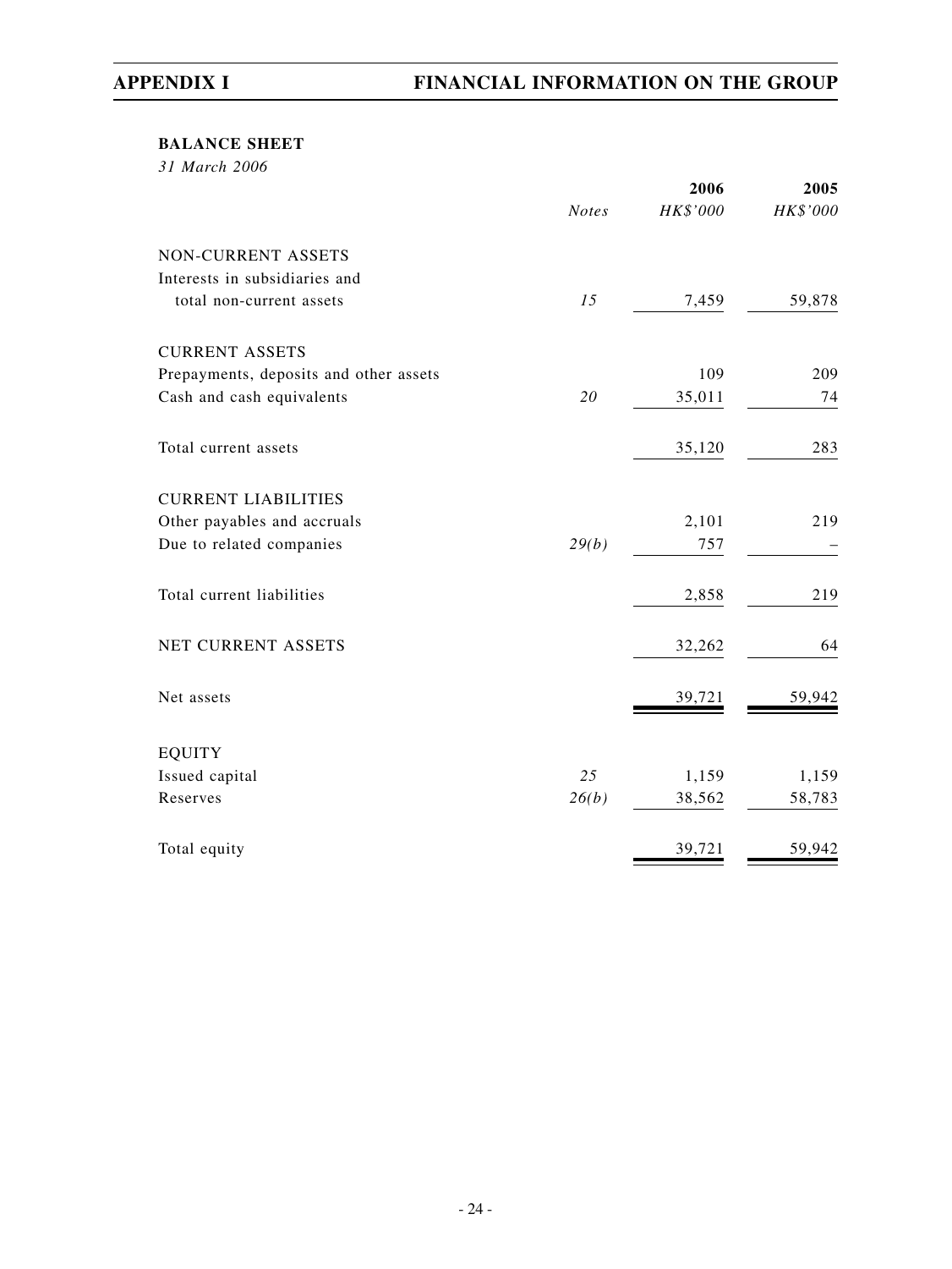**BALANCE SHEET**

*31 March 2006*

| | *Notes* | 2006 *HK$'000* | 2005 *HK$'000* |
|---|---|---|---|
| NON-CURRENT ASSETS | | | |
| Interests in subsidiaries and total non-current assets | *15* | 7,459 | 59,878 |
| CURRENT ASSETS | | | |
| Prepayments, deposits and other assets | | 109 | 209 |
| Cash and cash equivalents | *20* | 35,011 | 74 |
| Total current assets | | 35,120 | 283 |
| CURRENT LIABILITIES | | | |
| Other payables and accruals | | 2,101 | 219 |
| Due to related companies | *29(b)* | 757 | – |
| Total current liabilities | | 2,858 | 219 |
| NET CURRENT ASSETS | | 32,262 | 64 |
| Net assets | | 39,721 | 59,942 |
| EQUITY | | | |
| Issued capital | *25* | 1,159 | 1,159 |
| Reserves | *26(b)* | 38,562 | 58,783 |
| Total equity | | 39,721 | 59,942 |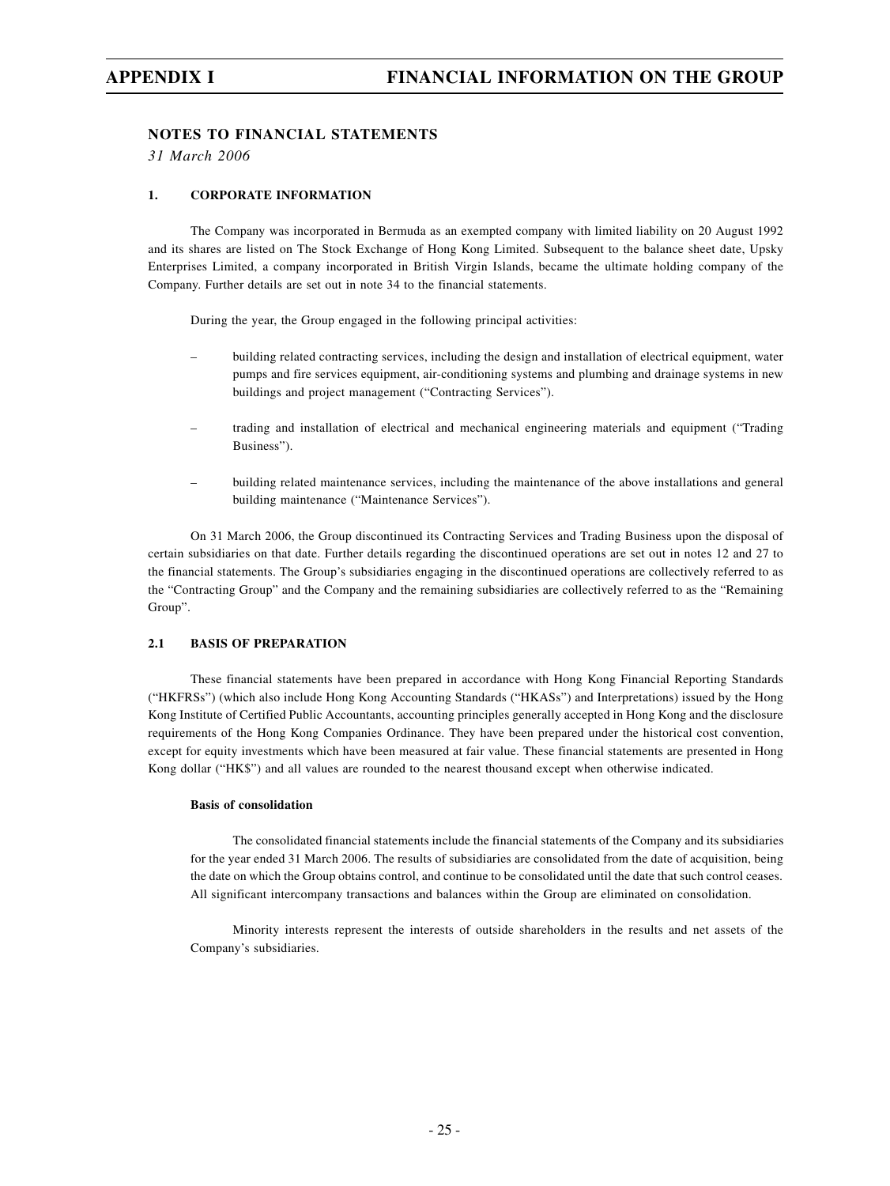## NOTES TO FINANCIAL STATEMENTS

*31 March 2006*

### 1. CORPORATE INFORMATION

The Company was incorporated in Bermuda as an exempted company with limited liability on 20 August 1992 and its shares are listed on The Stock Exchange of Hong Kong Limited. Subsequent to the balance sheet date, Upsky Enterprises Limited, a company incorporated in British Virgin Islands, became the ultimate holding company of the Company. Further details are set out in note 34 to the financial statements.

During the year, the Group engaged in the following principal activities:

- building related contracting services, including the design and installation of electrical equipment, water pumps and fire services equipment, air-conditioning systems and plumbing and drainage systems in new buildings and project management ("Contracting Services").

- trading and installation of electrical and mechanical engineering materials and equipment ("Trading Business").

- building related maintenance services, including the maintenance of the above installations and general building maintenance ("Maintenance Services").

On 31 March 2006, the Group discontinued its Contracting Services and Trading Business upon the disposal of certain subsidiaries on that date. Further details regarding the discontinued operations are set out in notes 12 and 27 to the financial statements. The Group's subsidiaries engaging in the discontinued operations are collectively referred to as the "Contracting Group" and the Company and the remaining subsidiaries are collectively referred to as the "Remaining Group".

### 2.1 BASIS OF PREPARATION

These financial statements have been prepared in accordance with Hong Kong Financial Reporting Standards ("HKFRSs") (which also include Hong Kong Accounting Standards ("HKASs") and Interpretations) issued by the Hong Kong Institute of Certified Public Accountants, accounting principles generally accepted in Hong Kong and the disclosure requirements of the Hong Kong Companies Ordinance. They have been prepared under the historical cost convention, except for equity investments which have been measured at fair value. These financial statements are presented in Hong Kong dollar ("HK$") and all values are rounded to the nearest thousand except when otherwise indicated.

**Basis of consolidation**

The consolidated financial statements include the financial statements of the Company and its subsidiaries for the year ended 31 March 2006. The results of subsidiaries are consolidated from the date of acquisition, being the date on which the Group obtains control, and continue to be consolidated until the date that such control ceases. All significant intercompany transactions and balances within the Group are eliminated on consolidation.

Minority interests represent the interests of outside shareholders in the results and net assets of the Company's subsidiaries.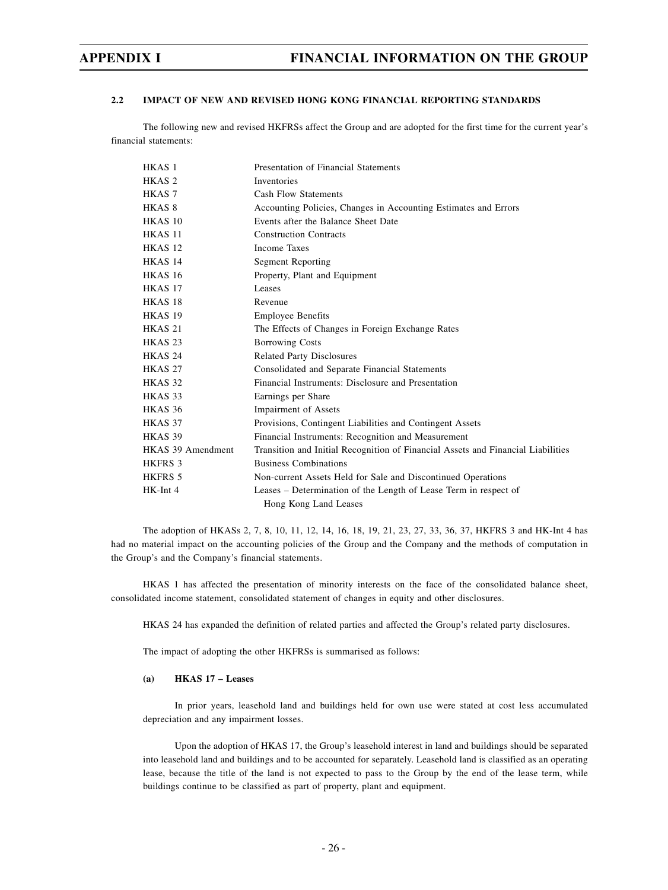### 2.2 IMPACT OF NEW AND REVISED HONG KONG FINANCIAL REPORTING STANDARDS

The following new and revised HKFRSs affect the Group and are adopted for the first time for the current year's financial statements:

| | |
|---|---|
| HKAS 1 | Presentation of Financial Statements |
| HKAS 2 | Inventories |
| HKAS 7 | Cash Flow Statements |
| HKAS 8 | Accounting Policies, Changes in Accounting Estimates and Errors |
| HKAS 10 | Events after the Balance Sheet Date |
| HKAS 11 | Construction Contracts |
| HKAS 12 | Income Taxes |
| HKAS 14 | Segment Reporting |
| HKAS 16 | Property, Plant and Equipment |
| HKAS 17 | Leases |
| HKAS 18 | Revenue |
| HKAS 19 | Employee Benefits |
| HKAS 21 | The Effects of Changes in Foreign Exchange Rates |
| HKAS 23 | Borrowing Costs |
| HKAS 24 | Related Party Disclosures |
| HKAS 27 | Consolidated and Separate Financial Statements |
| HKAS 32 | Financial Instruments: Disclosure and Presentation |
| HKAS 33 | Earnings per Share |
| HKAS 36 | Impairment of Assets |
| HKAS 37 | Provisions, Contingent Liabilities and Contingent Assets |
| HKAS 39 | Financial Instruments: Recognition and Measurement |
| HKAS 39 Amendment | Transition and Initial Recognition of Financial Assets and Financial Liabilities |
| HKFRS 3 | Business Combinations |
| HKFRS 5 | Non-current Assets Held for Sale and Discontinued Operations |
| HK-Int 4 | Leases – Determination of the Length of Lease Term in respect of Hong Kong Land Leases |

The adoption of HKASs 2, 7, 8, 10, 11, 12, 14, 16, 18, 19, 21, 23, 27, 33, 36, 37, HKFRS 3 and HK-Int 4 has had no material impact on the accounting policies of the Group and the Company and the methods of computation in the Group's and the Company's financial statements.

HKAS 1 has affected the presentation of minority interests on the face of the consolidated balance sheet, consolidated income statement, consolidated statement of changes in equity and other disclosures.

HKAS 24 has expanded the definition of related parties and affected the Group's related party disclosures.

The impact of adopting the other HKFRSs is summarised as follows:

#### (a) HKAS 17 – Leases

In prior years, leasehold land and buildings held for own use were stated at cost less accumulated depreciation and any impairment losses.

Upon the adoption of HKAS 17, the Group's leasehold interest in land and buildings should be separated into leasehold land and buildings and to be accounted for separately. Leasehold land is classified as an operating lease, because the title of the land is not expected to pass to the Group by the end of the lease term, while buildings continue to be classified as part of property, plant and equipment.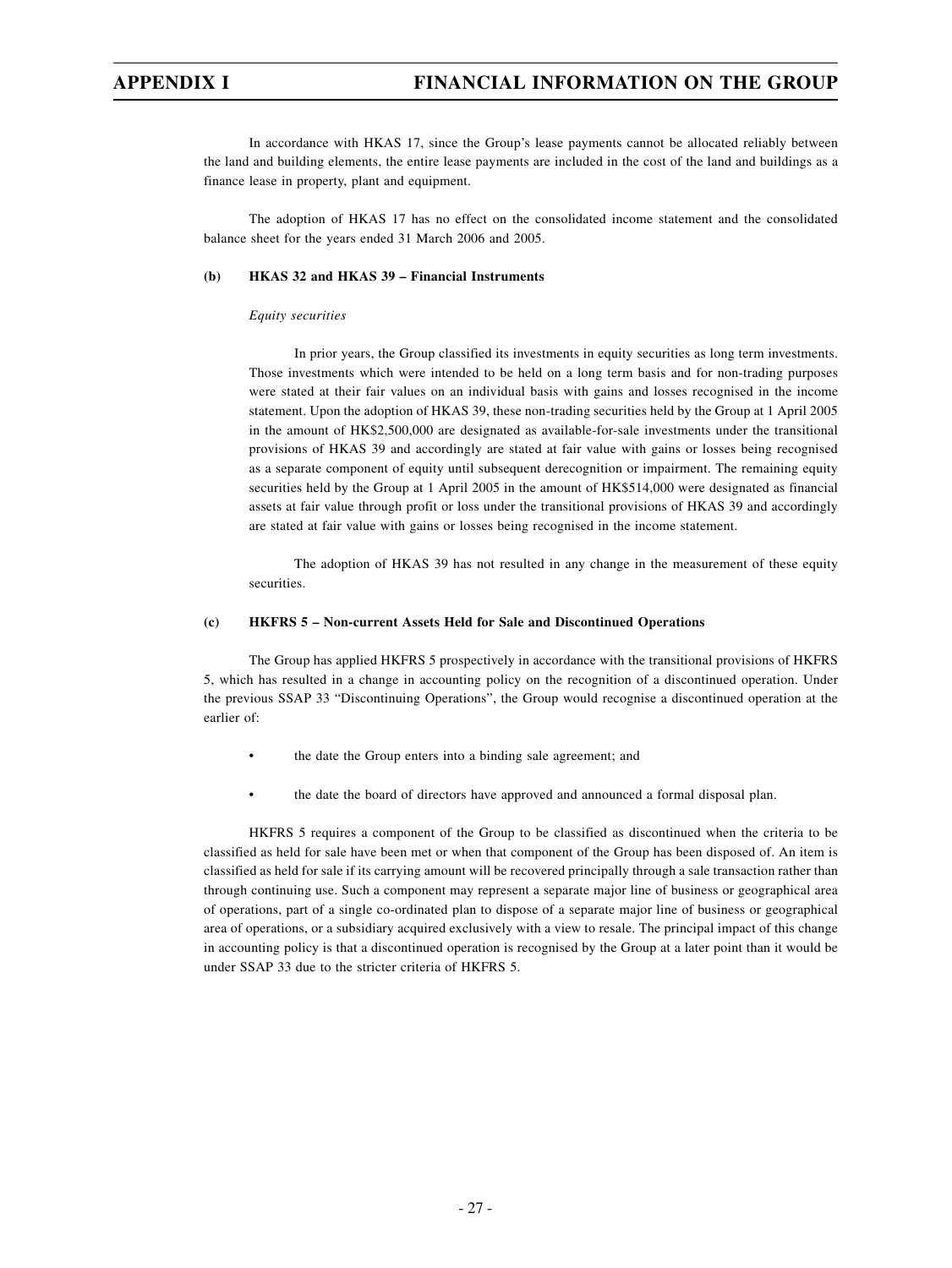In accordance with HKAS 17, since the Group's lease payments cannot be allocated reliably between the land and building elements, the entire lease payments are included in the cost of the land and buildings as a finance lease in property, plant and equipment.

The adoption of HKAS 17 has no effect on the consolidated income statement and the consolidated balance sheet for the years ended 31 March 2006 and 2005.

**(b) HKAS 32 and HKAS 39 – Financial Instruments**

*Equity securities*

In prior years, the Group classified its investments in equity securities as long term investments. Those investments which were intended to be held on a long term basis and for non-trading purposes were stated at their fair values on an individual basis with gains and losses recognised in the income statement. Upon the adoption of HKAS 39, these non-trading securities held by the Group at 1 April 2005 in the amount of HK$2,500,000 are designated as available-for-sale investments under the transitional provisions of HKAS 39 and accordingly are stated at fair value with gains or losses being recognised as a separate component of equity until subsequent derecognition or impairment. The remaining equity securities held by the Group at 1 April 2005 in the amount of HK$514,000 were designated as financial assets at fair value through profit or loss under the transitional provisions of HKAS 39 and accordingly are stated at fair value with gains or losses being recognised in the income statement.

The adoption of HKAS 39 has not resulted in any change in the measurement of these equity securities.

**(c) HKFRS 5 – Non-current Assets Held for Sale and Discontinued Operations**

The Group has applied HKFRS 5 prospectively in accordance with the transitional provisions of HKFRS 5, which has resulted in a change in accounting policy on the recognition of a discontinued operation. Under the previous SSAP 33 "Discontinuing Operations", the Group would recognise a discontinued operation at the earlier of:

- the date the Group enters into a binding sale agreement; and
- the date the board of directors have approved and announced a formal disposal plan.

HKFRS 5 requires a component of the Group to be classified as discontinued when the criteria to be classified as held for sale have been met or when that component of the Group has been disposed of. An item is classified as held for sale if its carrying amount will be recovered principally through a sale transaction rather than through continuing use. Such a component may represent a separate major line of business or geographical area of operations, part of a single co-ordinated plan to dispose of a separate major line of business or geographical area of operations, or a subsidiary acquired exclusively with a view to resale. The principal impact of this change in accounting policy is that a discontinued operation is recognised by the Group at a later point than it would be under SSAP 33 due to the stricter criteria of HKFRS 5.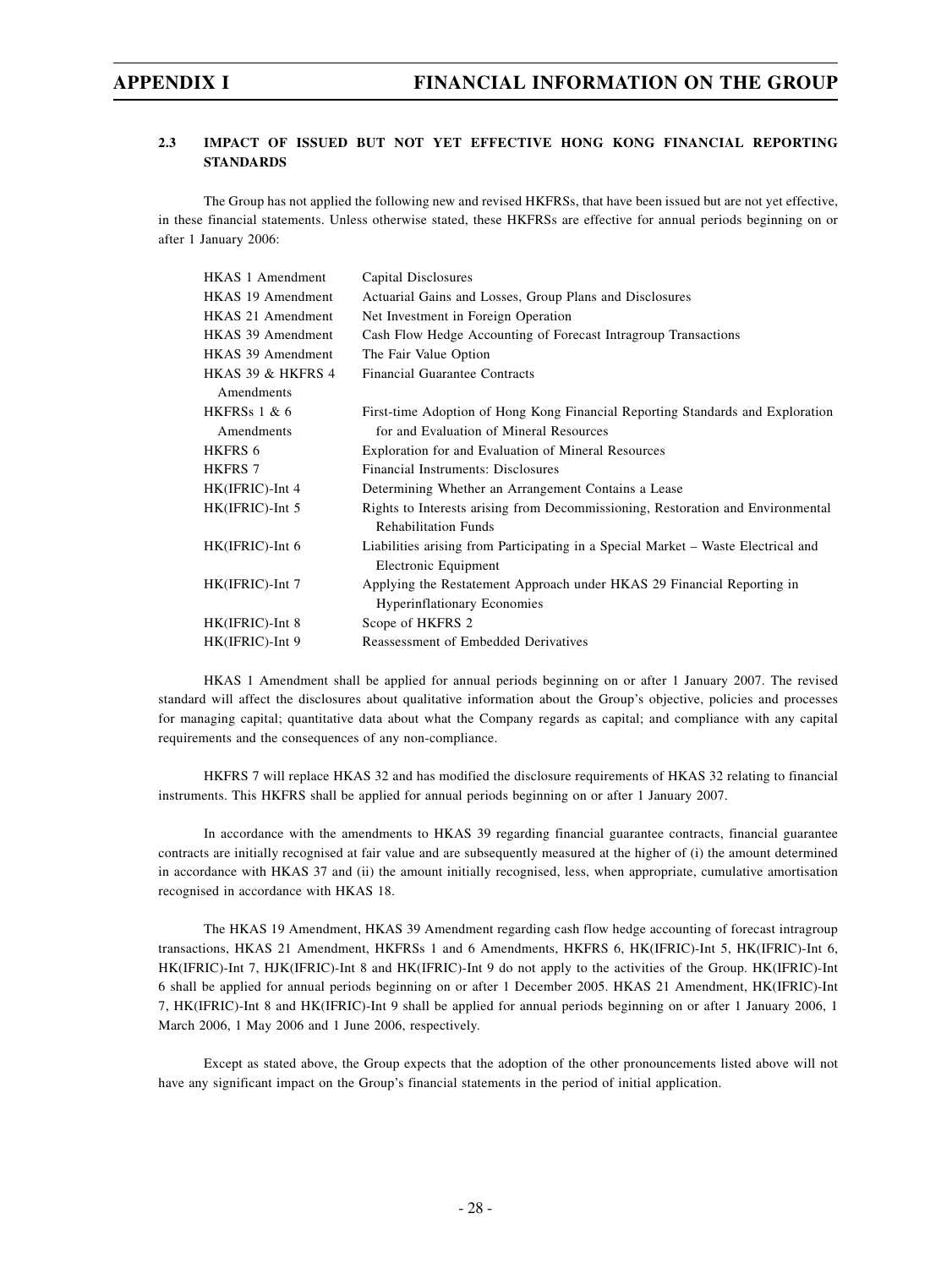### 2.3 IMPACT OF ISSUED BUT NOT YET EFFECTIVE HONG KONG FINANCIAL REPORTING STANDARDS

The Group has not applied the following new and revised HKFRSs, that have been issued but are not yet effective, in these financial statements. Unless otherwise stated, these HKFRSs are effective for annual periods beginning on or after 1 January 2006:

| | |
|---|---|
| HKAS 1 Amendment | Capital Disclosures |
| HKAS 19 Amendment | Actuarial Gains and Losses, Group Plans and Disclosures |
| HKAS 21 Amendment | Net Investment in Foreign Operation |
| HKAS 39 Amendment | Cash Flow Hedge Accounting of Forecast Intragroup Transactions |
| HKAS 39 Amendment | The Fair Value Option |
| HKAS 39 & HKFRS 4 Amendments | Financial Guarantee Contracts |
| HKFRSs 1 & 6 Amendments | First-time Adoption of Hong Kong Financial Reporting Standards and Exploration for and Evaluation of Mineral Resources |
| HKFRS 6 | Exploration for and Evaluation of Mineral Resources |
| HKFRS 7 | Financial Instruments: Disclosures |
| HK(IFRIC)-Int 4 | Determining Whether an Arrangement Contains a Lease |
| HK(IFRIC)-Int 5 | Rights to Interests arising from Decommissioning, Restoration and Environmental Rehabilitation Funds |
| HK(IFRIC)-Int 6 | Liabilities arising from Participating in a Special Market – Waste Electrical and Electronic Equipment |
| HK(IFRIC)-Int 7 | Applying the Restatement Approach under HKAS 29 Financial Reporting in Hyperinflationary Economies |
| HK(IFRIC)-Int 8 | Scope of HKFRS 2 |
| HK(IFRIC)-Int 9 | Reassessment of Embedded Derivatives |

HKAS 1 Amendment shall be applied for annual periods beginning on or after 1 January 2007. The revised standard will affect the disclosures about qualitative information about the Group's objective, policies and processes for managing capital; quantitative data about what the Company regards as capital; and compliance with any capital requirements and the consequences of any non-compliance.

HKFRS 7 will replace HKAS 32 and has modified the disclosure requirements of HKAS 32 relating to financial instruments. This HKFRS shall be applied for annual periods beginning on or after 1 January 2007.

In accordance with the amendments to HKAS 39 regarding financial guarantee contracts, financial guarantee contracts are initially recognised at fair value and are subsequently measured at the higher of (i) the amount determined in accordance with HKAS 37 and (ii) the amount initially recognised, less, when appropriate, cumulative amortisation recognised in accordance with HKAS 18.

The HKAS 19 Amendment, HKAS 39 Amendment regarding cash flow hedge accounting of forecast intragroup transactions, HKAS 21 Amendment, HKFRSs 1 and 6 Amendments, HKFRS 6, HK(IFRIC)-Int 5, HK(IFRIC)-Int 6, HK(IFRIC)-Int 7, HJK(IFRIC)-Int 8 and HK(IFRIC)-Int 9 do not apply to the activities of the Group. HK(IFRIC)-Int 6 shall be applied for annual periods beginning on or after 1 December 2005. HKAS 21 Amendment, HK(IFRIC)-Int 7, HK(IFRIC)-Int 8 and HK(IFRIC)-Int 9 shall be applied for annual periods beginning on or after 1 January 2006, 1 March 2006, 1 May 2006 and 1 June 2006, respectively.

Except as stated above, the Group expects that the adoption of the other pronouncements listed above will not have any significant impact on the Group's financial statements in the period of initial application.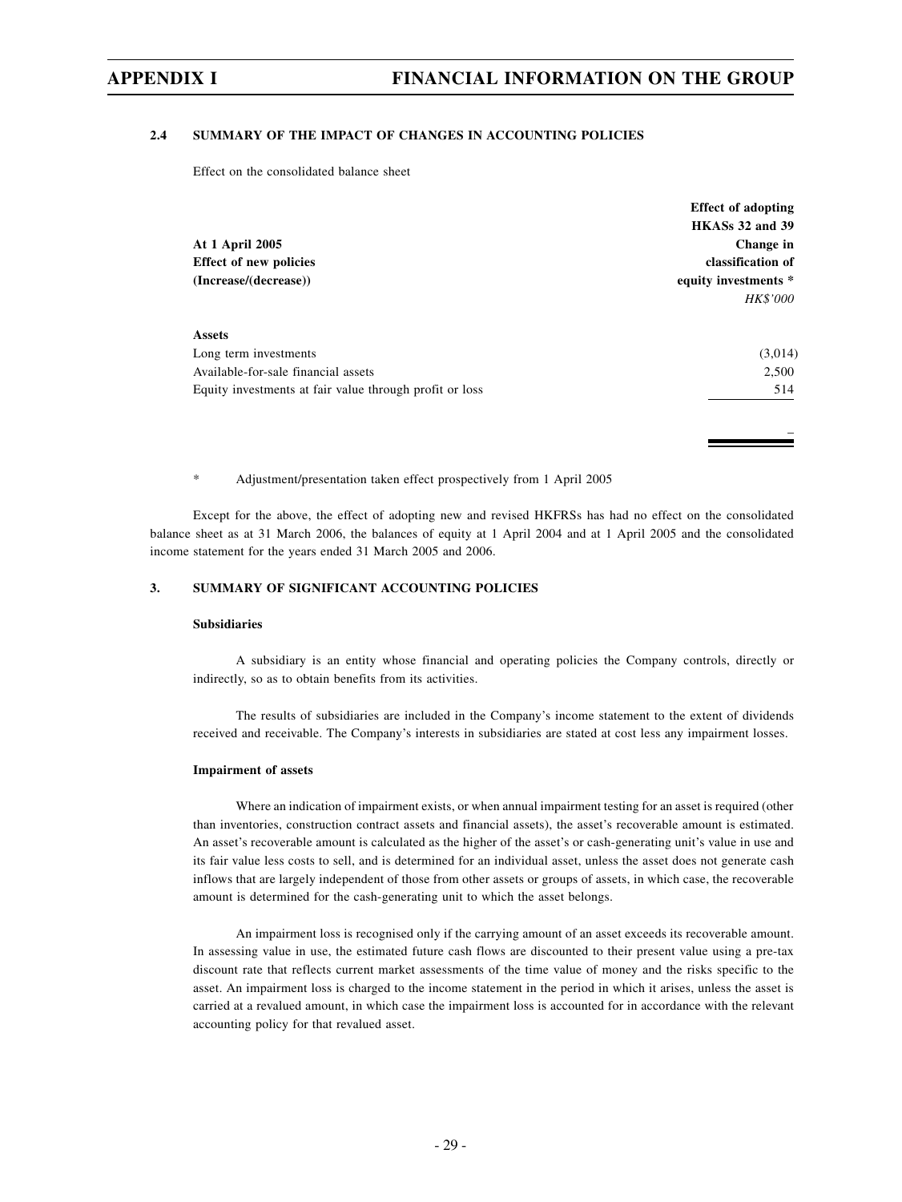### 2.4 SUMMARY OF THE IMPACT OF CHANGES IN ACCOUNTING POLICIES

Effect on the consolidated balance sheet

| At 1 April 2005<br>Effect of new policies<br>(Increase/(decrease)) | Effect of adopting HKASs 32 and 39<br>Change in classification of equity investments *<br>*HK$'000* |
|---|---|
| **Assets** | |
| Long term investments | (3,014) |
| Available-for-sale financial assets | 2,500 |
| Equity investments at fair value through profit or loss | 514 |
| | – |

\* Adjustment/presentation taken effect prospectively from 1 April 2005

Except for the above, the effect of adopting new and revised HKFRSs has had no effect on the consolidated balance sheet as at 31 March 2006, the balances of equity at 1 April 2004 and at 1 April 2005 and the consolidated income statement for the years ended 31 March 2005 and 2006.

### 3. SUMMARY OF SIGNIFICANT ACCOUNTING POLICIES

**Subsidiaries**

A subsidiary is an entity whose financial and operating policies the Company controls, directly or indirectly, so as to obtain benefits from its activities.

The results of subsidiaries are included in the Company's income statement to the extent of dividends received and receivable. The Company's interests in subsidiaries are stated at cost less any impairment losses.

**Impairment of assets**

Where an indication of impairment exists, or when annual impairment testing for an asset is required (other than inventories, construction contract assets and financial assets), the asset's recoverable amount is estimated. An asset's recoverable amount is calculated as the higher of the asset's or cash-generating unit's value in use and its fair value less costs to sell, and is determined for an individual asset, unless the asset does not generate cash inflows that are largely independent of those from other assets or groups of assets, in which case, the recoverable amount is determined for the cash-generating unit to which the asset belongs.

An impairment loss is recognised only if the carrying amount of an asset exceeds its recoverable amount. In assessing value in use, the estimated future cash flows are discounted to their present value using a pre-tax discount rate that reflects current market assessments of the time value of money and the risks specific to the asset. An impairment loss is charged to the income statement in the period in which it arises, unless the asset is carried at a revalued amount, in which case the impairment loss is accounted for in accordance with the relevant accounting policy for that revalued asset.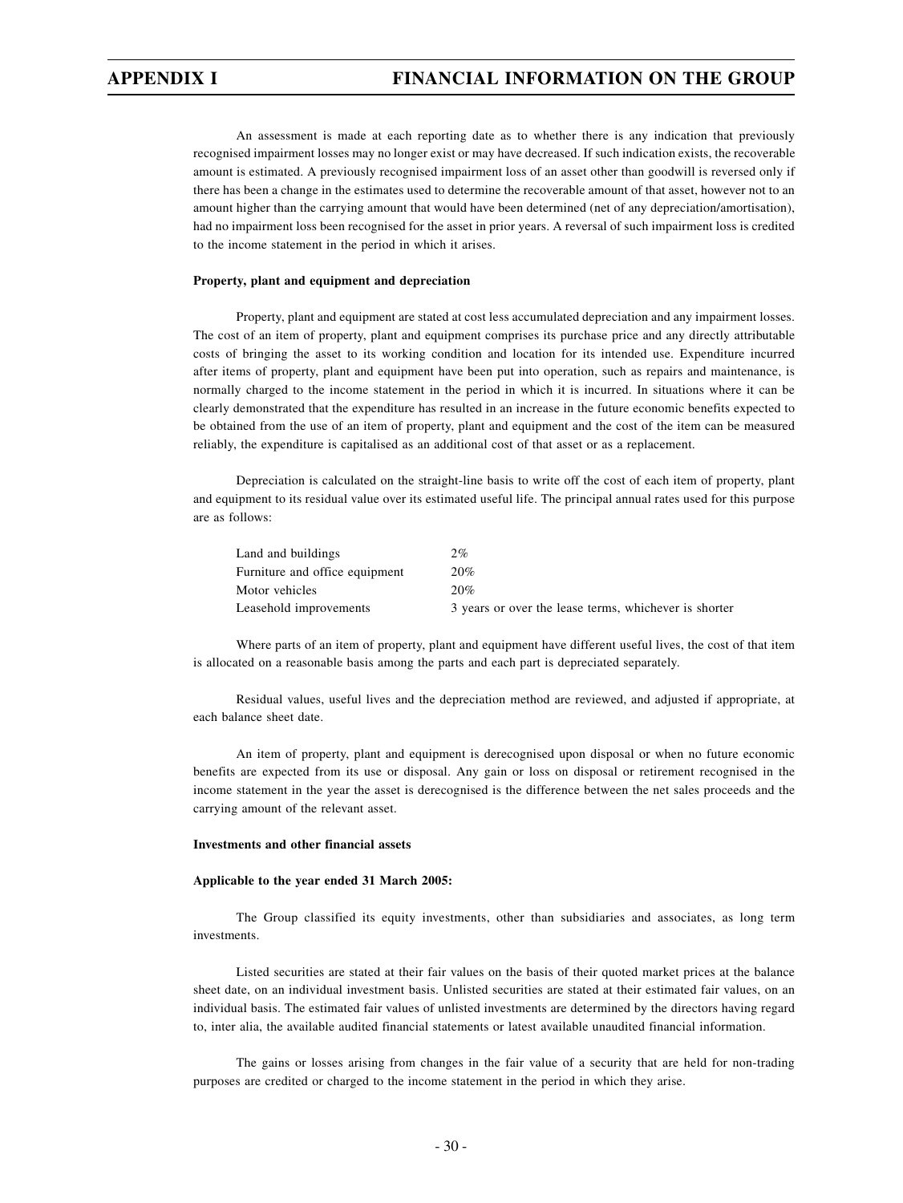An assessment is made at each reporting date as to whether there is any indication that previously recognised impairment losses may no longer exist or may have decreased. If such indication exists, the recoverable amount is estimated. A previously recognised impairment loss of an asset other than goodwill is reversed only if there has been a change in the estimates used to determine the recoverable amount of that asset, however not to an amount higher than the carrying amount that would have been determined (net of any depreciation/amortisation), had no impairment loss been recognised for the asset in prior years. A reversal of such impairment loss is credited to the income statement in the period in which it arises.

**Property, plant and equipment and depreciation**

Property, plant and equipment are stated at cost less accumulated depreciation and any impairment losses. The cost of an item of property, plant and equipment comprises its purchase price and any directly attributable costs of bringing the asset to its working condition and location for its intended use. Expenditure incurred after items of property, plant and equipment have been put into operation, such as repairs and maintenance, is normally charged to the income statement in the period in which it is incurred. In situations where it can be clearly demonstrated that the expenditure has resulted in an increase in the future economic benefits expected to be obtained from the use of an item of property, plant and equipment and the cost of the item can be measured reliably, the expenditure is capitalised as an additional cost of that asset or as a replacement.

Depreciation is calculated on the straight-line basis to write off the cost of each item of property, plant and equipment to its residual value over its estimated useful life. The principal annual rates used for this purpose are as follows:

| | |
|---|---|
| Land and buildings | 2% |
| Furniture and office equipment | 20% |
| Motor vehicles | 20% |
| Leasehold improvements | 3 years or over the lease terms, whichever is shorter |

Where parts of an item of property, plant and equipment have different useful lives, the cost of that item is allocated on a reasonable basis among the parts and each part is depreciated separately.

Residual values, useful lives and the depreciation method are reviewed, and adjusted if appropriate, at each balance sheet date.

An item of property, plant and equipment is derecognised upon disposal or when no future economic benefits are expected from its use or disposal. Any gain or loss on disposal or retirement recognised in the income statement in the year the asset is derecognised is the difference between the net sales proceeds and the carrying amount of the relevant asset.

**Investments and other financial assets**

**Applicable to the year ended 31 March 2005:**

The Group classified its equity investments, other than subsidiaries and associates, as long term investments.

Listed securities are stated at their fair values on the basis of their quoted market prices at the balance sheet date, on an individual investment basis. Unlisted securities are stated at their estimated fair values, on an individual basis. The estimated fair values of unlisted investments are determined by the directors having regard to, inter alia, the available audited financial statements or latest available unaudited financial information.

The gains or losses arising from changes in the fair value of a security that are held for non-trading purposes are credited or charged to the income statement in the period in which they arise.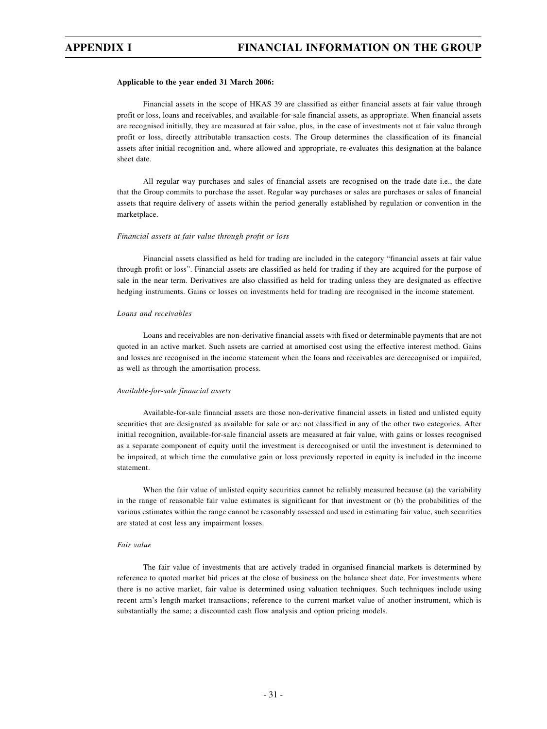**Applicable to the year ended 31 March 2006:**

Financial assets in the scope of HKAS 39 are classified as either financial assets at fair value through profit or loss, loans and receivables, and available-for-sale financial assets, as appropriate. When financial assets are recognised initially, they are measured at fair value, plus, in the case of investments not at fair value through profit or loss, directly attributable transaction costs. The Group determines the classification of its financial assets after initial recognition and, where allowed and appropriate, re-evaluates this designation at the balance sheet date.

All regular way purchases and sales of financial assets are recognised on the trade date i.e., the date that the Group commits to purchase the asset. Regular way purchases or sales are purchases or sales of financial assets that require delivery of assets within the period generally established by regulation or convention in the marketplace.

*Financial assets at fair value through profit or loss*

Financial assets classified as held for trading are included in the category "financial assets at fair value through profit or loss". Financial assets are classified as held for trading if they are acquired for the purpose of sale in the near term. Derivatives are also classified as held for trading unless they are designated as effective hedging instruments. Gains or losses on investments held for trading are recognised in the income statement.

*Loans and receivables*

Loans and receivables are non-derivative financial assets with fixed or determinable payments that are not quoted in an active market. Such assets are carried at amortised cost using the effective interest method. Gains and losses are recognised in the income statement when the loans and receivables are derecognised or impaired, as well as through the amortisation process.

*Available-for-sale financial assets*

Available-for-sale financial assets are those non-derivative financial assets in listed and unlisted equity securities that are designated as available for sale or are not classified in any of the other two categories. After initial recognition, available-for-sale financial assets are measured at fair value, with gains or losses recognised as a separate component of equity until the investment is derecognised or until the investment is determined to be impaired, at which time the cumulative gain or loss previously reported in equity is included in the income statement.

When the fair value of unlisted equity securities cannot be reliably measured because (a) the variability in the range of reasonable fair value estimates is significant for that investment or (b) the probabilities of the various estimates within the range cannot be reasonably assessed and used in estimating fair value, such securities are stated at cost less any impairment losses.

*Fair value*

The fair value of investments that are actively traded in organised financial markets is determined by reference to quoted market bid prices at the close of business on the balance sheet date. For investments where there is no active market, fair value is determined using valuation techniques. Such techniques include using recent arm's length market transactions; reference to the current market value of another instrument, which is substantially the same; a discounted cash flow analysis and option pricing models.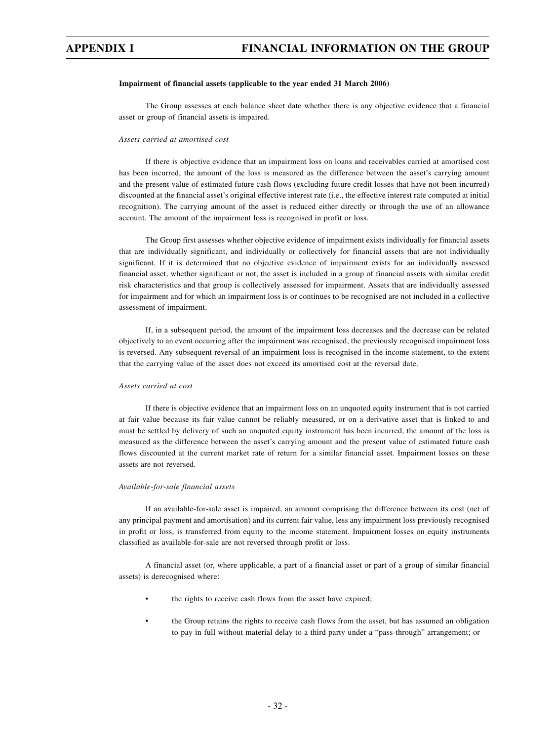**Impairment of financial assets (applicable to the year ended 31 March 2006)**

The Group assesses at each balance sheet date whether there is any objective evidence that a financial asset or group of financial assets is impaired.

*Assets carried at amortised cost*

If there is objective evidence that an impairment loss on loans and receivables carried at amortised cost has been incurred, the amount of the loss is measured as the difference between the asset's carrying amount and the present value of estimated future cash flows (excluding future credit losses that have not been incurred) discounted at the financial asset's original effective interest rate (i.e., the effective interest rate computed at initial recognition). The carrying amount of the asset is reduced either directly or through the use of an allowance account. The amount of the impairment loss is recognised in profit or loss.

The Group first assesses whether objective evidence of impairment exists individually for financial assets that are individually significant, and individually or collectively for financial assets that are not individually significant. If it is determined that no objective evidence of impairment exists for an individually assessed financial asset, whether significant or not, the asset is included in a group of financial assets with similar credit risk characteristics and that group is collectively assessed for impairment. Assets that are individually assessed for impairment and for which an impairment loss is or continues to be recognised are not included in a collective assessment of impairment.

If, in a subsequent period, the amount of the impairment loss decreases and the decrease can be related objectively to an event occurring after the impairment was recognised, the previously recognised impairment loss is reversed. Any subsequent reversal of an impairment loss is recognised in the income statement, to the extent that the carrying value of the asset does not exceed its amortised cost at the reversal date.

*Assets carried at cost*

If there is objective evidence that an impairment loss on an unquoted equity instrument that is not carried at fair value because its fair value cannot be reliably measured, or on a derivative asset that is linked to and must be settled by delivery of such an unquoted equity instrument has been incurred, the amount of the loss is measured as the difference between the asset's carrying amount and the present value of estimated future cash flows discounted at the current market rate of return for a similar financial asset. Impairment losses on these assets are not reversed.

*Available-for-sale financial assets*

If an available-for-sale asset is impaired, an amount comprising the difference between its cost (net of any principal payment and amortisation) and its current fair value, less any impairment loss previously recognised in profit or loss, is transferred from equity to the income statement. Impairment losses on equity instruments classified as available-for-sale are not reversed through profit or loss.

A financial asset (or, where applicable, a part of a financial asset or part of a group of similar financial assets) is derecognised where:

- the rights to receive cash flows from the asset have expired;
- the Group retains the rights to receive cash flows from the asset, but has assumed an obligation to pay in full without material delay to a third party under a "pass-through" arrangement; or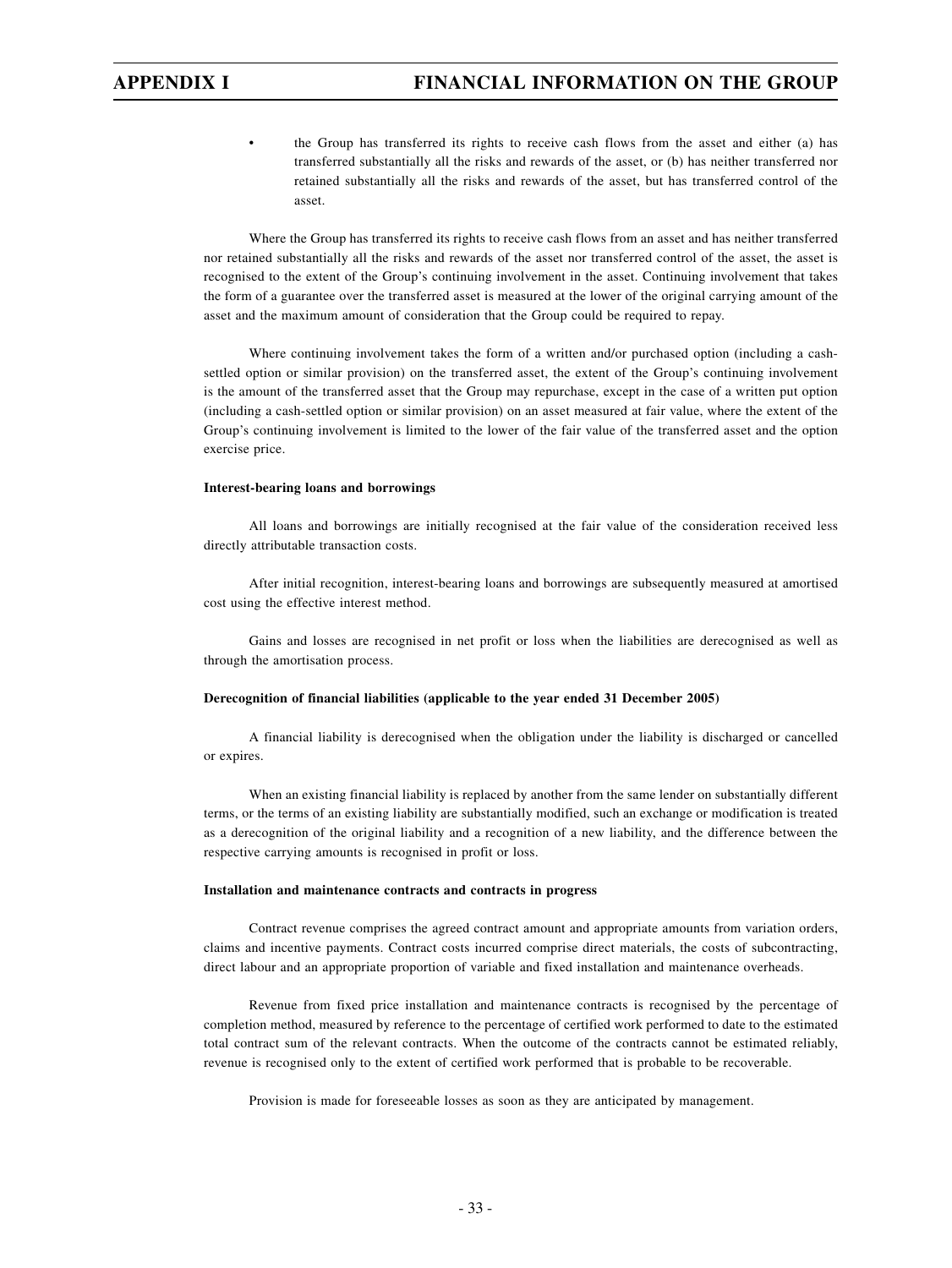- the Group has transferred its rights to receive cash flows from the asset and either (a) has transferred substantially all the risks and rewards of the asset, or (b) has neither transferred nor retained substantially all the risks and rewards of the asset, but has transferred control of the asset.

Where the Group has transferred its rights to receive cash flows from an asset and has neither transferred nor retained substantially all the risks and rewards of the asset nor transferred control of the asset, the asset is recognised to the extent of the Group's continuing involvement in the asset. Continuing involvement that takes the form of a guarantee over the transferred asset is measured at the lower of the original carrying amount of the asset and the maximum amount of consideration that the Group could be required to repay.

Where continuing involvement takes the form of a written and/or purchased option (including a cash-settled option or similar provision) on the transferred asset, the extent of the Group's continuing involvement is the amount of the transferred asset that the Group may repurchase, except in the case of a written put option (including a cash-settled option or similar provision) on an asset measured at fair value, where the extent of the Group's continuing involvement is limited to the lower of the fair value of the transferred asset and the option exercise price.

**Interest-bearing loans and borrowings**

All loans and borrowings are initially recognised at the fair value of the consideration received less directly attributable transaction costs.

After initial recognition, interest-bearing loans and borrowings are subsequently measured at amortised cost using the effective interest method.

Gains and losses are recognised in net profit or loss when the liabilities are derecognised as well as through the amortisation process.

**Derecognition of financial liabilities (applicable to the year ended 31 December 2005)**

A financial liability is derecognised when the obligation under the liability is discharged or cancelled or expires.

When an existing financial liability is replaced by another from the same lender on substantially different terms, or the terms of an existing liability are substantially modified, such an exchange or modification is treated as a derecognition of the original liability and a recognition of a new liability, and the difference between the respective carrying amounts is recognised in profit or loss.

**Installation and maintenance contracts and contracts in progress**

Contract revenue comprises the agreed contract amount and appropriate amounts from variation orders, claims and incentive payments. Contract costs incurred comprise direct materials, the costs of subcontracting, direct labour and an appropriate proportion of variable and fixed installation and maintenance overheads.

Revenue from fixed price installation and maintenance contracts is recognised by the percentage of completion method, measured by reference to the percentage of certified work performed to date to the estimated total contract sum of the relevant contracts. When the outcome of the contracts cannot be estimated reliably, revenue is recognised only to the extent of certified work performed that is probable to be recoverable.

Provision is made for foreseeable losses as soon as they are anticipated by management.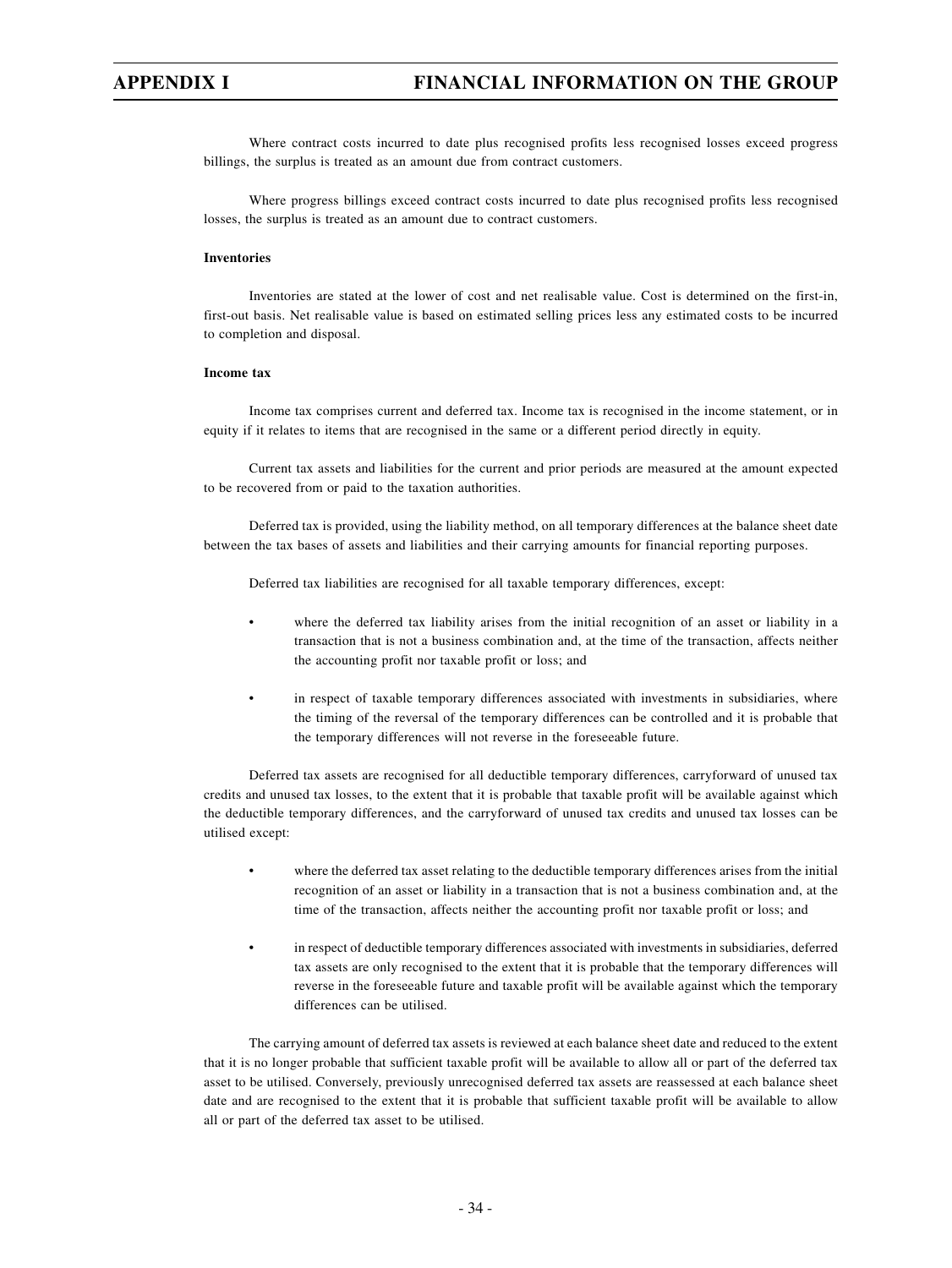Where contract costs incurred to date plus recognised profits less recognised losses exceed progress billings, the surplus is treated as an amount due from contract customers.

Where progress billings exceed contract costs incurred to date plus recognised profits less recognised losses, the surplus is treated as an amount due to contract customers.

**Inventories**

Inventories are stated at the lower of cost and net realisable value. Cost is determined on the first-in, first-out basis. Net realisable value is based on estimated selling prices less any estimated costs to be incurred to completion and disposal.

**Income tax**

Income tax comprises current and deferred tax. Income tax is recognised in the income statement, or in equity if it relates to items that are recognised in the same or a different period directly in equity.

Current tax assets and liabilities for the current and prior periods are measured at the amount expected to be recovered from or paid to the taxation authorities.

Deferred tax is provided, using the liability method, on all temporary differences at the balance sheet date between the tax bases of assets and liabilities and their carrying amounts for financial reporting purposes.

Deferred tax liabilities are recognised for all taxable temporary differences, except:

- where the deferred tax liability arises from the initial recognition of an asset or liability in a transaction that is not a business combination and, at the time of the transaction, affects neither the accounting profit nor taxable profit or loss; and

- in respect of taxable temporary differences associated with investments in subsidiaries, where the timing of the reversal of the temporary differences can be controlled and it is probable that the temporary differences will not reverse in the foreseeable future.

Deferred tax assets are recognised for all deductible temporary differences, carryforward of unused tax credits and unused tax losses, to the extent that it is probable that taxable profit will be available against which the deductible temporary differences, and the carryforward of unused tax credits and unused tax losses can be utilised except:

- where the deferred tax asset relating to the deductible temporary differences arises from the initial recognition of an asset or liability in a transaction that is not a business combination and, at the time of the transaction, affects neither the accounting profit nor taxable profit or loss; and

- in respect of deductible temporary differences associated with investments in subsidiaries, deferred tax assets are only recognised to the extent that it is probable that the temporary differences will reverse in the foreseeable future and taxable profit will be available against which the temporary differences can be utilised.

The carrying amount of deferred tax assets is reviewed at each balance sheet date and reduced to the extent that it is no longer probable that sufficient taxable profit will be available to allow all or part of the deferred tax asset to be utilised. Conversely, previously unrecognised deferred tax assets are reassessed at each balance sheet date and are recognised to the extent that it is probable that sufficient taxable profit will be available to allow all or part of the deferred tax asset to be utilised.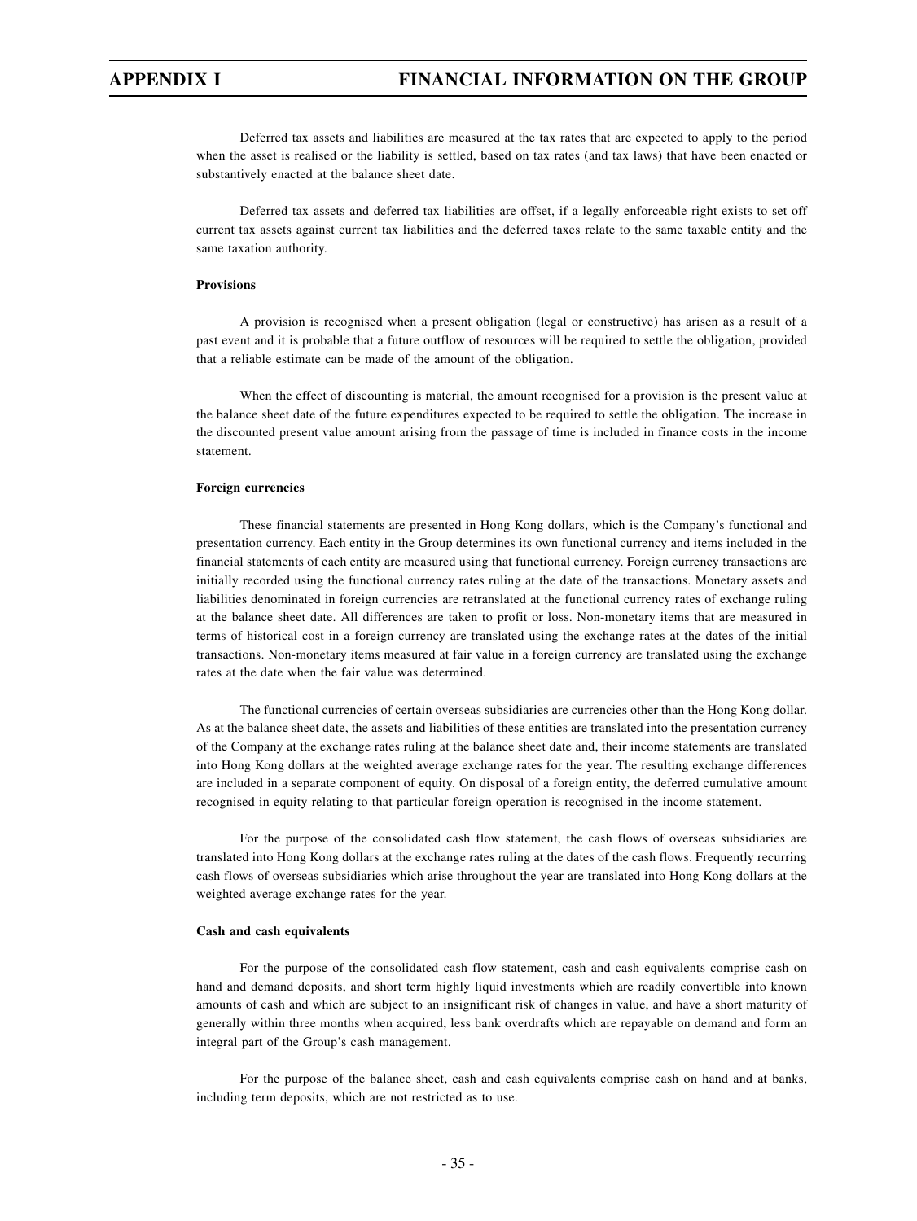Deferred tax assets and liabilities are measured at the tax rates that are expected to apply to the period when the asset is realised or the liability is settled, based on tax rates (and tax laws) that have been enacted or substantively enacted at the balance sheet date.

Deferred tax assets and deferred tax liabilities are offset, if a legally enforceable right exists to set off current tax assets against current tax liabilities and the deferred taxes relate to the same taxable entity and the same taxation authority.

**Provisions**

A provision is recognised when a present obligation (legal or constructive) has arisen as a result of a past event and it is probable that a future outflow of resources will be required to settle the obligation, provided that a reliable estimate can be made of the amount of the obligation.

When the effect of discounting is material, the amount recognised for a provision is the present value at the balance sheet date of the future expenditures expected to be required to settle the obligation. The increase in the discounted present value amount arising from the passage of time is included in finance costs in the income statement.

**Foreign currencies**

These financial statements are presented in Hong Kong dollars, which is the Company's functional and presentation currency. Each entity in the Group determines its own functional currency and items included in the financial statements of each entity are measured using that functional currency. Foreign currency transactions are initially recorded using the functional currency rates ruling at the date of the transactions. Monetary assets and liabilities denominated in foreign currencies are retranslated at the functional currency rates of exchange ruling at the balance sheet date. All differences are taken to profit or loss. Non-monetary items that are measured in terms of historical cost in a foreign currency are translated using the exchange rates at the dates of the initial transactions. Non-monetary items measured at fair value in a foreign currency are translated using the exchange rates at the date when the fair value was determined.

The functional currencies of certain overseas subsidiaries are currencies other than the Hong Kong dollar. As at the balance sheet date, the assets and liabilities of these entities are translated into the presentation currency of the Company at the exchange rates ruling at the balance sheet date and, their income statements are translated into Hong Kong dollars at the weighted average exchange rates for the year. The resulting exchange differences are included in a separate component of equity. On disposal of a foreign entity, the deferred cumulative amount recognised in equity relating to that particular foreign operation is recognised in the income statement.

For the purpose of the consolidated cash flow statement, the cash flows of overseas subsidiaries are translated into Hong Kong dollars at the exchange rates ruling at the dates of the cash flows. Frequently recurring cash flows of overseas subsidiaries which arise throughout the year are translated into Hong Kong dollars at the weighted average exchange rates for the year.

**Cash and cash equivalents**

For the purpose of the consolidated cash flow statement, cash and cash equivalents comprise cash on hand and demand deposits, and short term highly liquid investments which are readily convertible into known amounts of cash and which are subject to an insignificant risk of changes in value, and have a short maturity of generally within three months when acquired, less bank overdrafts which are repayable on demand and form an integral part of the Group's cash management.

For the purpose of the balance sheet, cash and cash equivalents comprise cash on hand and at banks, including term deposits, which are not restricted as to use.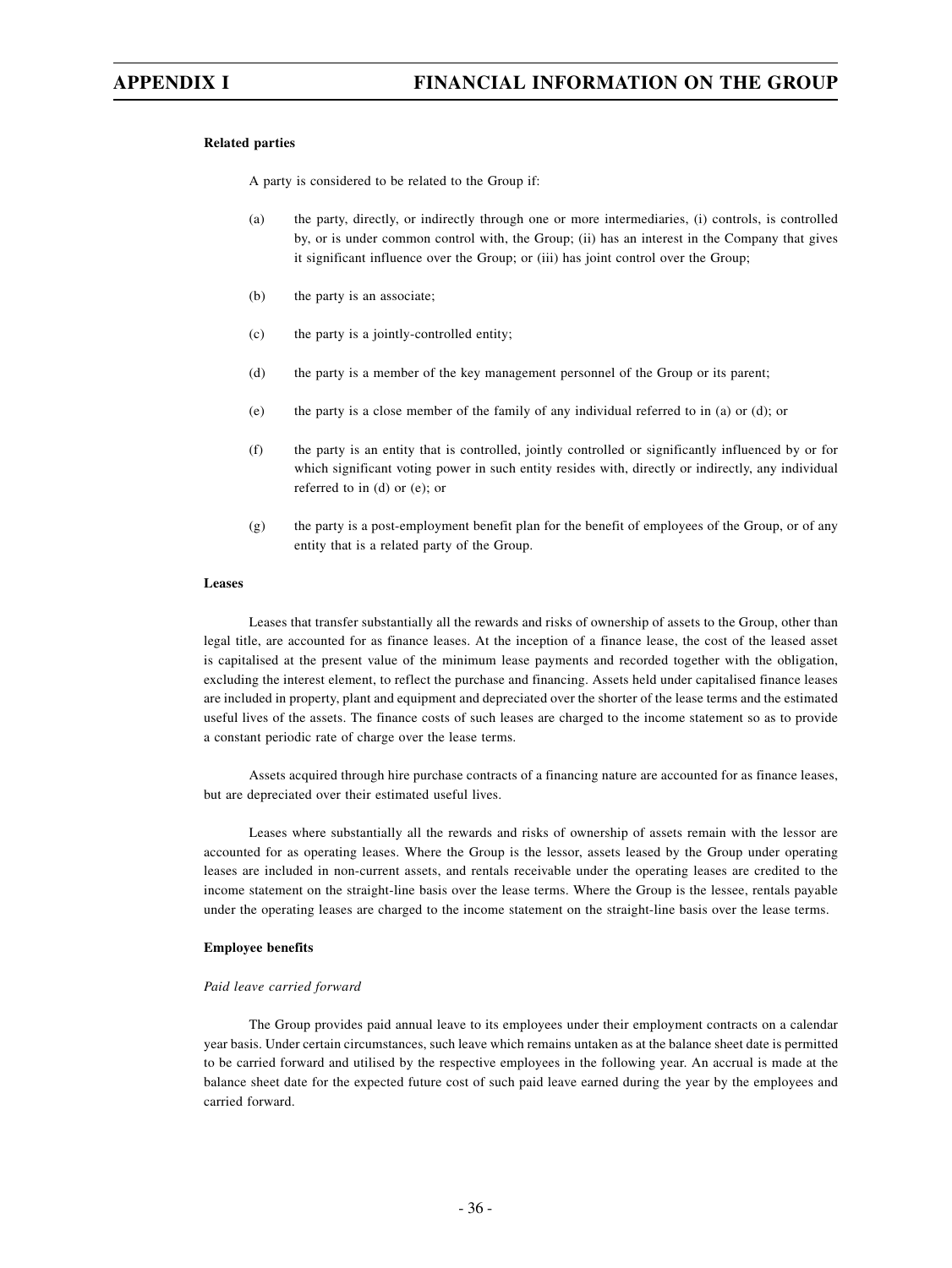**Related parties**

A party is considered to be related to the Group if:

(a) the party, directly, or indirectly through one or more intermediaries, (i) controls, is controlled by, or is under common control with, the Group; (ii) has an interest in the Company that gives it significant influence over the Group; or (iii) has joint control over the Group;

(b) the party is an associate;

(c) the party is a jointly-controlled entity;

(d) the party is a member of the key management personnel of the Group or its parent;

(e) the party is a close member of the family of any individual referred to in (a) or (d); or

(f) the party is an entity that is controlled, jointly controlled or significantly influenced by or for which significant voting power in such entity resides with, directly or indirectly, any individual referred to in (d) or (e); or

(g) the party is a post-employment benefit plan for the benefit of employees of the Group, or of any entity that is a related party of the Group.

**Leases**

Leases that transfer substantially all the rewards and risks of ownership of assets to the Group, other than legal title, are accounted for as finance leases. At the inception of a finance lease, the cost of the leased asset is capitalised at the present value of the minimum lease payments and recorded together with the obligation, excluding the interest element, to reflect the purchase and financing. Assets held under capitalised finance leases are included in property, plant and equipment and depreciated over the shorter of the lease terms and the estimated useful lives of the assets. The finance costs of such leases are charged to the income statement so as to provide a constant periodic rate of charge over the lease terms.

Assets acquired through hire purchase contracts of a financing nature are accounted for as finance leases, but are depreciated over their estimated useful lives.

Leases where substantially all the rewards and risks of ownership of assets remain with the lessor are accounted for as operating leases. Where the Group is the lessor, assets leased by the Group under operating leases are included in non-current assets, and rentals receivable under the operating leases are credited to the income statement on the straight-line basis over the lease terms. Where the Group is the lessee, rentals payable under the operating leases are charged to the income statement on the straight-line basis over the lease terms.

**Employee benefits**

*Paid leave carried forward*

The Group provides paid annual leave to its employees under their employment contracts on a calendar year basis. Under certain circumstances, such leave which remains untaken as at the balance sheet date is permitted to be carried forward and utilised by the respective employees in the following year. An accrual is made at the balance sheet date for the expected future cost of such paid leave earned during the year by the employees and carried forward.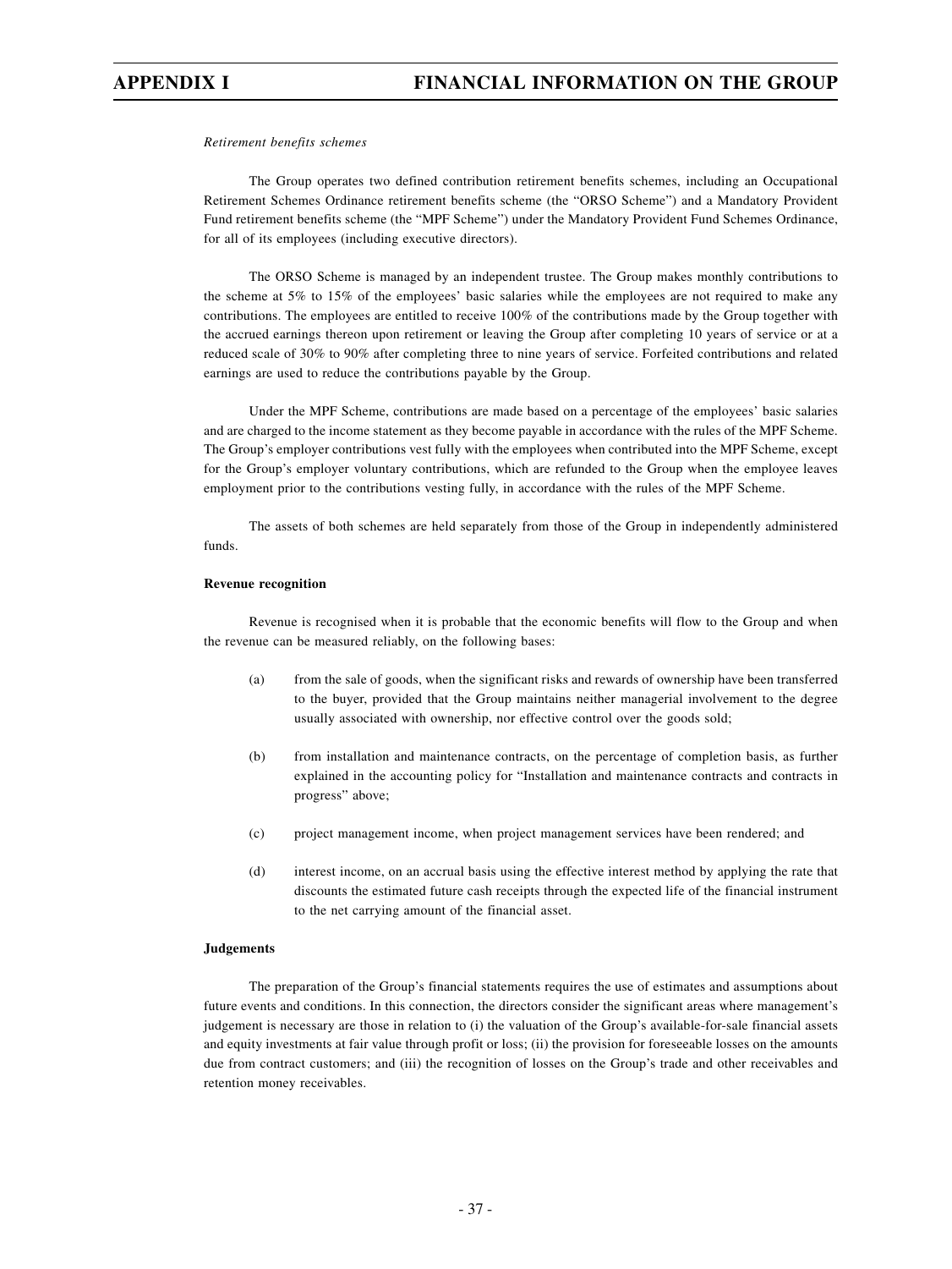*Retirement benefits schemes*

The Group operates two defined contribution retirement benefits schemes, including an Occupational Retirement Schemes Ordinance retirement benefits scheme (the "ORSO Scheme") and a Mandatory Provident Fund retirement benefits scheme (the "MPF Scheme") under the Mandatory Provident Fund Schemes Ordinance, for all of its employees (including executive directors).

The ORSO Scheme is managed by an independent trustee. The Group makes monthly contributions to the scheme at 5% to 15% of the employees' basic salaries while the employees are not required to make any contributions. The employees are entitled to receive 100% of the contributions made by the Group together with the accrued earnings thereon upon retirement or leaving the Group after completing 10 years of service or at a reduced scale of 30% to 90% after completing three to nine years of service. Forfeited contributions and related earnings are used to reduce the contributions payable by the Group.

Under the MPF Scheme, contributions are made based on a percentage of the employees' basic salaries and are charged to the income statement as they become payable in accordance with the rules of the MPF Scheme. The Group's employer contributions vest fully with the employees when contributed into the MPF Scheme, except for the Group's employer voluntary contributions, which are refunded to the Group when the employee leaves employment prior to the contributions vesting fully, in accordance with the rules of the MPF Scheme.

The assets of both schemes are held separately from those of the Group in independently administered funds.

**Revenue recognition**

Revenue is recognised when it is probable that the economic benefits will flow to the Group and when the revenue can be measured reliably, on the following bases:

(a) from the sale of goods, when the significant risks and rewards of ownership have been transferred to the buyer, provided that the Group maintains neither managerial involvement to the degree usually associated with ownership, nor effective control over the goods sold;

(b) from installation and maintenance contracts, on the percentage of completion basis, as further explained in the accounting policy for "Installation and maintenance contracts and contracts in progress" above;

(c) project management income, when project management services have been rendered; and

(d) interest income, on an accrual basis using the effective interest method by applying the rate that discounts the estimated future cash receipts through the expected life of the financial instrument to the net carrying amount of the financial asset.

**Judgements**

The preparation of the Group's financial statements requires the use of estimates and assumptions about future events and conditions. In this connection, the directors consider the significant areas where management's judgement is necessary are those in relation to (i) the valuation of the Group's available-for-sale financial assets and equity investments at fair value through profit or loss; (ii) the provision for foreseeable losses on the amounts due from contract customers; and (iii) the recognition of losses on the Group's trade and other receivables and retention money receivables.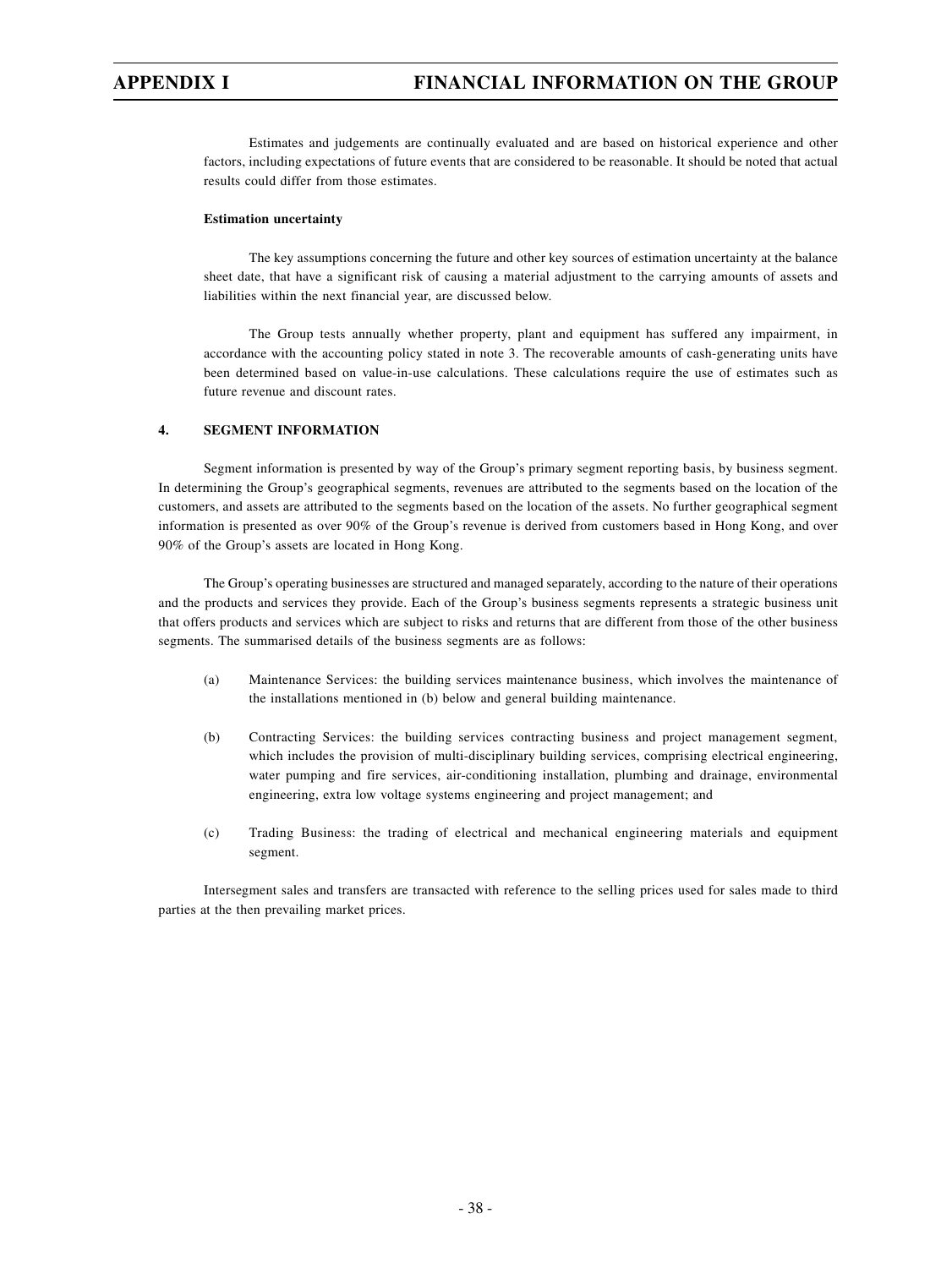Estimates and judgements are continually evaluated and are based on historical experience and other factors, including expectations of future events that are considered to be reasonable. It should be noted that actual results could differ from those estimates.

**Estimation uncertainty**

The key assumptions concerning the future and other key sources of estimation uncertainty at the balance sheet date, that have a significant risk of causing a material adjustment to the carrying amounts of assets and liabilities within the next financial year, are discussed below.

The Group tests annually whether property, plant and equipment has suffered any impairment, in accordance with the accounting policy stated in note 3. The recoverable amounts of cash-generating units have been determined based on value-in-use calculations. These calculations require the use of estimates such as future revenue and discount rates.

**4. SEGMENT INFORMATION**

Segment information is presented by way of the Group's primary segment reporting basis, by business segment. In determining the Group's geographical segments, revenues are attributed to the segments based on the location of the customers, and assets are attributed to the segments based on the location of the assets. No further geographical segment information is presented as over 90% of the Group's revenue is derived from customers based in Hong Kong, and over 90% of the Group's assets are located in Hong Kong.

The Group's operating businesses are structured and managed separately, according to the nature of their operations and the products and services they provide. Each of the Group's business segments represents a strategic business unit that offers products and services which are subject to risks and returns that are different from those of the other business segments. The summarised details of the business segments are as follows:

(a) Maintenance Services: the building services maintenance business, which involves the maintenance of the installations mentioned in (b) below and general building maintenance.

(b) Contracting Services: the building services contracting business and project management segment, which includes the provision of multi-disciplinary building services, comprising electrical engineering, water pumping and fire services, air-conditioning installation, plumbing and drainage, environmental engineering, extra low voltage systems engineering and project management; and

(c) Trading Business: the trading of electrical and mechanical engineering materials and equipment segment.

Intersegment sales and transfers are transacted with reference to the selling prices used for sales made to third parties at the then prevailing market prices.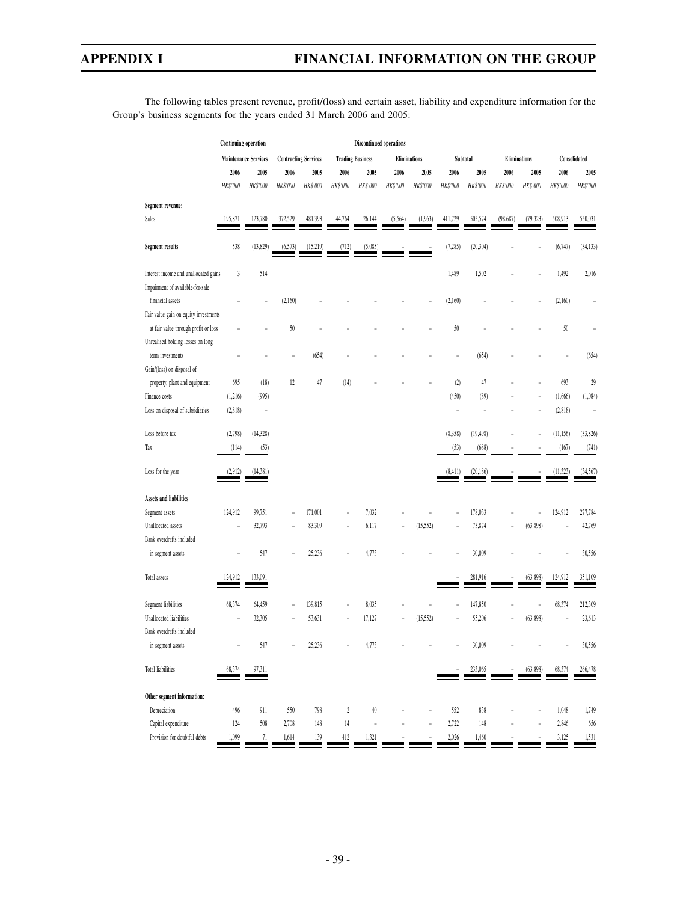The following tables present revenue, profit/(loss) and certain asset, liability and expenditure information for the Group's business segments for the years ended 31 March 2006 and 2005:

| | Continuing operation | | Discontinued operations | | | | | | | | | | | |
|---|---|---|---|---|---|---|---|---|---|---|---|---|---|---|
| | Maintenance Services | | Contracting Services | | Trading Business | | Eliminations | | Subtotal | | Eliminations | | Consolidated | |
| | 2006 | 2005 | 2006 | 2005 | 2006 | 2005 | 2006 | 2005 | 2006 | 2005 | 2006 | 2005 | 2006 | 2005 |
| | HK$'000 | HK$'000 | HK$'000 | HK$'000 | HK$'000 | HK$'000 | HK$'000 | HK$'000 | HK$'000 | HK$'000 | HK$'000 | HK$'000 | HK$'000 | HK$'000 |
| **Segment revenue:** | | | | | | | | | | | | | | |
| Sales | 195,871 | 123,780 | 372,529 | 481,393 | 44,764 | 26,144 | (5,564) | (1,963) | 411,729 | 505,574 | (98,687) | (79,323) | 508,913 | 550,031 |
| **Segment results** | 538 | (13,829) | (6,573) | (15,219) | (712) | (5,085) | – | – | (7,285) | (20,304) | – | – | (6,747) | (34,133) |
| Interest income and unallocated gains | 3 | 514 | | | | | | | 1,489 | 1,502 | – | – | 1,492 | 2,016 |
| Impairment of available-for-sale financial assets | – | – | (2,160) | – | – | – | – | – | (2,160) | – | – | – | (2,160) | – |
| Fair value gain on equity investments at fair value through profit or loss | – | – | 50 | – | – | – | – | – | 50 | – | – | – | 50 | – |
| Unrealised holding losses on long term investments | – | – | – | (654) | – | – | – | – | – | (654) | – | – | – | (654) |
| Gain/(loss) on disposal of property, plant and equipment | 695 | (18) | 12 | 47 | (14) | – | – | – | (2) | 47 | – | – | 693 | 29 |
| Finance costs | (1,216) | (995) | | | | | | | (450) | (89) | – | – | (1,666) | (1,084) |
| Loss on disposal of subsidiaries | (2,818) | – | | | | | | | – | – | – | – | (2,818) | – |
| Loss before tax | (2,798) | (14,328) | | | | | | | (8,358) | (19,498) | – | – | (11,156) | (33,826) |
| Tax | (114) | (53) | | | | | | | (53) | (688) | – | – | (167) | (741) |
| Loss for the year | (2,912) | (14,381) | | | | | | | (8,411) | (20,186) | – | – | (11,323) | (34,567) |
| **Assets and liabilities** | | | | | | | | | | | | | | |
| Segment assets | 124,912 | 99,751 | – | 171,001 | – | 7,032 | – | – | – | 178,033 | – | – | 124,912 | 277,784 |
| Unallocated assets | – | 32,793 | – | 83,309 | – | 6,117 | – | (15,552) | – | 73,874 | – | (63,898) | – | 42,769 |
| Bank overdrafts included in segment assets | – | 547 | – | 25,236 | – | 4,773 | – | – | – | 30,009 | – | – | – | 30,556 |
| Total assets | 124,912 | 133,091 | | | | | | | – | 281,916 | – | (63,898) | 124,912 | 351,109 |
| Segment liabilities | 68,374 | 64,459 | – | 139,815 | – | 8,035 | – | – | – | 147,850 | – | – | 68,374 | 212,309 |
| Unallocated liabilities | – | 32,305 | – | 53,631 | – | 17,127 | – | (15,552) | – | 55,206 | – | (63,898) | – | 23,613 |
| Bank overdrafts included in segment assets | – | 547 | – | 25,236 | – | 4,773 | – | – | – | 30,009 | – | – | – | 30,556 |
| Total liabilities | 68,374 | 97,311 | | | | | | | – | 233,065 | – | (63,898) | 68,374 | 266,478 |
| **Other segment information:** | | | | | | | | | | | | | | |
| Depreciation | 496 | 911 | 550 | 798 | 2 | 40 | – | – | 552 | 838 | – | – | 1,048 | 1,749 |
| Capital expenditure | 124 | 508 | 2,708 | 148 | 14 | – | – | – | 2,722 | 148 | – | – | 2,846 | 656 |
| Provision for doubtful debts | 1,099 | 71 | 1,614 | 139 | 412 | 1,321 | – | – | 2,026 | 1,460 | – | – | 3,125 | 1,531 |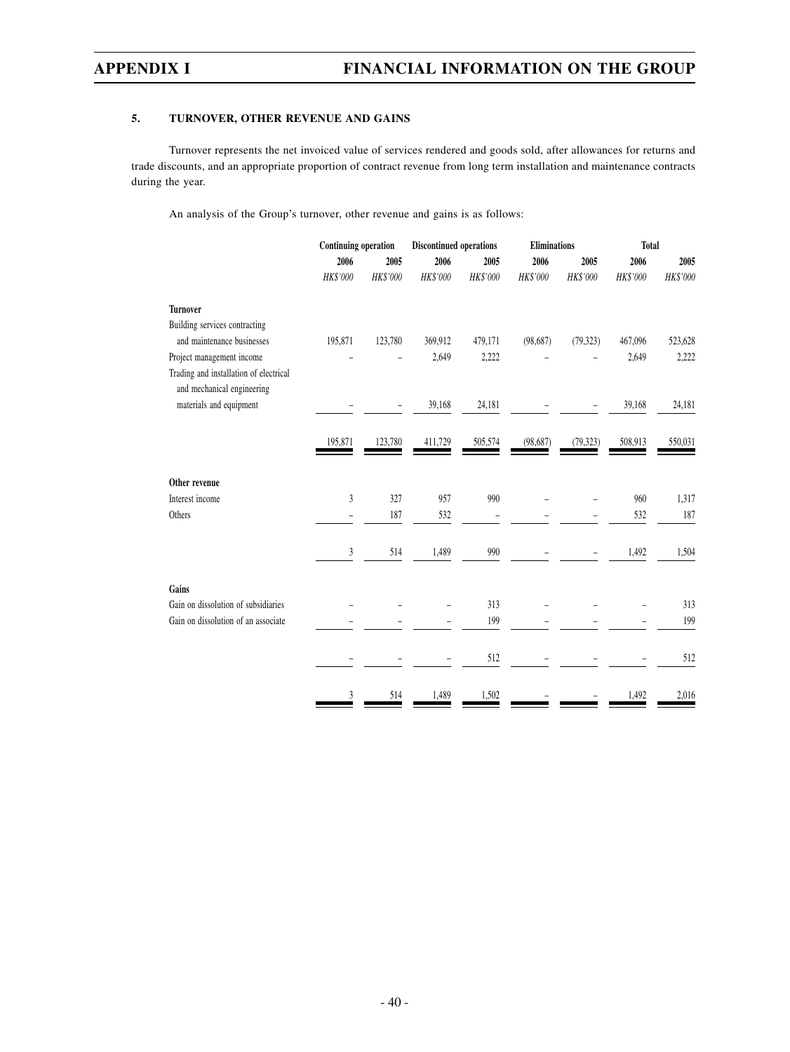## 5. TURNOVER, OTHER REVENUE AND GAINS

Turnover represents the net invoiced value of services rendered and goods sold, after allowances for returns and trade discounts, and an appropriate proportion of contract revenue from long term installation and maintenance contracts during the year.

An analysis of the Group's turnover, other revenue and gains is as follows:

| | Continuing operation | | Discontinued operations | | Eliminations | | Total | |
|---|---|---|---|---|---|---|---|---|
| | 2006 | 2005 | 2006 | 2005 | 2006 | 2005 | 2006 | 2005 |
| | *HK$'000* | *HK$'000* | *HK$'000* | *HK$'000* | *HK$'000* | *HK$'000* | *HK$'000* | *HK$'000* |
| **Turnover** | | | | | | | | |
| Building services contracting and maintenance businesses | 195,871 | 123,780 | 369,912 | 479,171 | (98,687) | (79,323) | 467,096 | 523,628 |
| Project management income | – | – | 2,649 | 2,222 | – | – | 2,649 | 2,222 |
| Trading and installation of electrical and mechanical engineering materials and equipment | – | – | 39,168 | 24,181 | – | – | 39,168 | 24,181 |
| | 195,871 | 123,780 | 411,729 | 505,574 | (98,687) | (79,323) | 508,913 | 550,031 |
| **Other revenue** | | | | | | | | |
| Interest income | 3 | 327 | 957 | 990 | – | – | 960 | 1,317 |
| Others | – | 187 | 532 | – | – | – | 532 | 187 |
| | 3 | 514 | 1,489 | 990 | – | – | 1,492 | 1,504 |
| **Gains** | | | | | | | | |
| Gain on dissolution of subsidiaries | – | – | – | 313 | – | – | – | 313 |
| Gain on dissolution of an associate | – | – | – | 199 | – | – | – | 199 |
| | – | – | – | 512 | – | – | – | 512 |
| | 3 | 514 | 1,489 | 1,502 | – | – | 1,492 | 2,016 |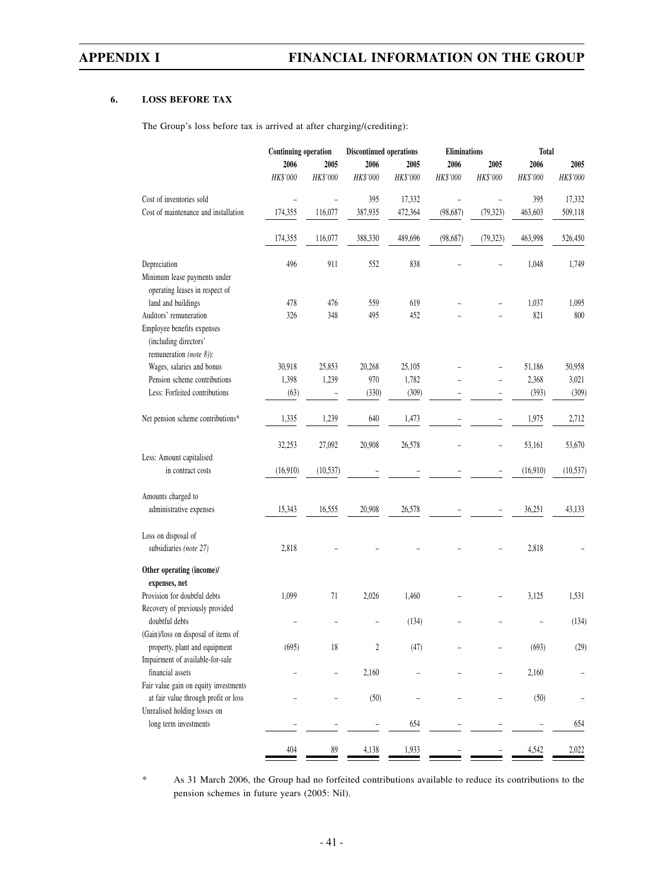### 6. LOSS BEFORE TAX

The Group's loss before tax is arrived at after charging/(crediting):

| | Continuing operation | | Discontinued operations | | Eliminations | | Total | |
|---|---|---|---|---|---|---|---|---|
| | 2006 | 2005 | 2006 | 2005 | 2006 | 2005 | 2006 | 2005 |
| | *HK$'000* | *HK$'000* | *HK$'000* | *HK$'000* | *HK$'000* | *HK$'000* | *HK$'000* | *HK$'000* |
| Cost of inventories sold | – | – | 395 | 17,332 | – | – | 395 | 17,332 |
| Cost of maintenance and installation | 174,355 | 116,077 | 387,935 | 472,364 | (98,687) | (79,323) | 463,603 | 509,118 |
| | 174,355 | 116,077 | 388,330 | 489,696 | (98,687) | (79,323) | 463,998 | 526,450 |
| Depreciation | 496 | 911 | 552 | 838 | – | – | 1,048 | 1,749 |
| Minimum lease payments under operating leases in respect of land and buildings | 478 | 476 | 559 | 619 | – | – | 1,037 | 1,095 |
| Auditors' remuneration | 326 | 348 | 495 | 452 | – | – | 821 | 800 |
| Employee benefits expenses (including directors' remuneration *(note 8)*): | | | | | | | | |
| Wages, salaries and bonus | 30,918 | 25,853 | 20,268 | 25,105 | – | – | 51,186 | 50,958 |
| Pension scheme contributions | 1,398 | 1,239 | 970 | 1,782 | – | – | 2,368 | 3,021 |
| Less: Forfeited contributions | (63) | – | (330) | (309) | – | – | (393) | (309) |
| Net pension scheme contributions* | 1,335 | 1,239 | 640 | 1,473 | – | – | 1,975 | 2,712 |
| | 32,253 | 27,092 | 20,908 | 26,578 | – | – | 53,161 | 53,670 |
| Less: Amount capitalised in contract costs | (16,910) | (10,537) | – | – | – | – | (16,910) | (10,537) |
| Amounts charged to administrative expenses | 15,343 | 16,555 | 20,908 | 26,578 | – | – | 36,251 | 43,133 |
| Loss on disposal of subsidiaries *(note 27)* | 2,818 | – | – | – | – | – | 2,818 | – |
| **Other operating (income)/ expenses, net** | | | | | | | | |
| Provision for doubtful debts | 1,099 | 71 | 2,026 | 1,460 | – | – | 3,125 | 1,531 |
| Recovery of previously provided doubtful debts | – | – | – | (134) | – | – | – | (134) |
| (Gain)/loss on disposal of items of property, plant and equipment | (695) | 18 | 2 | (47) | – | – | (693) | (29) |
| Impairment of available-for-sale financial assets | – | – | 2,160 | – | – | – | 2,160 | – |
| Fair value gain on equity investments at fair value through profit or loss | – | – | (50) | – | – | – | (50) | – |
| Unrealised holding losses on long term investments | – | – | – | 654 | – | – | – | 654 |
| | 404 | 89 | 4,138 | 1,933 | – | – | 4,542 | 2,022 |

\* As 31 March 2006, the Group had no forfeited contributions available to reduce its contributions to the pension schemes in future years (2005: Nil).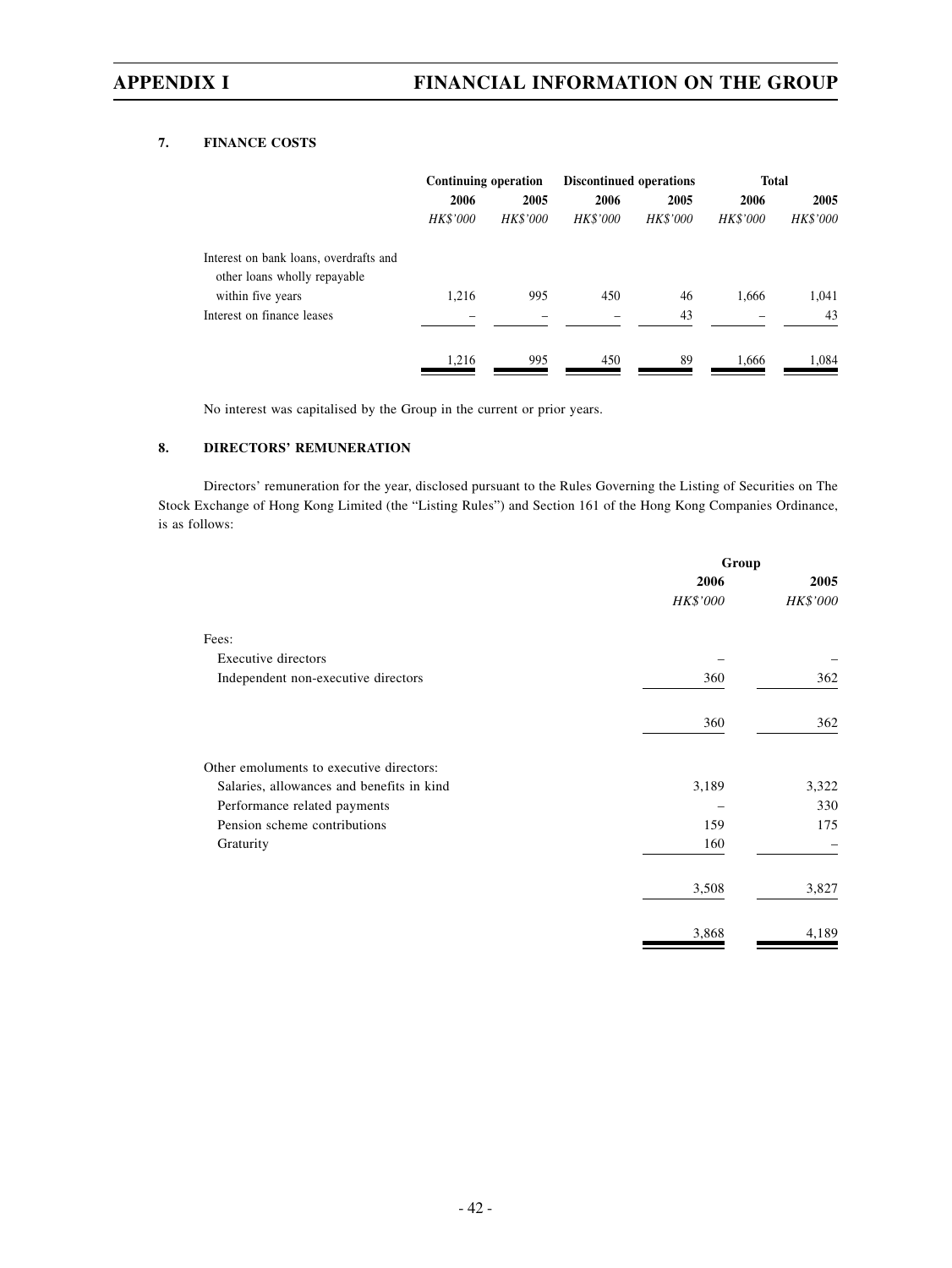## 7. FINANCE COSTS

| | Continuing operation | | Discontinued operations | | Total | |
|---|---|---|---|---|---|---|
| | 2006 | 2005 | 2006 | 2005 | 2006 | 2005 |
| | *HK$'000* | *HK$'000* | *HK$'000* | *HK$'000* | *HK$'000* | *HK$'000* |
| Interest on bank loans, overdrafts and other loans wholly repayable within five years | 1,216 | 995 | 450 | 46 | 1,666 | 1,041 |
| Interest on finance leases | – | – | – | 43 | – | 43 |
| | 1,216 | 995 | 450 | 89 | 1,666 | 1,084 |

No interest was capitalised by the Group in the current or prior years.

## 8. DIRECTORS' REMUNERATION

Directors' remuneration for the year, disclosed pursuant to the Rules Governing the Listing of Securities on The Stock Exchange of Hong Kong Limited (the "Listing Rules") and Section 161 of the Hong Kong Companies Ordinance, is as follows:

| | Group | |
|---|---|---|
| | 2006 | 2005 |
| | *HK$'000* | *HK$'000* |
| Fees: | | |
| Executive directors | – | – |
| Independent non-executive directors | 360 | 362 |
| | 360 | 362 |
| Other emoluments to executive directors: | | |
| Salaries, allowances and benefits in kind | 3,189 | 3,322 |
| Performance related payments | – | 330 |
| Pension scheme contributions | 159 | 175 |
| Gratuity | 160 | – |
| | 3,508 | 3,827 |
| | 3,868 | 4,189 |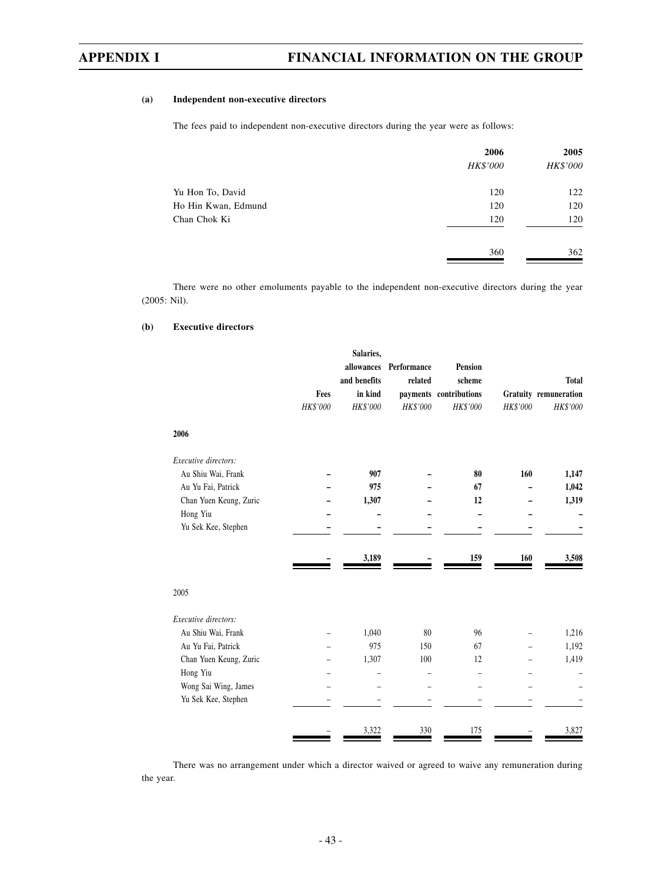#### (a) Independent non-executive directors

The fees paid to independent non-executive directors during the year were as follows:

| | 2006 | 2005 |
|---|---|---|
| | *HK$'000* | *HK$'000* |
| Yu Hon To, David | 120 | 122 |
| Ho Hin Kwan, Edmund | 120 | 120 |
| Chan Chok Ki | 120 | 120 |
| | 360 | 362 |

There were no other emoluments payable to the independent non-executive directors during the year (2005: Nil).

#### (b) Executive directors

| | Fees | Salaries, allowances and benefits in kind | Performance related payments | Pension scheme contributions | Gratuity | Total remuneration |
|---|---|---|---|---|---|---|
| | *HK$'000* | *HK$'000* | *HK$'000* | *HK$'000* | *HK$'000* | *HK$'000* |
| **2006** | | | | | | |
| *Executive directors:* | | | | | | |
| Au Shiu Wai, Frank | **–** | **907** | **–** | **80** | **160** | **1,147** |
| Au Yu Fai, Patrick | **–** | **975** | **–** | **67** | **–** | **1,042** |
| Chan Yuen Keung, Zuric | **–** | **1,307** | **–** | **12** | **–** | **1,319** |
| Hong Yiu | **–** | **–** | **–** | **–** | **–** | **–** |
| Yu Sek Kee, Stephen | **–** | **–** | **–** | **–** | **–** | **–** |
| | **–** | **3,189** | **–** | **159** | **160** | **3,508** |
| 2005 | | | | | | |
| *Executive directors:* | | | | | | |
| Au Shiu Wai, Frank | – | 1,040 | 80 | 96 | – | 1,216 |
| Au Yu Fai, Patrick | – | 975 | 150 | 67 | – | 1,192 |
| Chan Yuen Keung, Zuric | – | 1,307 | 100 | 12 | – | 1,419 |
| Hong Yiu | – | – | – | – | – | – |
| Wong Sai Wing, James | – | – | – | – | – | – |
| Yu Sek Kee, Stephen | – | – | – | – | – | – |
| | – | 3,322 | 330 | 175 | – | 3,827 |

There was no arrangement under which a director waived or agreed to waive any remuneration during the year.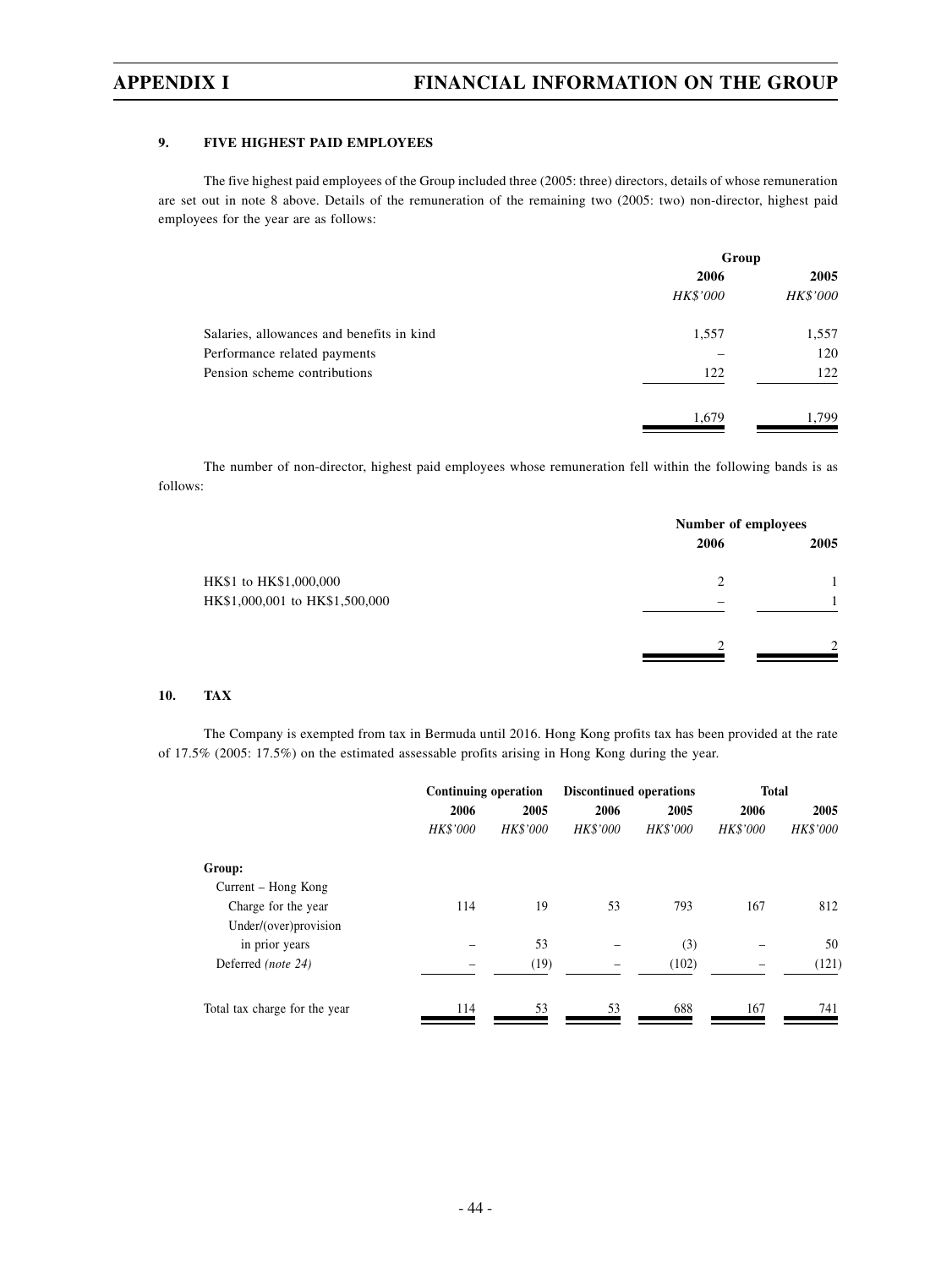### 9. FIVE HIGHEST PAID EMPLOYEES

The five highest paid employees of the Group included three (2005: three) directors, details of whose remuneration are set out in note 8 above. Details of the remuneration of the remaining two (2005: two) non-director, highest paid employees for the year are as follows:

| | Group | |
|---|---|---|
| | 2006 | 2005 |
| | *HK$'000* | *HK$'000* |
| Salaries, allowances and benefits in kind | 1,557 | 1,557 |
| Performance related payments | – | 120 |
| Pension scheme contributions | 122 | 122 |
| | 1,679 | 1,799 |

The number of non-director, highest paid employees whose remuneration fell within the following bands is as follows:

| | Number of employees | |
|---|---|---|
| | 2006 | 2005 |
| HK$1 to HK$1,000,000 | 2 | 1 |
| HK$1,000,001 to HK$1,500,000 | – | 1 |
| | 2 | 2 |

### 10. TAX

The Company is exempted from tax in Bermuda until 2016. Hong Kong profits tax has been provided at the rate of 17.5% (2005: 17.5%) on the estimated assessable profits arising in Hong Kong during the year.

| | Continuing operation | | Discontinued operations | | Total | |
|---|---|---|---|---|---|---|
| | 2006 | 2005 | 2006 | 2005 | 2006 | 2005 |
| | *HK$'000* | *HK$'000* | *HK$'000* | *HK$'000* | *HK$'000* | *HK$'000* |
| **Group:** | | | | | | |
| Current – Hong Kong | | | | | | |
| Charge for the year | 114 | 19 | 53 | 793 | 167 | 812 |
| Under/(over)provision in prior years | – | 53 | – | (3) | – | 50 |
| Deferred *(note 24)* | – | (19) | – | (102) | – | (121) |
| Total tax charge for the year | 114 | 53 | 53 | 688 | 167 | 741 |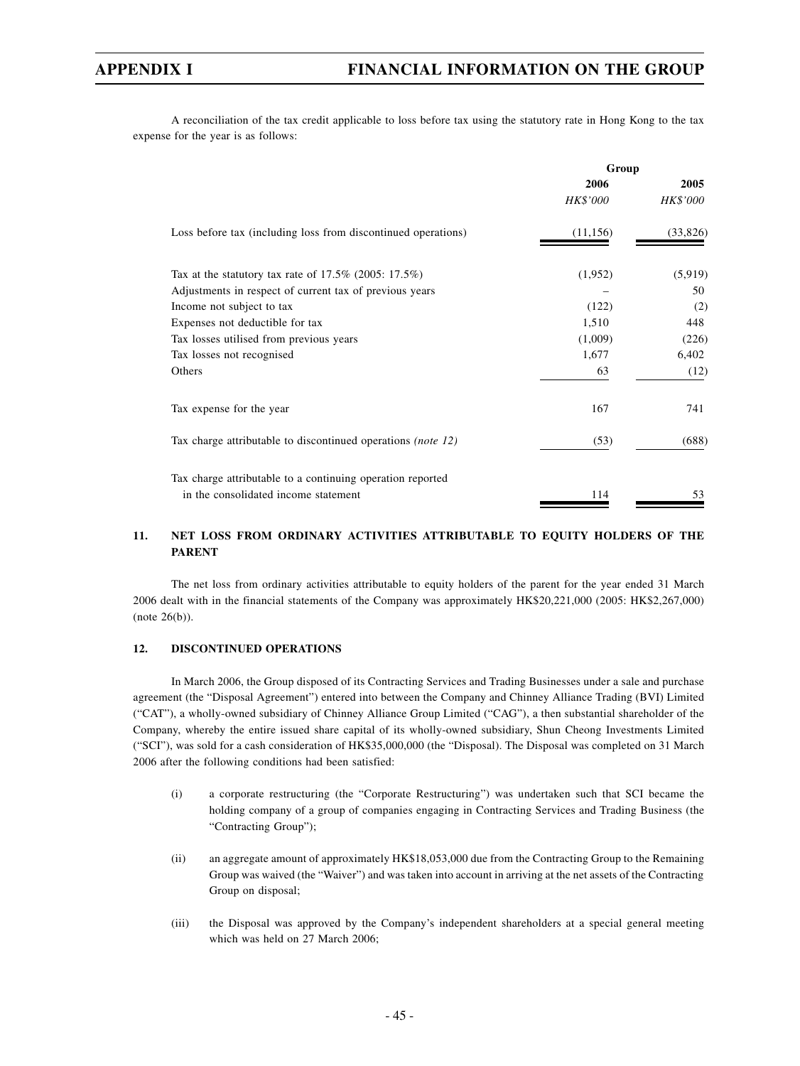A reconciliation of the tax credit applicable to loss before tax using the statutory rate in Hong Kong to the tax expense for the year is as follows:

| | Group | |
|---|---|---|
| | 2006 | 2005 |
| | *HK$'000* | *HK$'000* |
| Loss before tax (including loss from discontinued operations) | (11,156) | (33,826) |
| Tax at the statutory tax rate of 17.5% (2005: 17.5%) | (1,952) | (5,919) |
| Adjustments in respect of current tax of previous years | – | 50 |
| Income not subject to tax | (122) | (2) |
| Expenses not deductible for tax | 1,510 | 448 |
| Tax losses utilised from previous years | (1,009) | (226) |
| Tax losses not recognised | 1,677 | 6,402 |
| Others | 63 | (12) |
| Tax expense for the year | 167 | 741 |
| Tax charge attributable to discontinued operations *(note 12)* | (53) | (688) |
| Tax charge attributable to a continuing operation reported in the consolidated income statement | 114 | 53 |

## 11. NET LOSS FROM ORDINARY ACTIVITIES ATTRIBUTABLE TO EQUITY HOLDERS OF THE PARENT

The net loss from ordinary activities attributable to equity holders of the parent for the year ended 31 March 2006 dealt with in the financial statements of the Company was approximately HK$20,221,000 (2005: HK$2,267,000) (note 26(b)).

## 12. DISCONTINUED OPERATIONS

In March 2006, the Group disposed of its Contracting Services and Trading Businesses under a sale and purchase agreement (the "Disposal Agreement") entered into between the Company and Chinney Alliance Trading (BVI) Limited ("CAT"), a wholly-owned subsidiary of Chinney Alliance Group Limited ("CAG"), a then substantial shareholder of the Company, whereby the entire issued share capital of its wholly-owned subsidiary, Shun Cheong Investments Limited ("SCI"), was sold for a cash consideration of HK$35,000,000 (the "Disposal). The Disposal was completed on 31 March 2006 after the following conditions had been satisfied:

(i) a corporate restructuring (the "Corporate Restructuring") was undertaken such that SCI became the holding company of a group of companies engaging in Contracting Services and Trading Business (the "Contracting Group");

(ii) an aggregate amount of approximately HK$18,053,000 due from the Contracting Group to the Remaining Group was waived (the "Waiver") and was taken into account in arriving at the net assets of the Contracting Group on disposal;

(iii) the Disposal was approved by the Company's independent shareholders at a special general meeting which was held on 27 March 2006;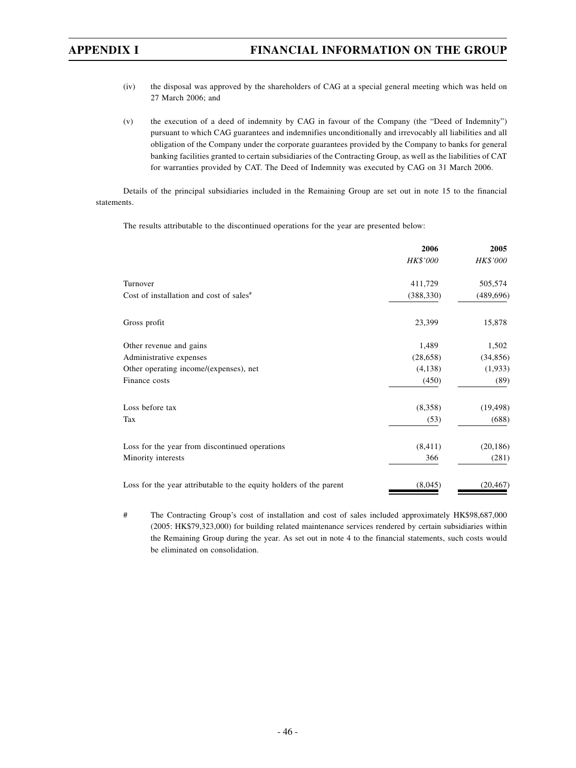(iv) the disposal was approved by the shareholders of CAG at a special general meeting which was held on 27 March 2006; and

(v) the execution of a deed of indemnity by CAG in favour of the Company (the "Deed of Indemnity") pursuant to which CAG guarantees and indemnifies unconditionally and irrevocably all liabilities and all obligation of the Company under the corporate guarantees provided by the Company to banks for general banking facilities granted to certain subsidiaries of the Contracting Group, as well as the liabilities of CAT for warranties provided by CAT. The Deed of Indemnity was executed by CAG on 31 March 2006.

Details of the principal subsidiaries included in the Remaining Group are set out in note 15 to the financial statements.

The results attributable to the discontinued operations for the year are presented below:

| | 2006 | 2005 |
|---|---|---|
| | *HK$'000* | *HK$'000* |
| Turnover | 411,729 | 505,574 |
| Cost of installation and cost of sales# | (388,330) | (489,696) |
| Gross profit | 23,399 | 15,878 |
| Other revenue and gains | 1,489 | 1,502 |
| Administrative expenses | (28,658) | (34,856) |
| Other operating income/(expenses), net | (4,138) | (1,933) |
| Finance costs | (450) | (89) |
| Loss before tax | (8,358) | (19,498) |
| Tax | (53) | (688) |
| Loss for the year from discontinued operations | (8,411) | (20,186) |
| Minority interests | 366 | (281) |
| Loss for the year attributable to the equity holders of the parent | (8,045) | (20,467) |

\# The Contracting Group's cost of installation and cost of sales included approximately HK$98,687,000 (2005: HK$79,323,000) for building related maintenance services rendered by certain subsidiaries within the Remaining Group during the year. As set out in note 4 to the financial statements, such costs would be eliminated on consolidation.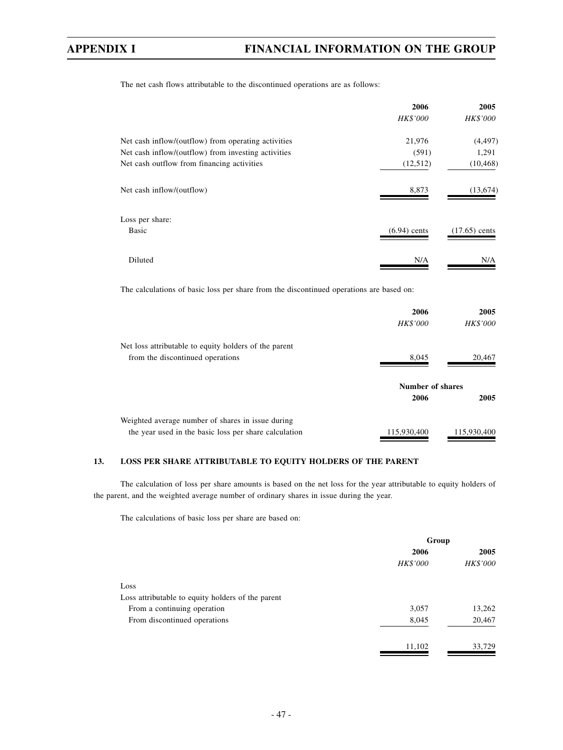The net cash flows attributable to the discontinued operations are as follows:

| | 2006 | 2005 |
|---|---|---|
| | *HK$'000* | *HK$'000* |
| Net cash inflow/(outflow) from operating activities | 21,976 | (4,497) |
| Net cash inflow/(outflow) from investing activities | (591) | 1,291 |
| Net cash outflow from financing activities | (12,512) | (10,468) |
| Net cash inflow/(outflow) | 8,873 | (13,674) |
| Loss per share: | | |
| Basic | (6.94) cents | (17.65) cents |
| Diluted | N/A | N/A |

The calculations of basic loss per share from the discontinued operations are based on:

| | 2006 | 2005 |
|---|---|---|
| | *HK$'000* | *HK$'000* |
| Net loss attributable to equity holders of the parent from the discontinued operations | 8,045 | 20,467 |
| | **Number of shares** | |
| | **2006** | **2005** |
| Weighted average number of shares in issue during the year used in the basic loss per share calculation | 115,930,400 | 115,930,400 |

## 13. LOSS PER SHARE ATTRIBUTABLE TO EQUITY HOLDERS OF THE PARENT

The calculation of loss per share amounts is based on the net loss for the year attributable to equity holders of the parent, and the weighted average number of ordinary shares in issue during the year.

The calculations of basic loss per share are based on:

| | Group | |
|---|---|---|
| | 2006 | 2005 |
| | *HK$'000* | *HK$'000* |
| Loss | | |
| Loss attributable to equity holders of the parent | | |
| From a continuing operation | 3,057 | 13,262 |
| From discontinued operations | 8,045 | 20,467 |
| | 11,102 | 33,729 |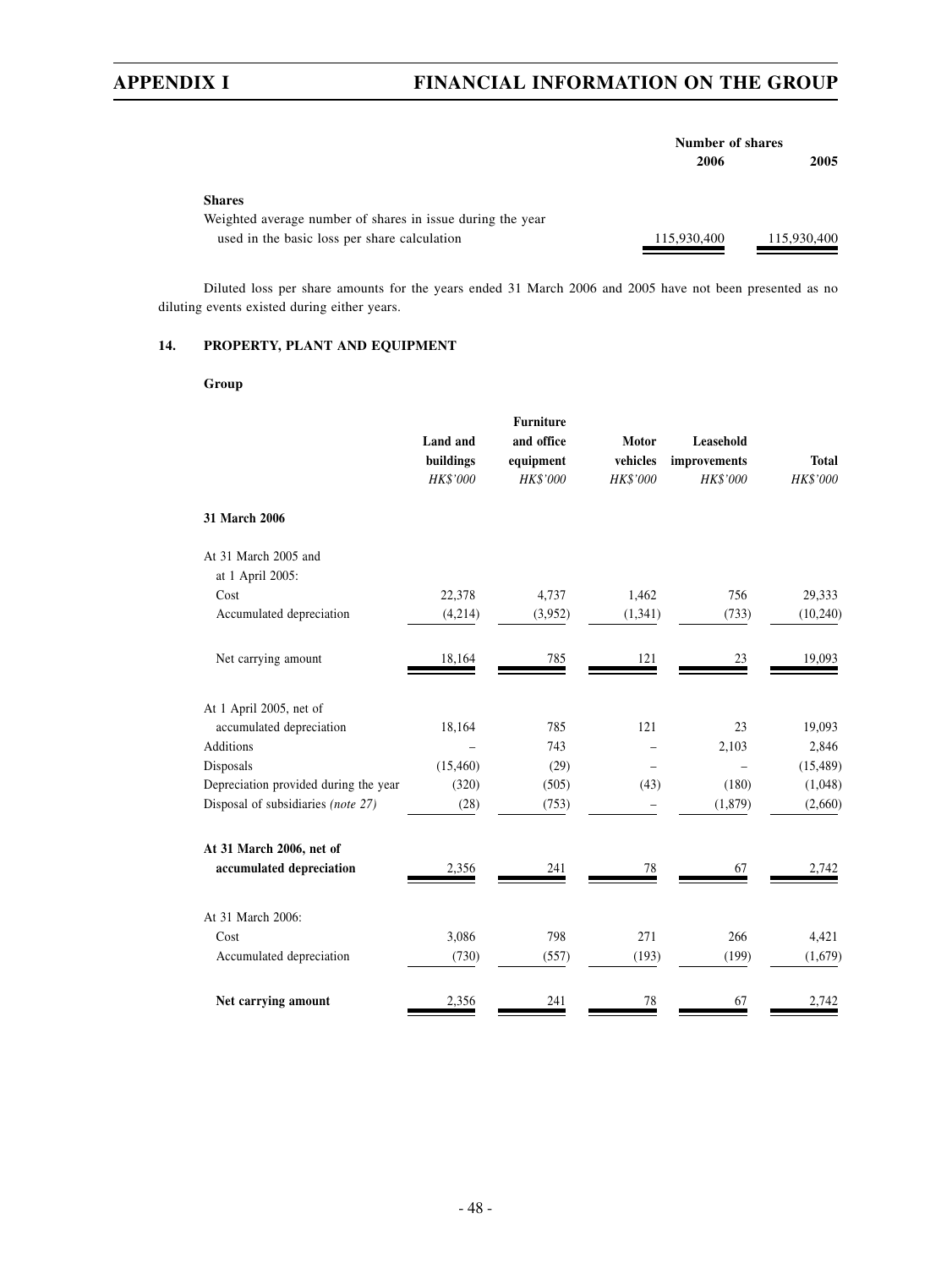| | Number of shares | |
|---|---|---|
| | 2006 | 2005 |
| **Shares** | | |
| Weighted average number of shares in issue during the year used in the basic loss per share calculation | 115,930,400 | 115,930,400 |

Diluted loss per share amounts for the years ended 31 March 2006 and 2005 have not been presented as no diluting events existed during either years.

## 14. PROPERTY, PLANT AND EQUIPMENT

**Group**

| | Land and buildings | Furniture and office equipment | Motor vehicles | Leasehold improvements | Total |
|---|---|---|---|---|---|
| | *HK$'000* | *HK$'000* | *HK$'000* | *HK$'000* | *HK$'000* |
| **31 March 2006** | | | | | |
| At 31 March 2005 and at 1 April 2005: | | | | | |
| Cost | 22,378 | 4,737 | 1,462 | 756 | 29,333 |
| Accumulated depreciation | (4,214) | (3,952) | (1,341) | (733) | (10,240) |
| Net carrying amount | 18,164 | 785 | 121 | 23 | 19,093 |
| At 1 April 2005, net of accumulated depreciation | 18,164 | 785 | 121 | 23 | 19,093 |
| Additions | – | 743 | – | 2,103 | 2,846 |
| Disposals | (15,460) | (29) | – | – | (15,489) |
| Depreciation provided during the year | (320) | (505) | (43) | (180) | (1,048) |
| Disposal of subsidiaries *(note 27)* | (28) | (753) | – | (1,879) | (2,660) |
| **At 31 March 2006, net of accumulated depreciation** | 2,356 | 241 | 78 | 67 | 2,742 |
| At 31 March 2006: | | | | | |
| Cost | 3,086 | 798 | 271 | 266 | 4,421 |
| Accumulated depreciation | (730) | (557) | (193) | (199) | (1,679) |
| **Net carrying amount** | 2,356 | 241 | 78 | 67 | 2,742 |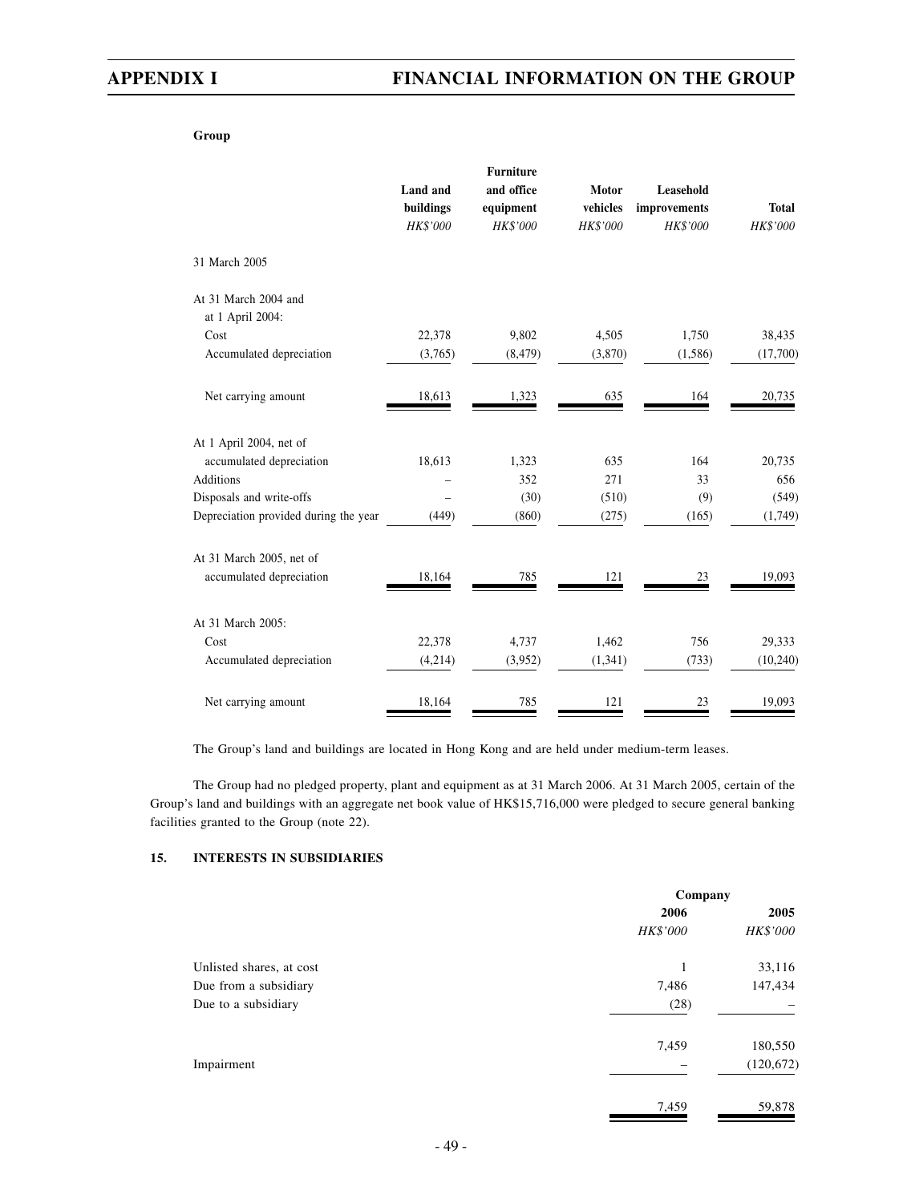**Group**

| | Land and buildings | Furniture and office equipment | Motor vehicles | Leasehold improvements | Total |
|---|---|---|---|---|---|
| | *HK$'000* | *HK$'000* | *HK$'000* | *HK$'000* | *HK$'000* |
| 31 March 2005 | | | | | |
| At 31 March 2004 and at 1 April 2004: | | | | | |
| Cost | 22,378 | 9,802 | 4,505 | 1,750 | 38,435 |
| Accumulated depreciation | (3,765) | (8,479) | (3,870) | (1,586) | (17,700) |
| Net carrying amount | 18,613 | 1,323 | 635 | 164 | 20,735 |
| At 1 April 2004, net of accumulated depreciation | 18,613 | 1,323 | 635 | 164 | 20,735 |
| Additions | – | 352 | 271 | 33 | 656 |
| Disposals and write-offs | – | (30) | (510) | (9) | (549) |
| Depreciation provided during the year | (449) | (860) | (275) | (165) | (1,749) |
| At 31 March 2005, net of accumulated depreciation | 18,164 | 785 | 121 | 23 | 19,093 |
| At 31 March 2005: | | | | | |
| Cost | 22,378 | 4,737 | 1,462 | 756 | 29,333 |
| Accumulated depreciation | (4,214) | (3,952) | (1,341) | (733) | (10,240) |
| Net carrying amount | 18,164 | 785 | 121 | 23 | 19,093 |

The Group's land and buildings are located in Hong Kong and are held under medium-term leases.

The Group had no pledged property, plant and equipment as at 31 March 2006. At 31 March 2005, certain of the Group's land and buildings with an aggregate net book value of HK$15,716,000 were pledged to secure general banking facilities granted to the Group (note 22).

## 15. INTERESTS IN SUBSIDIARIES

| | Company | |
|---|---|---|
| | 2006 | 2005 |
| | *HK$'000* | *HK$'000* |
| Unlisted shares, at cost | 1 | 33,116 |
| Due from a subsidiary | 7,486 | 147,434 |
| Due to a subsidiary | (28) | – |
| | 7,459 | 180,550 |
| Impairment | – | (120,672) |
| | 7,459 | 59,878 |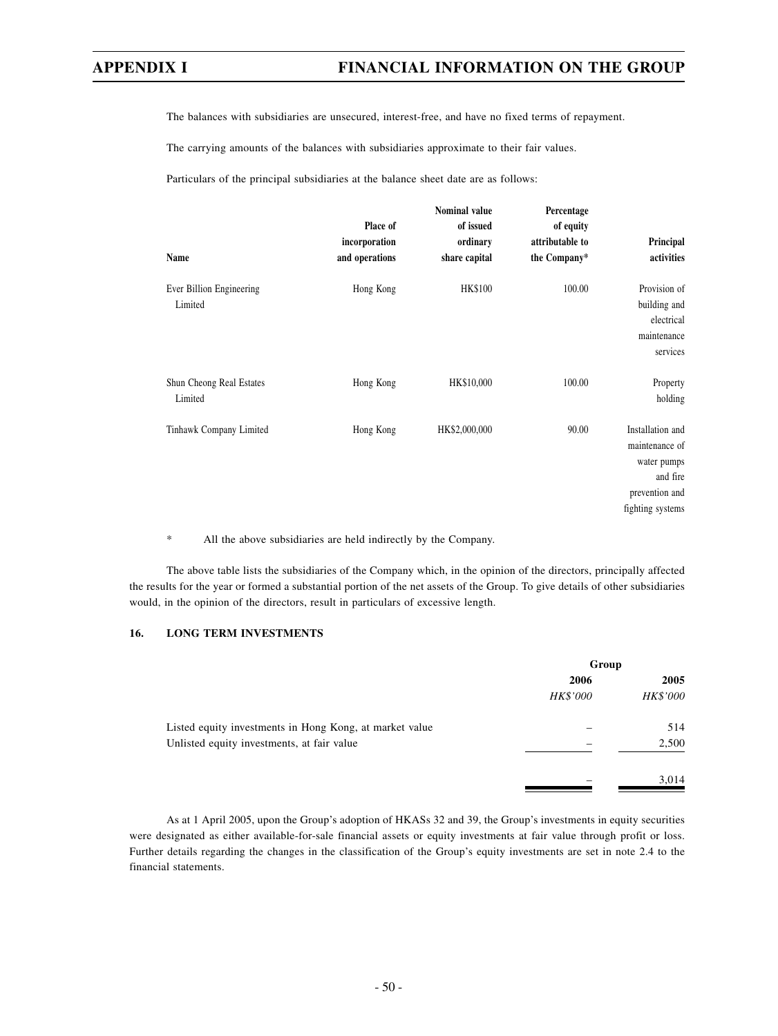The balances with subsidiaries are unsecured, interest-free, and have no fixed terms of repayment.

The carrying amounts of the balances with subsidiaries approximate to their fair values.

Particulars of the principal subsidiaries at the balance sheet date are as follows:

| Name | Place of incorporation and operations | Nominal value of issued ordinary share capital | Percentage of equity attributable to the Company* | Principal activities |
|---|---|---|---|---|
| Ever Billion Engineering Limited | Hong Kong | HK$100 | 100.00 | Provision of building and electrical maintenance services |
| Shun Cheong Real Estates Limited | Hong Kong | HK$10,000 | 100.00 | Property holding |
| Tinhawk Company Limited | Hong Kong | HK$2,000,000 | 90.00 | Installation and maintenance of water pumps and fire prevention and fighting systems |

\* All the above subsidiaries are held indirectly by the Company.

The above table lists the subsidiaries of the Company which, in the opinion of the directors, principally affected the results for the year or formed a substantial portion of the net assets of the Group. To give details of other subsidiaries would, in the opinion of the directors, result in particulars of excessive length.

## 16. LONG TERM INVESTMENTS

| | Group | |
|---|---|---|
| | 2006 | 2005 |
| | *HK$'000* | *HK$'000* |
| Listed equity investments in Hong Kong, at market value | – | 514 |
| Unlisted equity investments, at fair value | – | 2,500 |
| | – | 3,014 |

As at 1 April 2005, upon the Group's adoption of HKASs 32 and 39, the Group's investments in equity securities were designated as either available-for-sale financial assets or equity investments at fair value through profit or loss. Further details regarding the changes in the classification of the Group's equity investments are set in note 2.4 to the financial statements.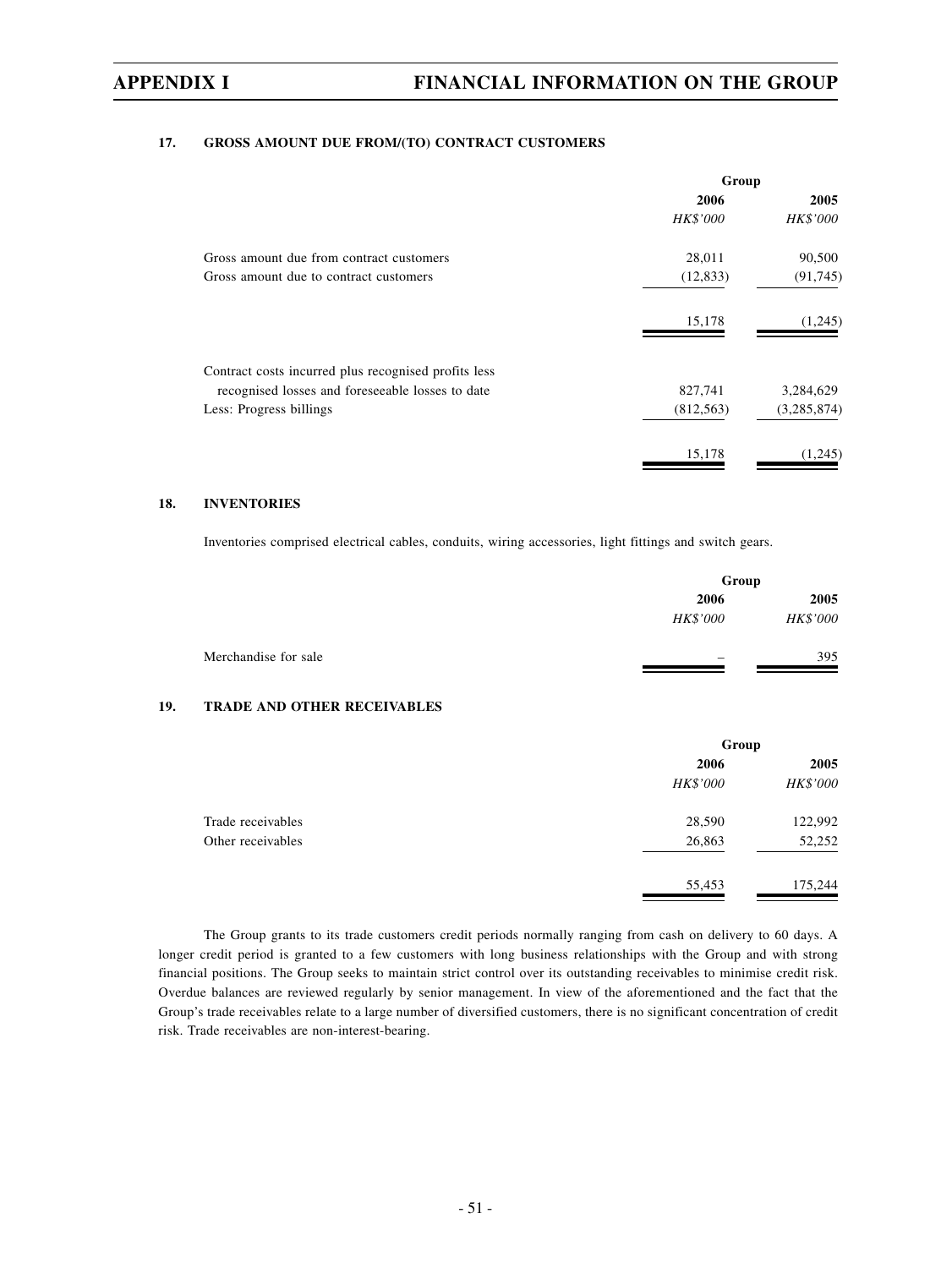### 17. GROSS AMOUNT DUE FROM/(TO) CONTRACT CUSTOMERS

| | Group | |
|---|---|---|
| | 2006 | 2005 |
| | *HK$'000* | *HK$'000* |
| Gross amount due from contract customers | 28,011 | 90,500 |
| Gross amount due to contract customers | (12,833) | (91,745) |
| | 15,178 | (1,245) |
| Contract costs incurred plus recognised profits less recognised losses and foreseeable losses to date | 827,741 | 3,284,629 |
| Less: Progress billings | (812,563) | (3,285,874) |
| | 15,178 | (1,245) |

### 18. INVENTORIES

Inventories comprised electrical cables, conduits, wiring accessories, light fittings and switch gears.

| | Group | |
|---|---|---|
| | 2006 | 2005 |
| | *HK$'000* | *HK$'000* |
| Merchandise for sale | – | 395 |

### 19. TRADE AND OTHER RECEIVABLES

| | Group | |
|---|---|---|
| | 2006 | 2005 |
| | *HK$'000* | *HK$'000* |
| Trade receivables | 28,590 | 122,992 |
| Other receivables | 26,863 | 52,252 |
| | 55,453 | 175,244 |

The Group grants to its trade customers credit periods normally ranging from cash on delivery to 60 days. A longer credit period is granted to a few customers with long business relationships with the Group and with strong financial positions. The Group seeks to maintain strict control over its outstanding receivables to minimise credit risk. Overdue balances are reviewed regularly by senior management. In view of the aforementioned and the fact that the Group's trade receivables relate to a large number of diversified customers, there is no significant concentration of credit risk. Trade receivables are non-interest-bearing.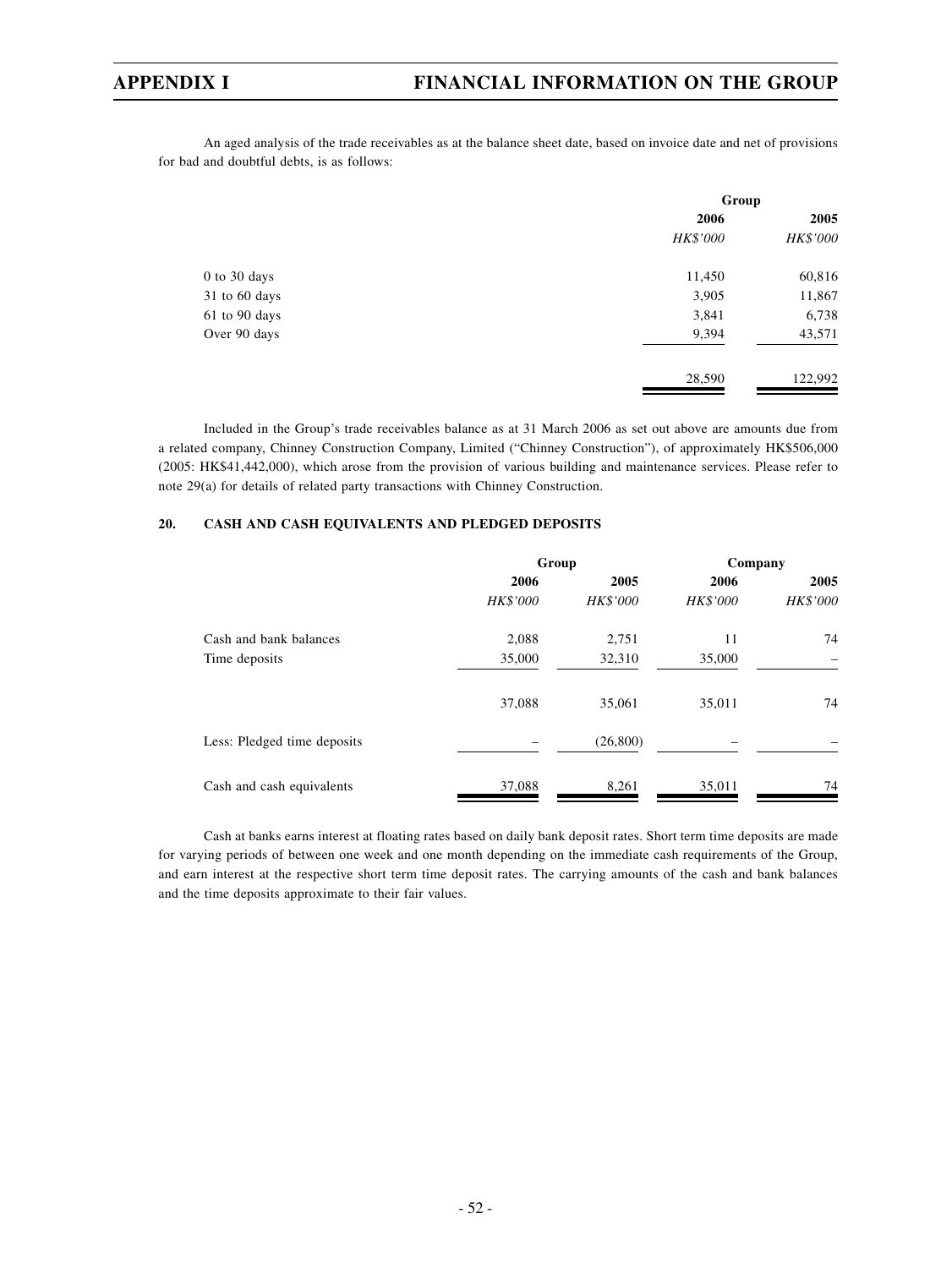An aged analysis of the trade receivables as at the balance sheet date, based on invoice date and net of provisions for bad and doubtful debts, is as follows:

| | Group | |
|---|---|---|
| | 2006 | 2005 |
| | *HK$'000* | *HK$'000* |
| 0 to 30 days | 11,450 | 60,816 |
| 31 to 60 days | 3,905 | 11,867 |
| 61 to 90 days | 3,841 | 6,738 |
| Over 90 days | 9,394 | 43,571 |
| | 28,590 | 122,992 |

Included in the Group's trade receivables balance as at 31 March 2006 as set out above are amounts due from a related company, Chinney Construction Company, Limited ("Chinney Construction"), of approximately HK$506,000 (2005: HK$41,442,000), which arose from the provision of various building and maintenance services. Please refer to note 29(a) for details of related party transactions with Chinney Construction.

## 20. CASH AND CASH EQUIVALENTS AND PLEDGED DEPOSITS

| | Group | | Company | |
|---|---|---|---|---|
| | 2006 | 2005 | 2006 | 2005 |
| | *HK$'000* | *HK$'000* | *HK$'000* | *HK$'000* |
| Cash and bank balances | 2,088 | 2,751 | 11 | 74 |
| Time deposits | 35,000 | 32,310 | 35,000 | – |
| | 37,088 | 35,061 | 35,011 | 74 |
| Less: Pledged time deposits | – | (26,800) | – | – |
| Cash and cash equivalents | 37,088 | 8,261 | 35,011 | 74 |

Cash at banks earns interest at floating rates based on daily bank deposit rates. Short term time deposits are made for varying periods of between one week and one month depending on the immediate cash requirements of the Group, and earn interest at the respective short term time deposit rates. The carrying amounts of the cash and bank balances and the time deposits approximate to their fair values.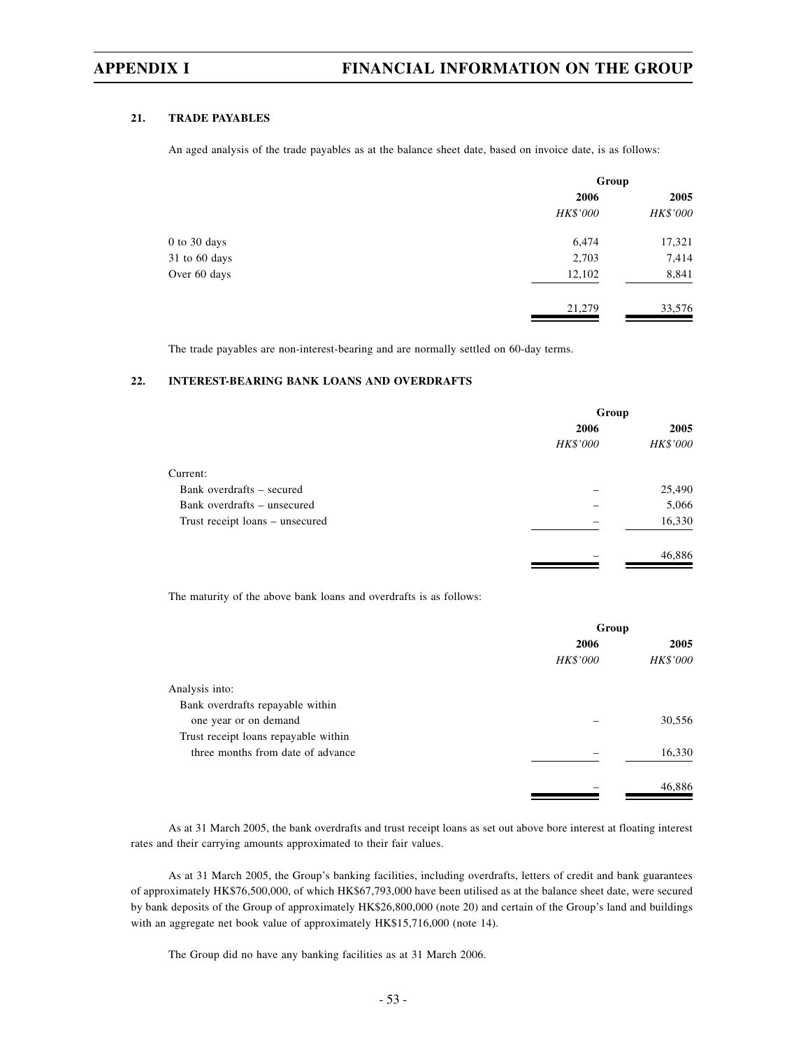### 21. TRADE PAYABLES

An aged analysis of the trade payables as at the balance sheet date, based on invoice date, is as follows:

| | Group | |
|---|---|---|
| | 2006 | 2005 |
| | *HK$'000* | *HK$'000* |
| 0 to 30 days | 6,474 | 17,321 |
| 31 to 60 days | 2,703 | 7,414 |
| Over 60 days | 12,102 | 8,841 |
| | 21,279 | 33,576 |

The trade payables are non-interest-bearing and are normally settled on 60-day terms.

### 22. INTEREST-BEARING BANK LOANS AND OVERDRAFTS

| | Group | |
|---|---|---|
| | 2006 | 2005 |
| | *HK$'000* | *HK$'000* |
| Current: | | |
| Bank overdrafts – secured | – | 25,490 |
| Bank overdrafts – unsecured | – | 5,066 |
| Trust receipt loans – unsecured | – | 16,330 |
| | – | 46,886 |

The maturity of the above bank loans and overdrafts is as follows:

| | Group | |
|---|---|---|
| | 2006 | 2005 |
| | *HK$'000* | *HK$'000* |
| Analysis into: | | |
| Bank overdrafts repayable within one year or on demand | – | 30,556 |
| Trust receipt loans repayable within three months from date of advance | – | 16,330 |
| | – | 46,886 |

As at 31 March 2005, the bank overdrafts and trust receipt loans as set out above bore interest at floating interest rates and their carrying amounts approximated to their fair values.

As at 31 March 2005, the Group's banking facilities, including overdrafts, letters of credit and bank guarantees of approximately HK$76,500,000, of which HK$67,793,000 have been utilised as at the balance sheet date, were secured by bank deposits of the Group of approximately HK$26,800,000 (note 20) and certain of the Group's land and buildings with an aggregate net book value of approximately HK$15,716,000 (note 14).

The Group did no have any banking facilities as at 31 March 2006.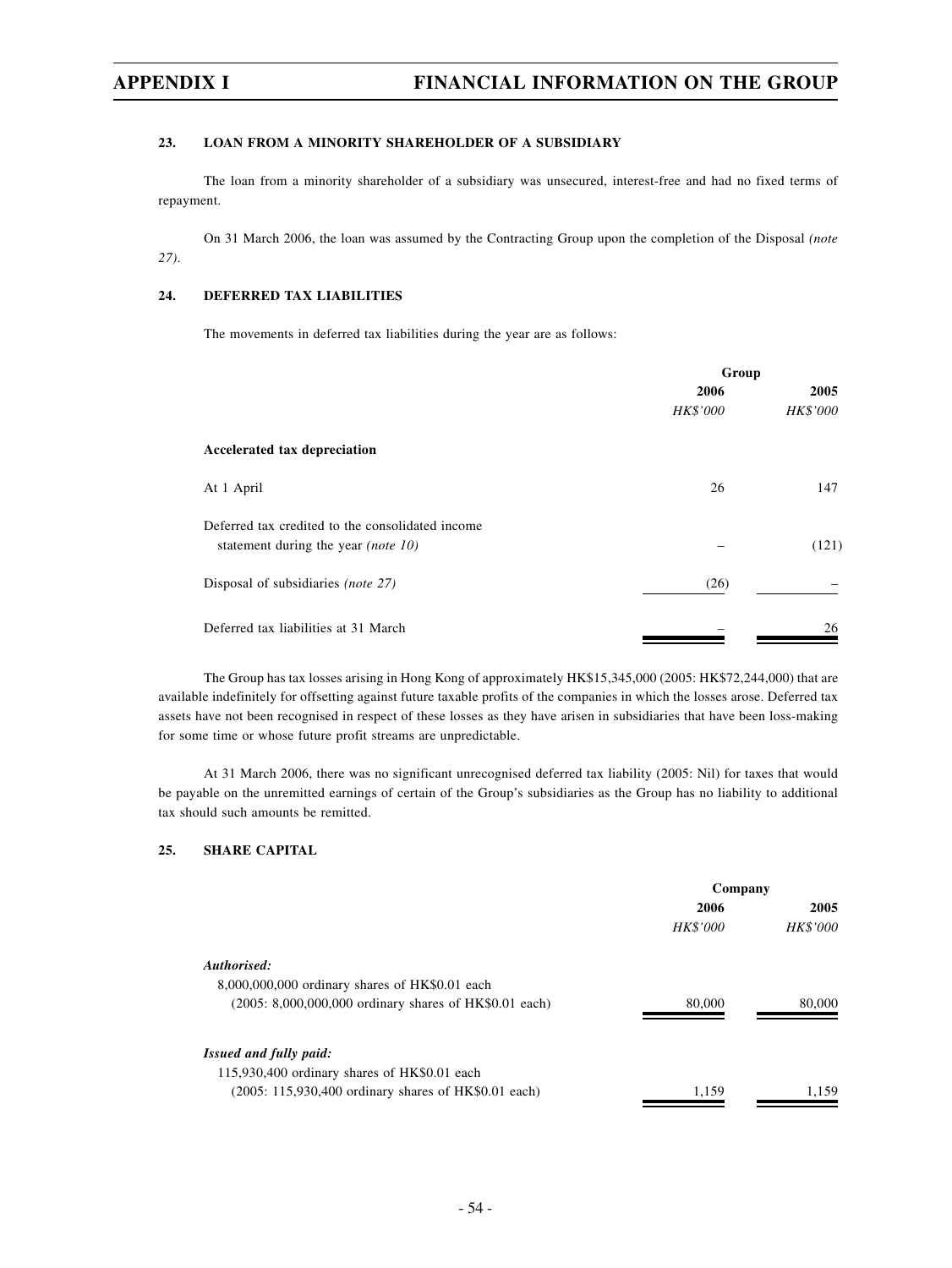### 23. LOAN FROM A MINORITY SHAREHOLDER OF A SUBSIDIARY

The loan from a minority shareholder of a subsidiary was unsecured, interest-free and had no fixed terms of repayment.

On 31 March 2006, the loan was assumed by the Contracting Group upon the completion of the Disposal *(note 27)*.

### 24. DEFERRED TAX LIABILITIES

The movements in deferred tax liabilities during the year are as follows:

| | Group | |
|---|---|---|
| | **2006** | **2005** |
| | *HK$'000* | *HK$'000* |
| **Accelerated tax depreciation** | | |
| At 1 April | 26 | 147 |
| Deferred tax credited to the consolidated income statement during the year *(note 10)* | – | (121) |
| Disposal of subsidiaries *(note 27)* | (26) | – |
| Deferred tax liabilities at 31 March | – | 26 |

The Group has tax losses arising in Hong Kong of approximately HK$15,345,000 (2005: HK$72,244,000) that are available indefinitely for offsetting against future taxable profits of the companies in which the losses arose. Deferred tax assets have not been recognised in respect of these losses as they have arisen in subsidiaries that have been loss-making for some time or whose future profit streams are unpredictable.

At 31 March 2006, there was no significant unrecognised deferred tax liability (2005: Nil) for taxes that would be payable on the unremitted earnings of certain of the Group's subsidiaries as the Group has no liability to additional tax should such amounts be remitted.

### 25. SHARE CAPITAL

| | Company | |
|---|---|---|
| | **2006** | **2005** |
| | *HK$'000* | *HK$'000* |
| ***Authorised:*** | | |
| 8,000,000,000 ordinary shares of HK$0.01 each (2005: 8,000,000,000 ordinary shares of HK$0.01 each) | 80,000 | 80,000 |
| ***Issued and fully paid:*** | | |
| 115,930,400 ordinary shares of HK$0.01 each (2005: 115,930,400 ordinary shares of HK$0.01 each) | 1,159 | 1,159 |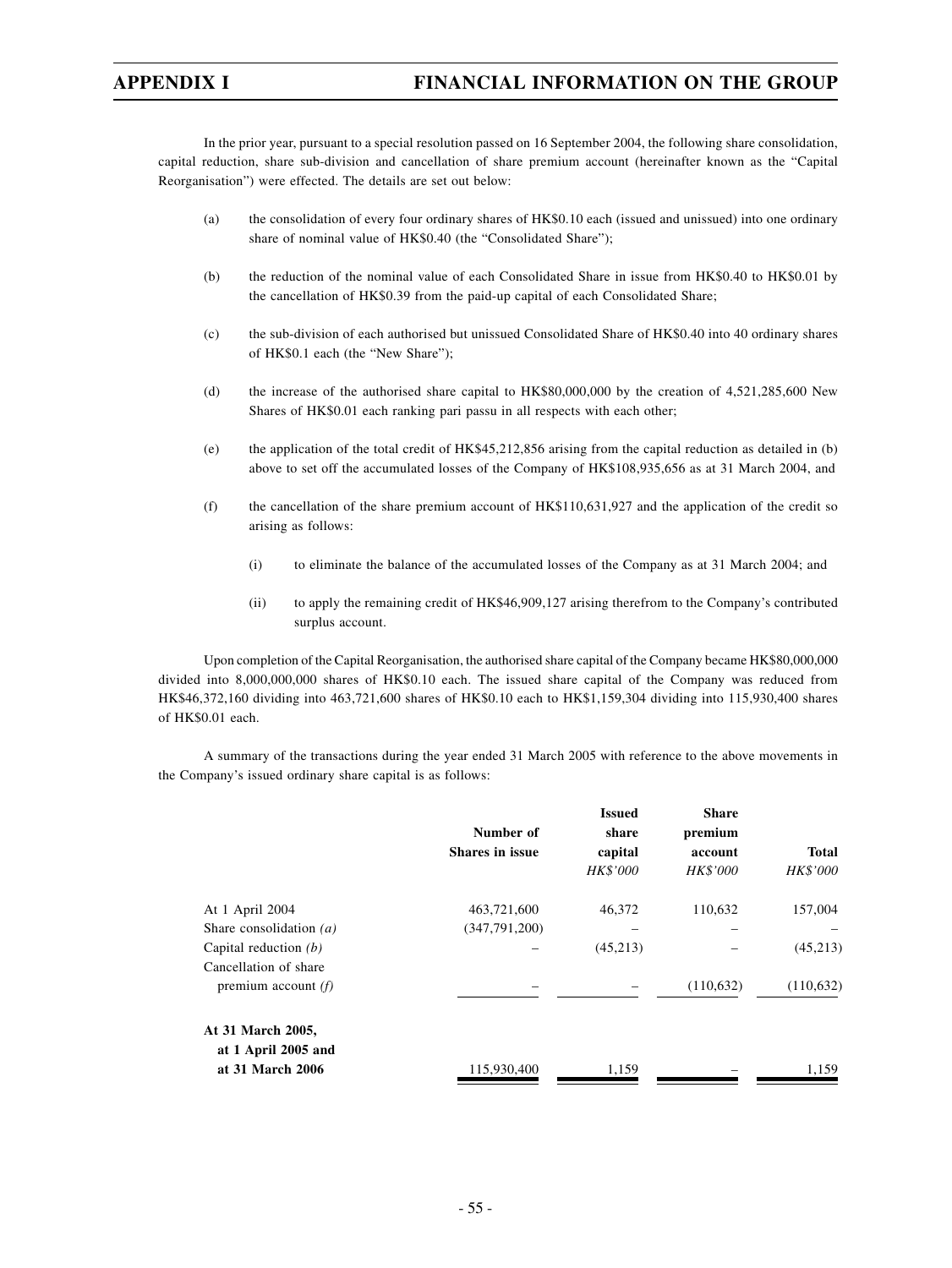In the prior year, pursuant to a special resolution passed on 16 September 2004, the following share consolidation, capital reduction, share sub-division and cancellation of share premium account (hereinafter known as the "Capital Reorganisation") were effected. The details are set out below:

(a) the consolidation of every four ordinary shares of HK$0.10 each (issued and unissued) into one ordinary share of nominal value of HK$0.40 (the "Consolidated Share");

(b) the reduction of the nominal value of each Consolidated Share in issue from HK$0.40 to HK$0.01 by the cancellation of HK$0.39 from the paid-up capital of each Consolidated Share;

(c) the sub-division of each authorised but unissued Consolidated Share of HK$0.40 into 40 ordinary shares of HK$0.1 each (the "New Share");

(d) the increase of the authorised share capital to HK$80,000,000 by the creation of 4,521,285,600 New Shares of HK$0.01 each ranking pari passu in all respects with each other;

(e) the application of the total credit of HK$45,212,856 arising from the capital reduction as detailed in (b) above to set off the accumulated losses of the Company of HK$108,935,656 as at 31 March 2004, and

(f) the cancellation of the share premium account of HK$110,631,927 and the application of the credit so arising as follows:

  (i) to eliminate the balance of the accumulated losses of the Company as at 31 March 2004; and

  (ii) to apply the remaining credit of HK$46,909,127 arising therefrom to the Company's contributed surplus account.

Upon completion of the Capital Reorganisation, the authorised share capital of the Company became HK$80,000,000 divided into 8,000,000,000 shares of HK$0.10 each. The issued share capital of the Company was reduced from HK$46,372,160 dividing into 463,721,600 shares of HK$0.10 each to HK$1,159,304 dividing into 115,930,400 shares of HK$0.01 each.

A summary of the transactions during the year ended 31 March 2005 with reference to the above movements in the Company's issued ordinary share capital is as follows:

| | Number of Shares in issue | Issued share capital *HK$'000* | Share premium account *HK$'000* | Total *HK$'000* |
|---|---|---|---|---|
| At 1 April 2004 | 463,721,600 | 46,372 | 110,632 | 157,004 |
| Share consolidation *(a)* | (347,791,200) | – | – | – |
| Capital reduction *(b)* | – | (45,213) | – | (45,213) |
| Cancellation of share premium account *(f)* | – | – | (110,632) | (110,632) |
| **At 31 March 2005, at 1 April 2005 and at 31 March 2006** | 115,930,400 | 1,159 | – | 1,159 |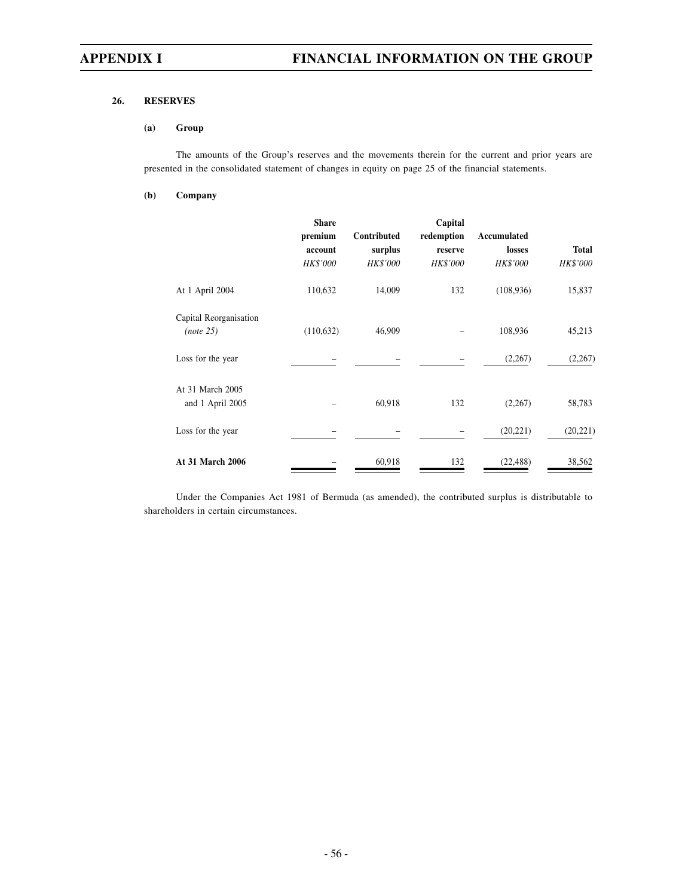## 26. RESERVES

### (a) Group

The amounts of the Group's reserves and the movements therein for the current and prior years are presented in the consolidated statement of changes in equity on page 25 of the financial statements.

### (b) Company

| | Share premium account | Contributed surplus | Capital redemption reserve | Accumulated losses | Total |
|---|---|---|---|---|---|
| | *HK$'000* | *HK$'000* | *HK$'000* | *HK$'000* | *HK$'000* |
| At 1 April 2004 | 110,632 | 14,009 | 132 | (108,936) | 15,837 |
| Capital Reorganisation *(note 25)* | (110,632) | 46,909 | – | 108,936 | 45,213 |
| Loss for the year | – | – | – | (2,267) | (2,267) |
| At 31 March 2005 and 1 April 2005 | – | 60,918 | 132 | (2,267) | 58,783 |
| Loss for the year | – | – | – | (20,221) | (20,221) |
| **At 31 March 2006** | – | 60,918 | 132 | (22,488) | 38,562 |

Under the Companies Act 1981 of Bermuda (as amended), the contributed surplus is distributable to shareholders in certain circumstances.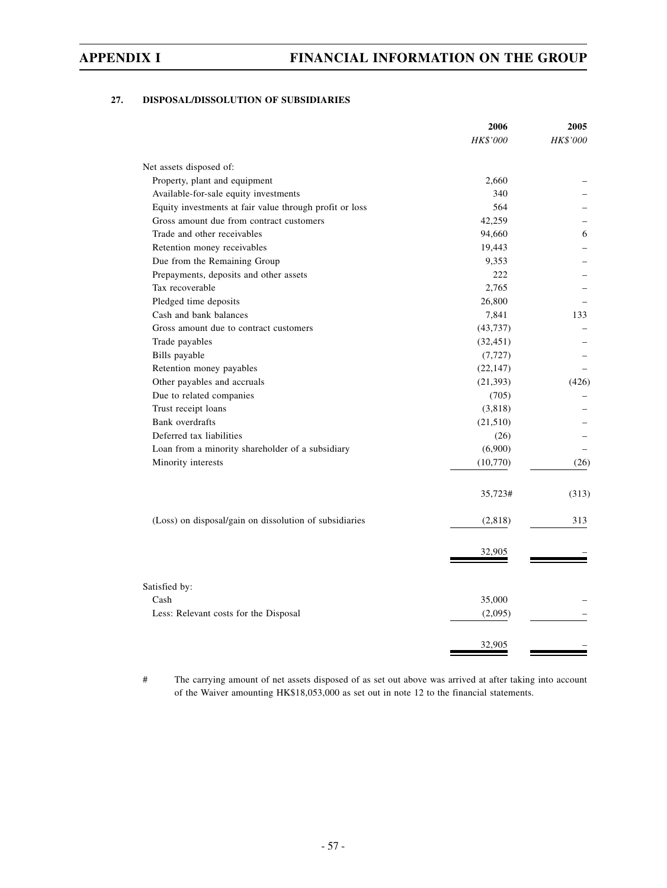### 27. DISPOSAL/DISSOLUTION OF SUBSIDIARIES

| | 2006 | 2005 |
|---|---|---|
| | *HK$'000* | *HK$'000* |
| Net assets disposed of: | | |
| Property, plant and equipment | 2,660 | – |
| Available-for-sale equity investments | 340 | – |
| Equity investments at fair value through profit or loss | 564 | – |
| Gross amount due from contract customers | 42,259 | – |
| Trade and other receivables | 94,660 | 6 |
| Retention money receivables | 19,443 | – |
| Due from the Remaining Group | 9,353 | – |
| Prepayments, deposits and other assets | 222 | – |
| Tax recoverable | 2,765 | – |
| Pledged time deposits | 26,800 | – |
| Cash and bank balances | 7,841 | 133 |
| Gross amount due to contract customers | (43,737) | – |
| Trade payables | (32,451) | – |
| Bills payable | (7,727) | – |
| Retention money payables | (22,147) | – |
| Other payables and accruals | (21,393) | (426) |
| Due to related companies | (705) | – |
| Trust receipt loans | (3,818) | – |
| Bank overdrafts | (21,510) | – |
| Deferred tax liabilities | (26) | – |
| Loan from a minority shareholder of a subsidiary | (6,900) | – |
| Minority interests | (10,770) | (26) |
| | 35,723# | (313) |
| (Loss) on disposal/gain on dissolution of subsidiaries | (2,818) | 313 |
| | 32,905 | – |
| Satisfied by: | | |
| Cash | 35,000 | – |
| Less: Relevant costs for the Disposal | (2,095) | – |
| | 32,905 | – |

# The carrying amount of net assets disposed of as set out above was arrived at after taking into account of the Waiver amounting HK$18,053,000 as set out in note 12 to the financial statements.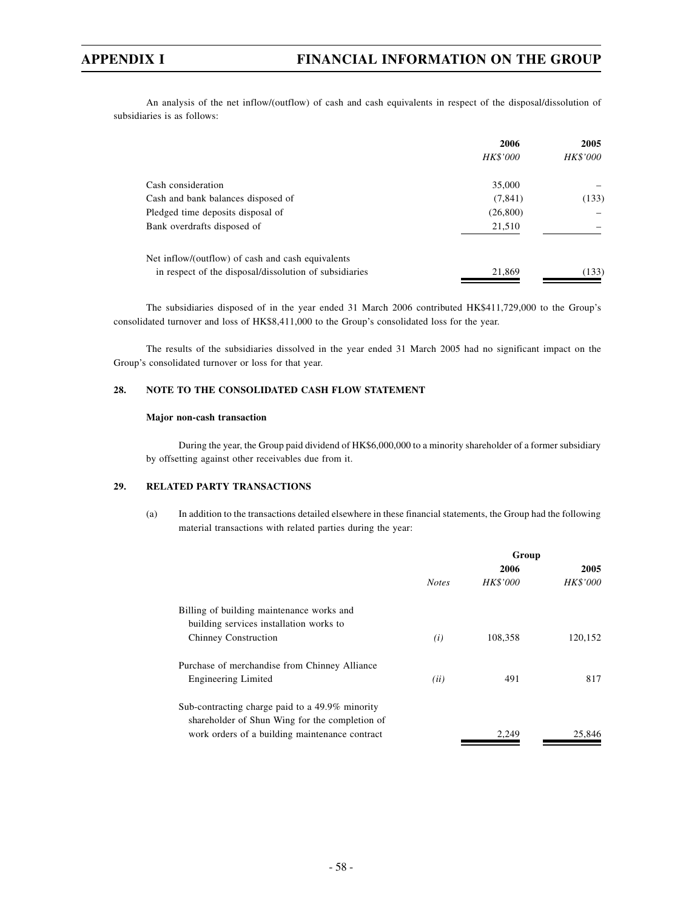An analysis of the net inflow/(outflow) of cash and cash equivalents in respect of the disposal/dissolution of subsidiaries is as follows:

| | 2006 | 2005 |
|---|---|---|
| | *HK$'000* | *HK$'000* |
| Cash consideration | 35,000 | – |
| Cash and bank balances disposed of | (7,841) | (133) |
| Pledged time deposits disposal of | (26,800) | – |
| Bank overdrafts disposed of | 21,510 | – |
| Net inflow/(outflow) of cash and cash equivalents in respect of the disposal/dissolution of subsidiaries | 21,869 | (133) |

The subsidiaries disposed of in the year ended 31 March 2006 contributed HK$411,729,000 to the Group's consolidated turnover and loss of HK$8,411,000 to the Group's consolidated loss for the year.

The results of the subsidiaries dissolved in the year ended 31 March 2005 had no significant impact on the Group's consolidated turnover or loss for that year.

## 28. NOTE TO THE CONSOLIDATED CASH FLOW STATEMENT

**Major non-cash transaction**

During the year, the Group paid dividend of HK$6,000,000 to a minority shareholder of a former subsidiary by offsetting against other receivables due from it.

## 29. RELATED PARTY TRANSACTIONS

(a) In addition to the transactions detailed elsewhere in these financial statements, the Group had the following material transactions with related parties during the year:

| | | Group | |
|---|---|---|---|
| | | 2006 | 2005 |
| | *Notes* | *HK$'000* | *HK$'000* |
| Billing of building maintenance works and building services installation works to Chinney Construction | *(i)* | 108,358 | 120,152 |
| Purchase of merchandise from Chinney Alliance Engineering Limited | *(ii)* | 491 | 817 |
| Sub-contracting charge paid to a 49.9% minority shareholder of Shun Wing for the completion of work orders of a building maintenance contract | | 2,249 | 25,846 |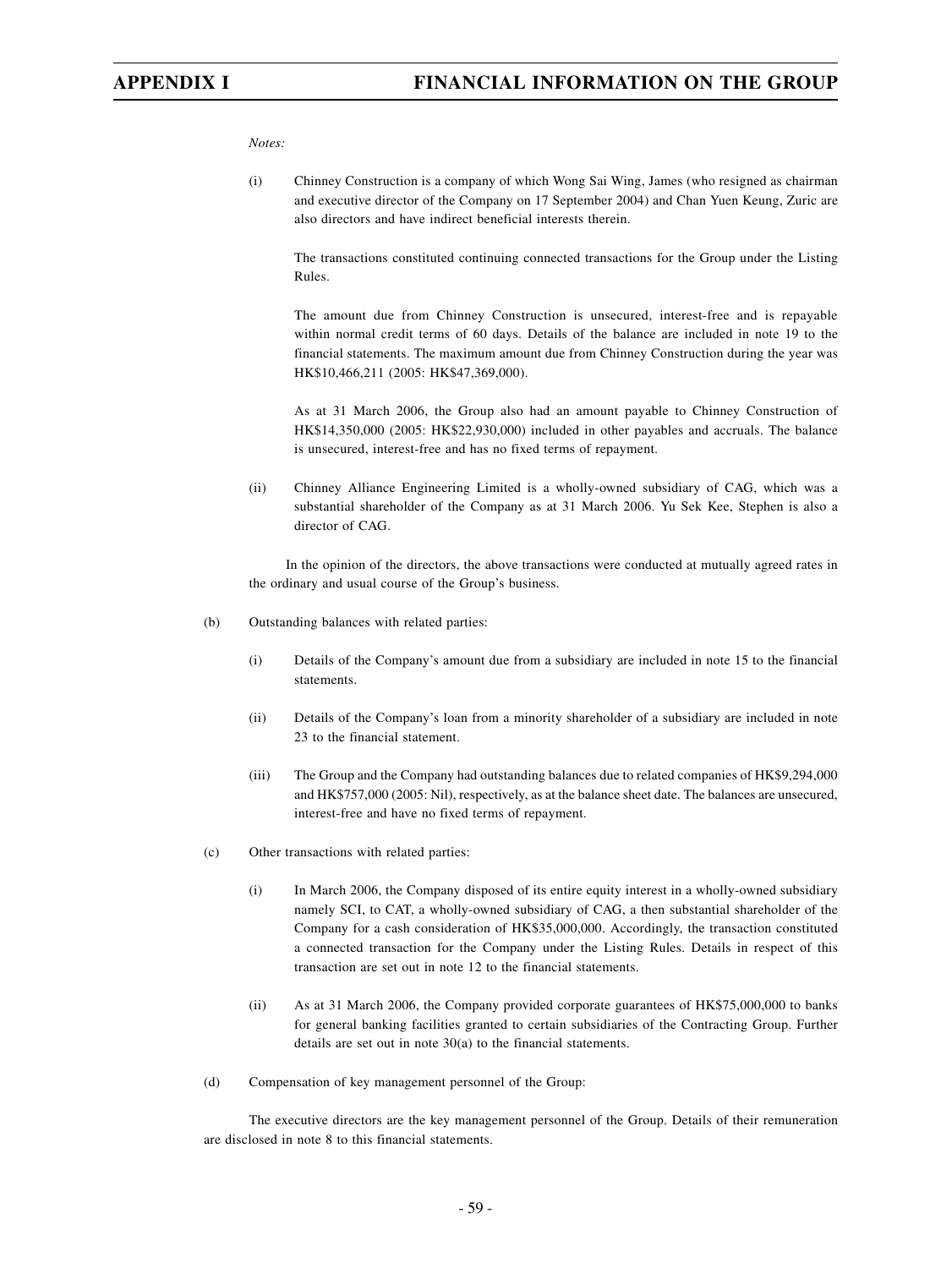*Notes:*

(i) Chinney Construction is a company of which Wong Sai Wing, James (who resigned as chairman and executive director of the Company on 17 September 2004) and Chan Yuen Keung, Zuric are also directors and have indirect beneficial interests therein.

The transactions constituted continuing connected transactions for the Group under the Listing Rules.

The amount due from Chinney Construction is unsecured, interest-free and is repayable within normal credit terms of 60 days. Details of the balance are included in note 19 to the financial statements. The maximum amount due from Chinney Construction during the year was HK$10,466,211 (2005: HK$47,369,000).

As at 31 March 2006, the Group also had an amount payable to Chinney Construction of HK$14,350,000 (2005: HK$22,930,000) included in other payables and accruals. The balance is unsecured, interest-free and has no fixed terms of repayment.

(ii) Chinney Alliance Engineering Limited is a wholly-owned subsidiary of CAG, which was a substantial shareholder of the Company as at 31 March 2006. Yu Sek Kee, Stephen is also a director of CAG.

In the opinion of the directors, the above transactions were conducted at mutually agreed rates in the ordinary and usual course of the Group's business.

(b) Outstanding balances with related parties:

(i) Details of the Company's amount due from a subsidiary are included in note 15 to the financial statements.

(ii) Details of the Company's loan from a minority shareholder of a subsidiary are included in note 23 to the financial statement.

(iii) The Group and the Company had outstanding balances due to related companies of HK$9,294,000 and HK$757,000 (2005: Nil), respectively, as at the balance sheet date. The balances are unsecured, interest-free and have no fixed terms of repayment.

(c) Other transactions with related parties:

(i) In March 2006, the Company disposed of its entire equity interest in a wholly-owned subsidiary namely SCI, to CAT, a wholly-owned subsidiary of CAG, a then substantial shareholder of the Company for a cash consideration of HK$35,000,000. Accordingly, the transaction constituted a connected transaction for the Company under the Listing Rules. Details in respect of this transaction are set out in note 12 to the financial statements.

(ii) As at 31 March 2006, the Company provided corporate guarantees of HK$75,000,000 to banks for general banking facilities granted to certain subsidiaries of the Contracting Group. Further details are set out in note 30(a) to the financial statements.

(d) Compensation of key management personnel of the Group:

The executive directors are the key management personnel of the Group. Details of their remuneration are disclosed in note 8 to this financial statements.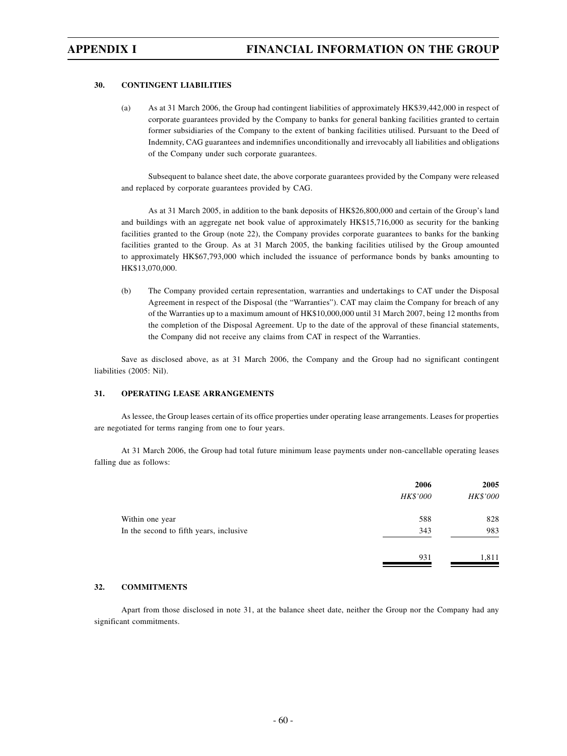### 30. CONTINGENT LIABILITIES

(a) As at 31 March 2006, the Group had contingent liabilities of approximately HK$39,442,000 in respect of corporate guarantees provided by the Company to banks for general banking facilities granted to certain former subsidiaries of the Company to the extent of banking facilities utilised. Pursuant to the Deed of Indemnity, CAG guarantees and indemnifies unconditionally and irrevocably all liabilities and obligations of the Company under such corporate guarantees.

Subsequent to balance sheet date, the above corporate guarantees provided by the Company were released and replaced by corporate guarantees provided by CAG.

As at 31 March 2005, in addition to the bank deposits of HK$26,800,000 and certain of the Group's land and buildings with an aggregate net book value of approximately HK$15,716,000 as security for the banking facilities granted to the Group (note 22), the Company provides corporate guarantees to banks for the banking facilities granted to the Group. As at 31 March 2005, the banking facilities utilised by the Group amounted to approximately HK$67,793,000 which included the issuance of performance bonds by banks amounting to HK$13,070,000.

(b) The Company provided certain representation, warranties and undertakings to CAT under the Disposal Agreement in respect of the Disposal (the "Warranties"). CAT may claim the Company for breach of any of the Warranties up to a maximum amount of HK$10,000,000 until 31 March 2007, being 12 months from the completion of the Disposal Agreement. Up to the date of the approval of these financial statements, the Company did not receive any claims from CAT in respect of the Warranties.

Save as disclosed above, as at 31 March 2006, the Company and the Group had no significant contingent liabilities (2005: Nil).

### 31. OPERATING LEASE ARRANGEMENTS

As lessee, the Group leases certain of its office properties under operating lease arrangements. Leases for properties are negotiated for terms ranging from one to four years.

At 31 March 2006, the Group had total future minimum lease payments under non-cancellable operating leases falling due as follows:

| | 2006 | 2005 |
|---|---|---|
| | *HK$'000* | *HK$'000* |
| Within one year | 588 | 828 |
| In the second to fifth years, inclusive | 343 | 983 |
| | 931 | 1,811 |

### 32. COMMITMENTS

Apart from those disclosed in note 31, at the balance sheet date, neither the Group nor the Company had any significant commitments.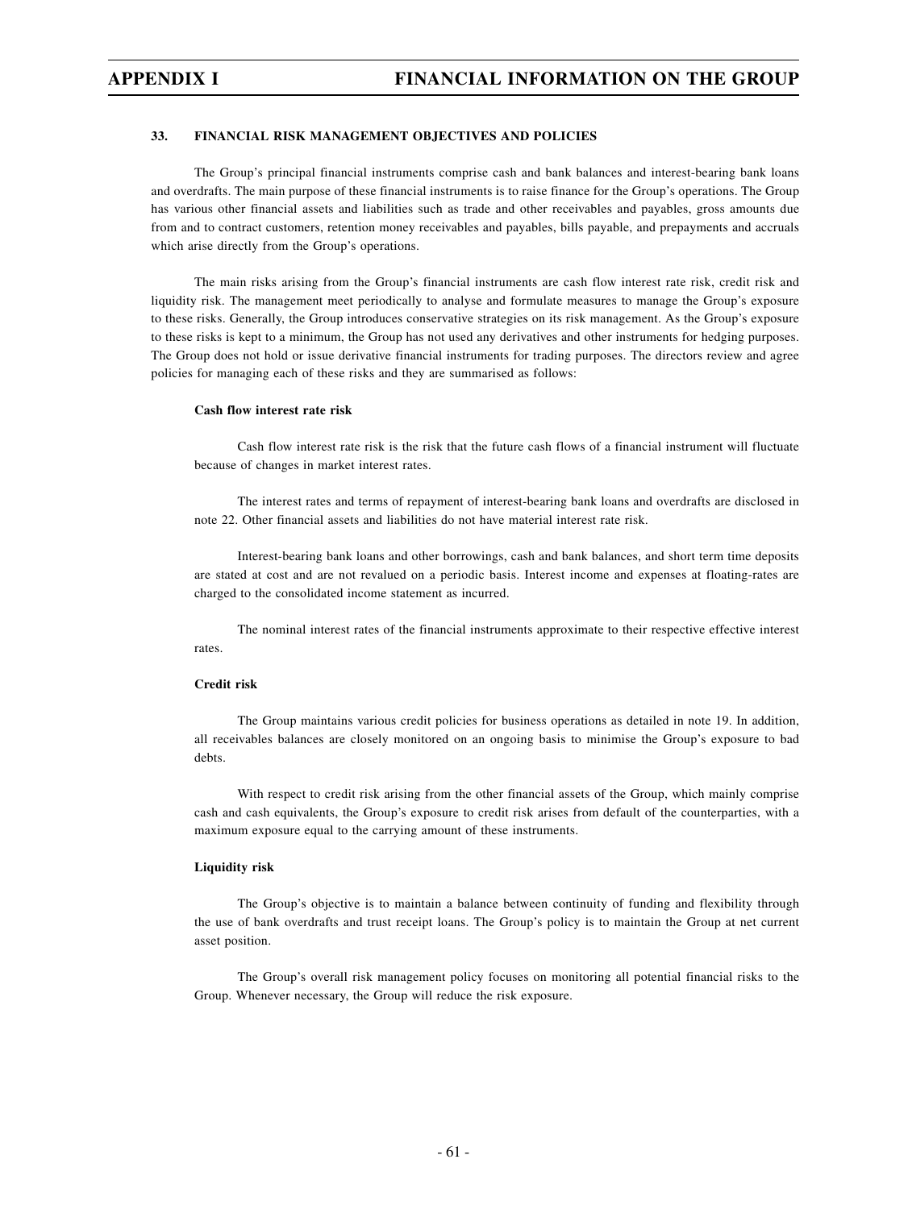### 33. FINANCIAL RISK MANAGEMENT OBJECTIVES AND POLICIES

The Group's principal financial instruments comprise cash and bank balances and interest-bearing bank loans and overdrafts. The main purpose of these financial instruments is to raise finance for the Group's operations. The Group has various other financial assets and liabilities such as trade and other receivables and payables, gross amounts due from and to contract customers, retention money receivables and payables, bills payable, and prepayments and accruals which arise directly from the Group's operations.

The main risks arising from the Group's financial instruments are cash flow interest rate risk, credit risk and liquidity risk. The management meet periodically to analyse and formulate measures to manage the Group's exposure to these risks. Generally, the Group introduces conservative strategies on its risk management. As the Group's exposure to these risks is kept to a minimum, the Group has not used any derivatives and other instruments for hedging purposes. The Group does not hold or issue derivative financial instruments for trading purposes. The directors review and agree policies for managing each of these risks and they are summarised as follows:

**Cash flow interest rate risk**

Cash flow interest rate risk is the risk that the future cash flows of a financial instrument will fluctuate because of changes in market interest rates.

The interest rates and terms of repayment of interest-bearing bank loans and overdrafts are disclosed in note 22. Other financial assets and liabilities do not have material interest rate risk.

Interest-bearing bank loans and other borrowings, cash and bank balances, and short term time deposits are stated at cost and are not revalued on a periodic basis. Interest income and expenses at floating-rates are charged to the consolidated income statement as incurred.

The nominal interest rates of the financial instruments approximate to their respective effective interest rates.

**Credit risk**

The Group maintains various credit policies for business operations as detailed in note 19. In addition, all receivables balances are closely monitored on an ongoing basis to minimise the Group's exposure to bad debts.

With respect to credit risk arising from the other financial assets of the Group, which mainly comprise cash and cash equivalents, the Group's exposure to credit risk arises from default of the counterparties, with a maximum exposure equal to the carrying amount of these instruments.

**Liquidity risk**

The Group's objective is to maintain a balance between continuity of funding and flexibility through the use of bank overdrafts and trust receipt loans. The Group's policy is to maintain the Group at net current asset position.

The Group's overall risk management policy focuses on monitoring all potential financial risks to the Group. Whenever necessary, the Group will reduce the risk exposure.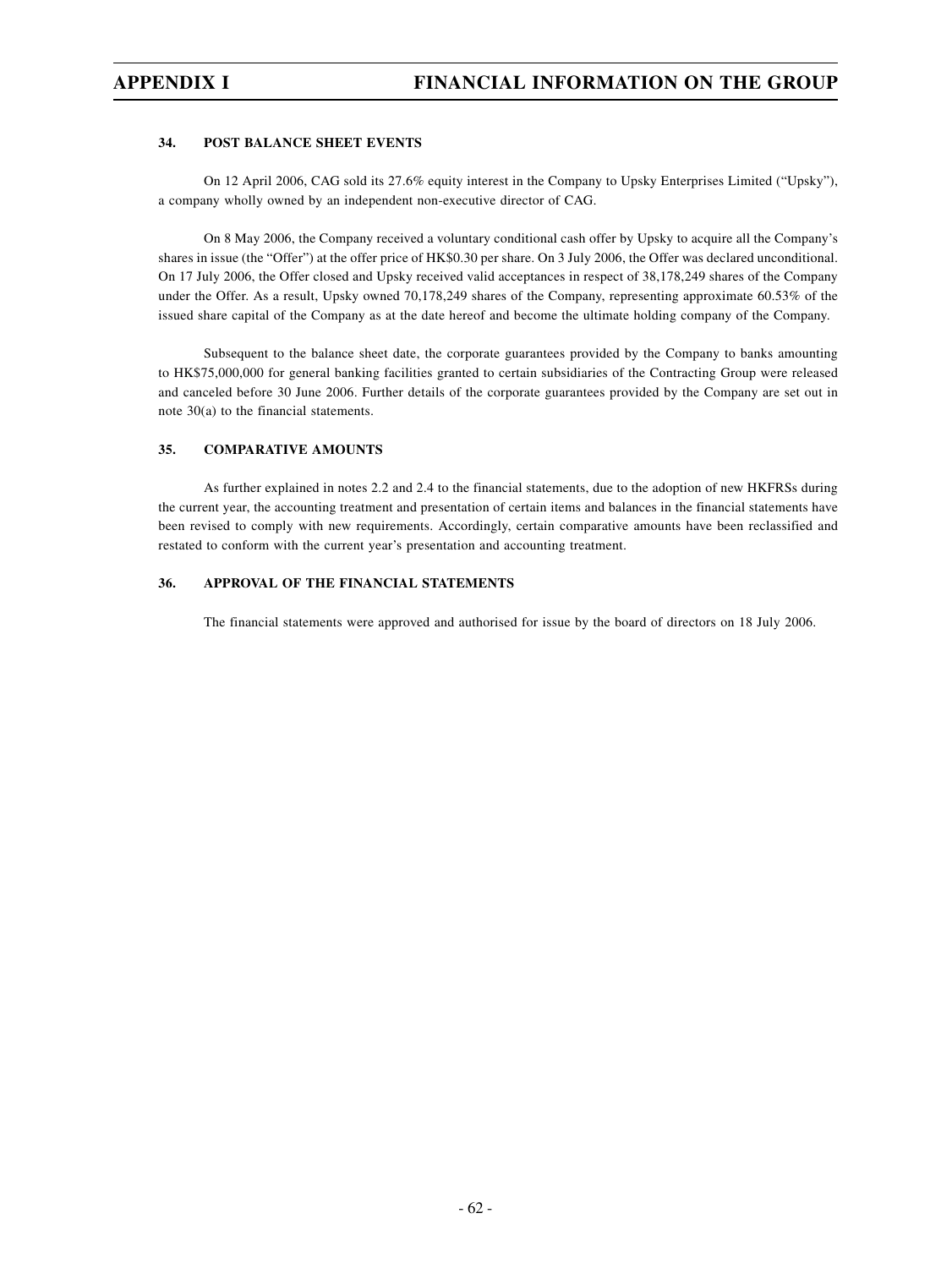### 34. POST BALANCE SHEET EVENTS

On 12 April 2006, CAG sold its 27.6% equity interest in the Company to Upsky Enterprises Limited ("Upsky"), a company wholly owned by an independent non-executive director of CAG.

On 8 May 2006, the Company received a voluntary conditional cash offer by Upsky to acquire all the Company's shares in issue (the "Offer") at the offer price of HK$0.30 per share. On 3 July 2006, the Offer was declared unconditional. On 17 July 2006, the Offer closed and Upsky received valid acceptances in respect of 38,178,249 shares of the Company under the Offer. As a result, Upsky owned 70,178,249 shares of the Company, representing approximate 60.53% of the issued share capital of the Company as at the date hereof and become the ultimate holding company of the Company.

Subsequent to the balance sheet date, the corporate guarantees provided by the Company to banks amounting to HK$75,000,000 for general banking facilities granted to certain subsidiaries of the Contracting Group were released and canceled before 30 June 2006. Further details of the corporate guarantees provided by the Company are set out in note 30(a) to the financial statements.

### 35. COMPARATIVE AMOUNTS

As further explained in notes 2.2 and 2.4 to the financial statements, due to the adoption of new HKFRSs during the current year, the accounting treatment and presentation of certain items and balances in the financial statements have been revised to comply with new requirements. Accordingly, certain comparative amounts have been reclassified and restated to conform with the current year's presentation and accounting treatment.

### 36. APPROVAL OF THE FINANCIAL STATEMENTS

The financial statements were approved and authorised for issue by the board of directors on 18 July 2006.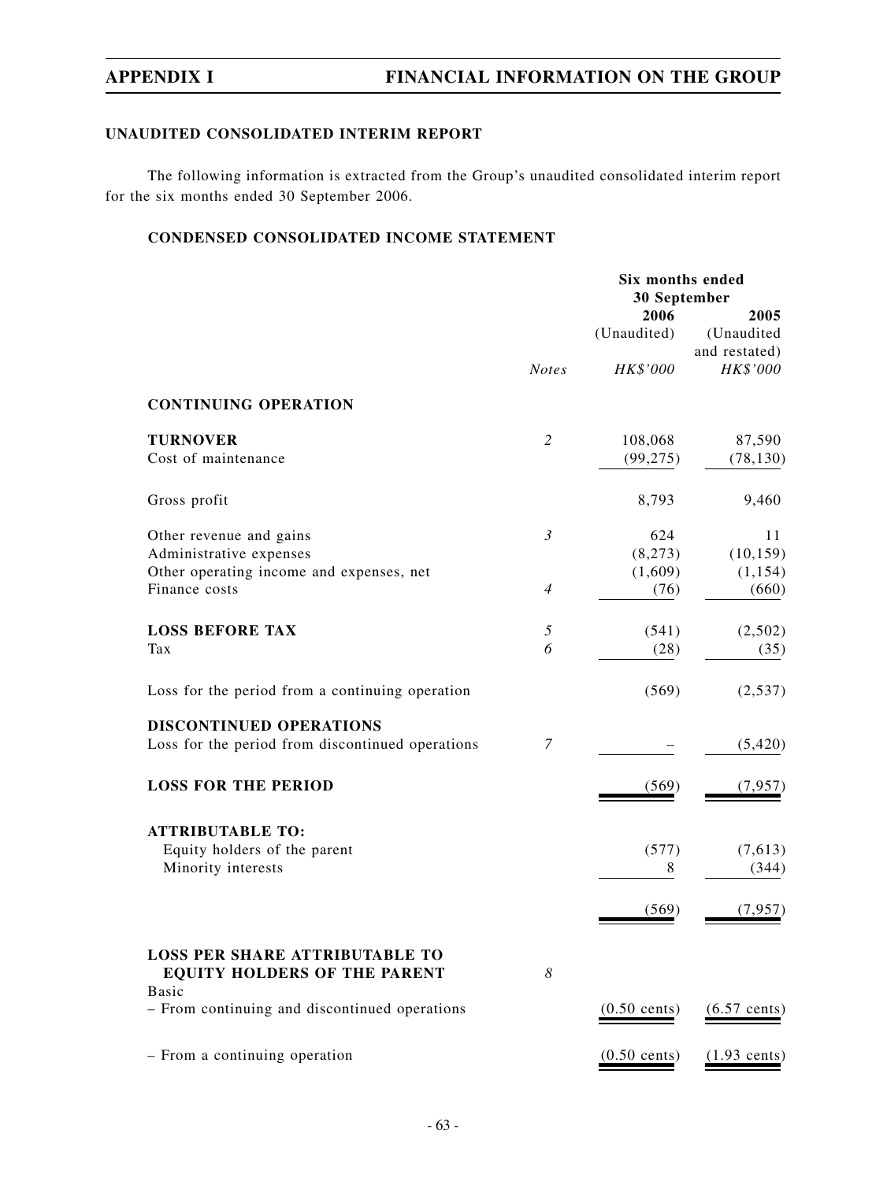## UNAUDITED CONSOLIDATED INTERIM REPORT

The following information is extracted from the Group's unaudited consolidated interim report for the six months ended 30 September 2006.

### CONDENSED CONSOLIDATED INCOME STATEMENT

| | | Six months ended 30 September | |
|---|---|---|---|
| | | 2006 | 2005 |
| | | (Unaudited) | (Unaudited and restated) |
| | *Notes* | *HK$'000* | *HK$'000* |
| **CONTINUING OPERATION** | | | |
| **TURNOVER** | *2* | 108,068 | 87,590 |
| Cost of maintenance | | (99,275) | (78,130) |
| Gross profit | | 8,793 | 9,460 |
| Other revenue and gains | *3* | 624 | 11 |
| Administrative expenses | | (8,273) | (10,159) |
| Other operating income and expenses, net | | (1,609) | (1,154) |
| Finance costs | *4* | (76) | (660) |
| **LOSS BEFORE TAX** | *5* | (541) | (2,502) |
| Tax | *6* | (28) | (35) |
| Loss for the period from a continuing operation | | (569) | (2,537) |
| **DISCONTINUED OPERATIONS** | | | |
| Loss for the period from discontinued operations | *7* | – | (5,420) |
| **LOSS FOR THE PERIOD** | | (569) | (7,957) |
| **ATTRIBUTABLE TO:** | | | |
| Equity holders of the parent | | (577) | (7,613) |
| Minority interests | | 8 | (344) |
| | | (569) | (7,957) |
| **LOSS PER SHARE ATTRIBUTABLE TO EQUITY HOLDERS OF THE PARENT** | *8* | | |
| Basic | | | |
| – From continuing and discontinued operations | | (0.50 cents) | (6.57 cents) |
| – From a continuing operation | | (0.50 cents) | (1.93 cents) |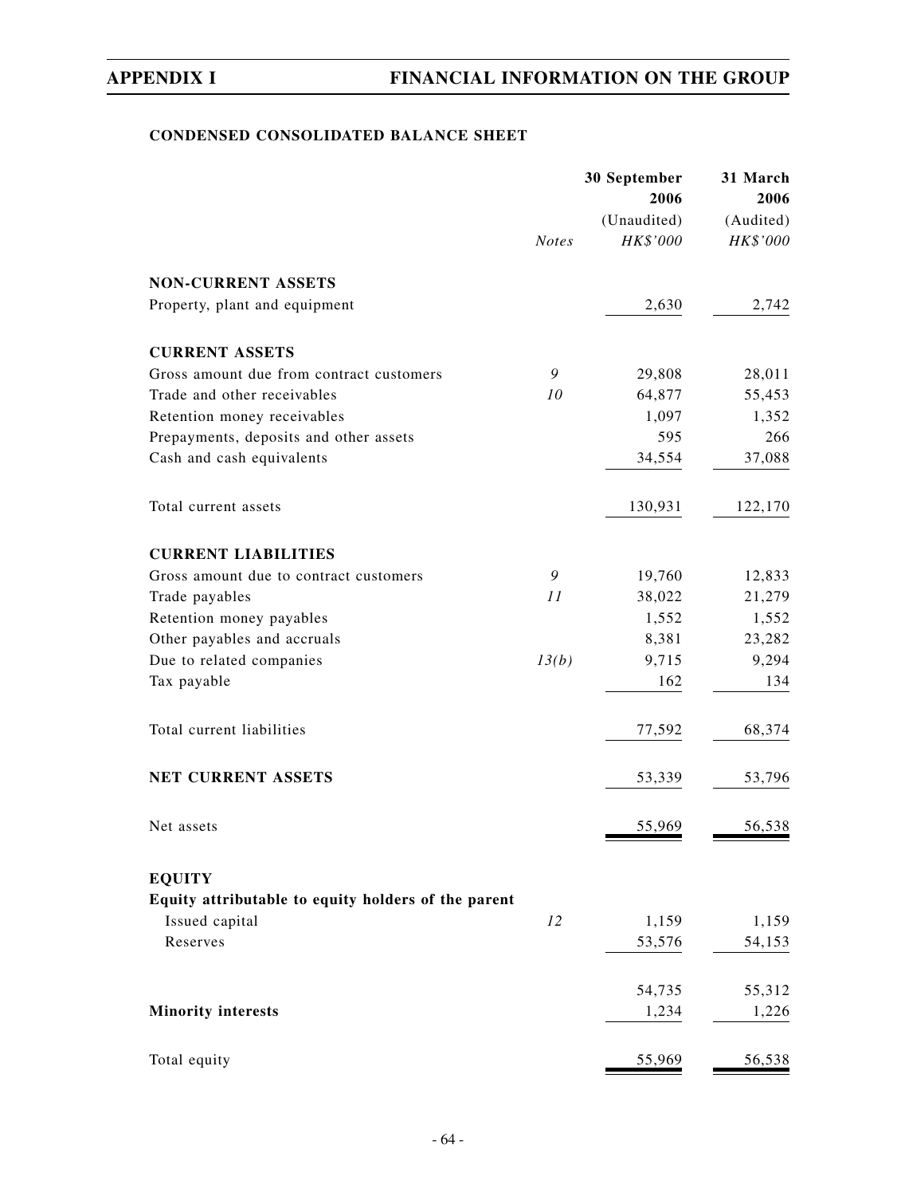## APPENDIX I FINANCIAL INFORMATION ON THE GROUP

### CONDENSED CONSOLIDATED BALANCE SHEET

| | Notes | 30 September 2006 (Unaudited) HK$'000 | 31 March 2006 (Audited) HK$'000 |
|---|---|---|---|
| **NON-CURRENT ASSETS** | | | |
| Property, plant and equipment | | 2,630 | 2,742 |
| **CURRENT ASSETS** | | | |
| Gross amount due from contract customers | 9 | 29,808 | 28,011 |
| Trade and other receivables | 10 | 64,877 | 55,453 |
| Retention money receivables | | 1,097 | 1,352 |
| Prepayments, deposits and other assets | | 595 | 266 |
| Cash and cash equivalents | | 34,554 | 37,088 |
| Total current assets | | 130,931 | 122,170 |
| **CURRENT LIABILITIES** | | | |
| Gross amount due to contract customers | 9 | 19,760 | 12,833 |
| Trade payables | 11 | 38,022 | 21,279 |
| Retention money payables | | 1,552 | 1,552 |
| Other payables and accruals | | 8,381 | 23,282 |
| Due to related companies | 13(b) | 9,715 | 9,294 |
| Tax payable | | 162 | 134 |
| Total current liabilities | | 77,592 | 68,374 |
| **NET CURRENT ASSETS** | | 53,339 | 53,796 |
| Net assets | | 55,969 | 56,538 |
| **EQUITY** | | | |
| **Equity attributable to equity holders of the parent** | | | |
| Issued capital | 12 | 1,159 | 1,159 |
| Reserves | | 53,576 | 54,153 |
| | | 54,735 | 55,312 |
| **Minority interests** | | 1,234 | 1,226 |
| Total equity | | 55,969 | 56,538 |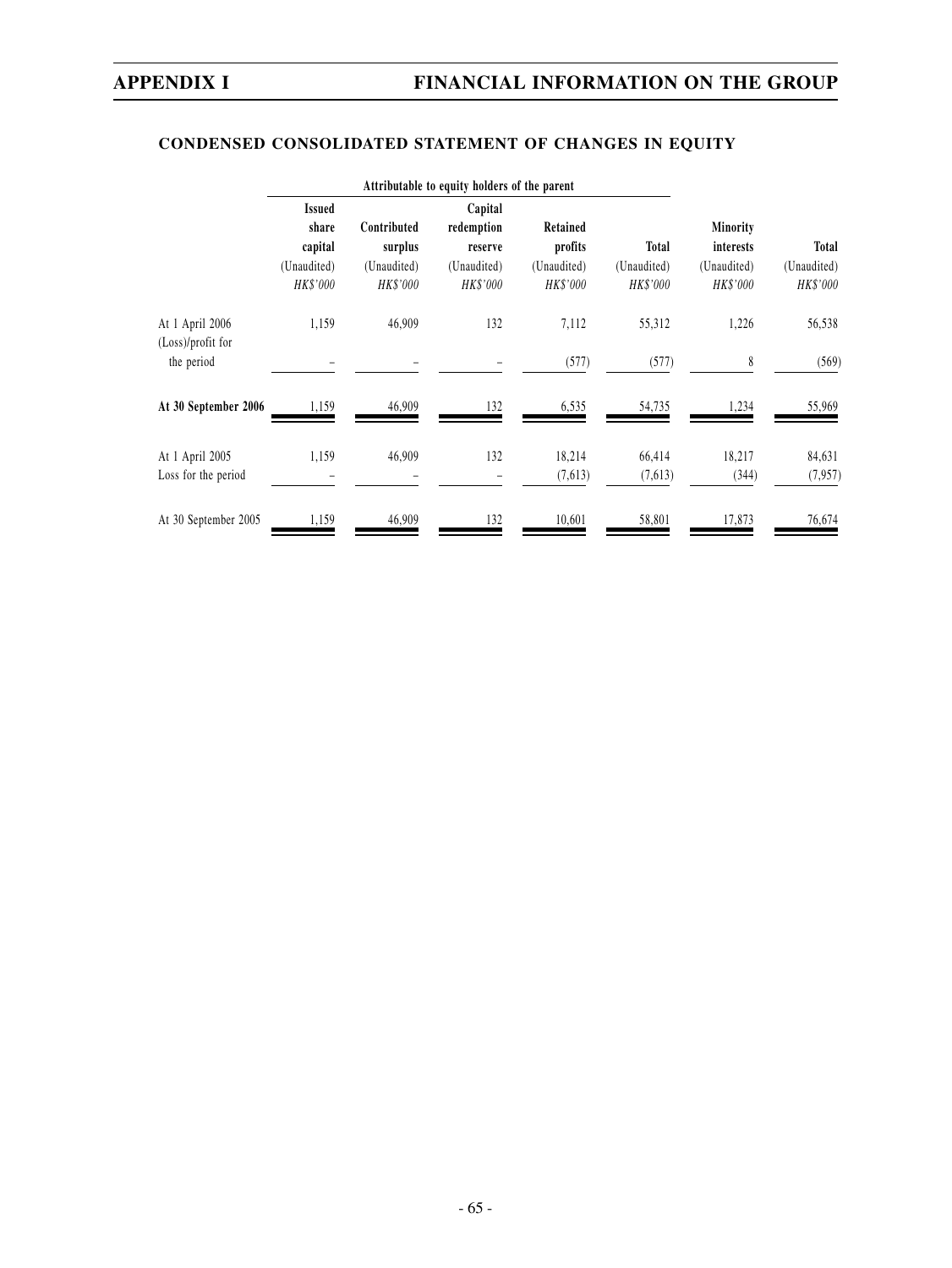## CONDENSED CONSOLIDATED STATEMENT OF CHANGES IN EQUITY

| | Attributable to equity holders of the parent | | | | | | |
|---|---|---|---|---|---|---|---|
| | Issued share capital (Unaudited) *HK$'000* | Contributed surplus (Unaudited) *HK$'000* | Capital redemption reserve (Unaudited) *HK$'000* | Retained profits (Unaudited) *HK$'000* | Total (Unaudited) *HK$'000* | Minority interests (Unaudited) *HK$'000* | Total (Unaudited) *HK$'000* |
| At 1 April 2006 | 1,159 | 46,909 | 132 | 7,112 | 55,312 | 1,226 | 56,538 |
| (Loss)/profit for the period | – | – | – | (577) | (577) | 8 | (569) |
| **At 30 September 2006** | 1,159 | 46,909 | 132 | 6,535 | 54,735 | 1,234 | 55,969 |
| At 1 April 2005 | 1,159 | 46,909 | 132 | 18,214 | 66,414 | 18,217 | 84,631 |
| Loss for the period | – | – | – | (7,613) | (7,613) | (344) | (7,957) |
| At 30 September 2005 | 1,159 | 46,909 | 132 | 10,601 | 58,801 | 17,873 | 76,674 |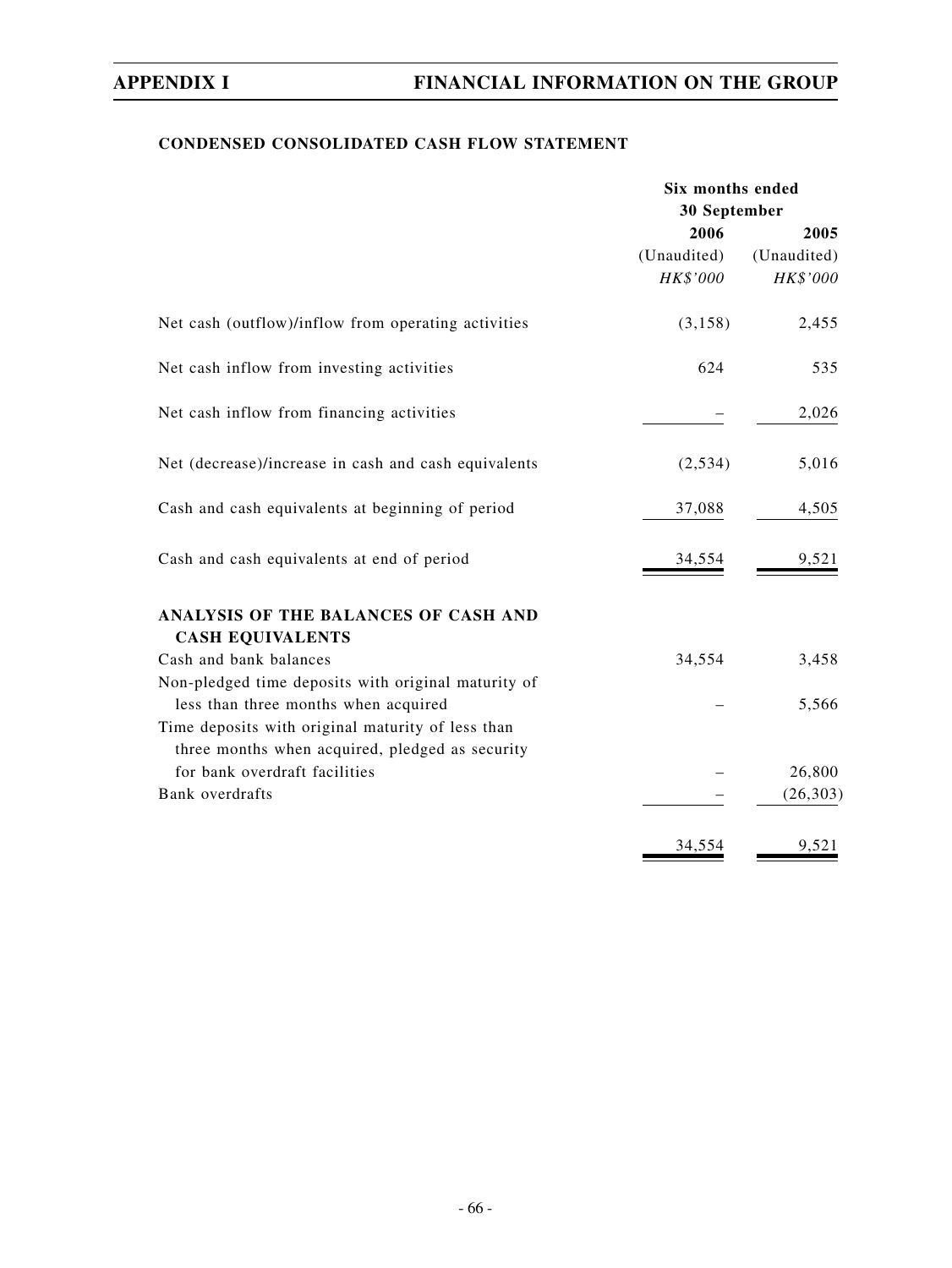**CONDENSED CONSOLIDATED CASH FLOW STATEMENT**

| | Six months ended 30 September | |
|---|---|---|
| | 2006 | 2005 |
| | (Unaudited) | (Unaudited) |
| | *HK$'000* | *HK$'000* |
| Net cash (outflow)/inflow from operating activities | (3,158) | 2,455 |
| Net cash inflow from investing activities | 624 | 535 |
| Net cash inflow from financing activities | – | 2,026 |
| Net (decrease)/increase in cash and cash equivalents | (2,534) | 5,016 |
| Cash and cash equivalents at beginning of period | 37,088 | 4,505 |
| Cash and cash equivalents at end of period | 34,554 | 9,521 |
| **ANALYSIS OF THE BALANCES OF CASH AND CASH EQUIVALENTS** | | |
| Cash and bank balances | 34,554 | 3,458 |
| Non-pledged time deposits with original maturity of less than three months when acquired | – | 5,566 |
| Time deposits with original maturity of less than three months when acquired, pledged as security for bank overdraft facilities | – | 26,800 |
| Bank overdrafts | – | (26,303) |
| | 34,554 | 9,521 |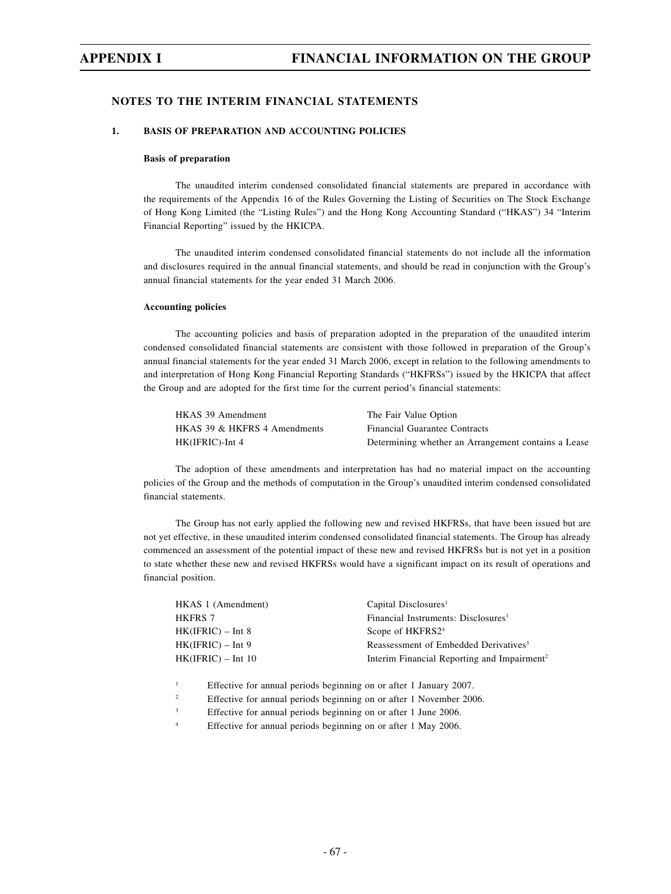## NOTES TO THE INTERIM FINANCIAL STATEMENTS

### 1. BASIS OF PREPARATION AND ACCOUNTING POLICIES

**Basis of preparation**

The unaudited interim condensed consolidated financial statements are prepared in accordance with the requirements of the Appendix 16 of the Rules Governing the Listing of Securities on The Stock Exchange of Hong Kong Limited (the "Listing Rules") and the Hong Kong Accounting Standard ("HKAS") 34 "Interim Financial Reporting" issued by the HKICPA.

The unaudited interim condensed consolidated financial statements do not include all the information and disclosures required in the annual financial statements, and should be read in conjunction with the Group's annual financial statements for the year ended 31 March 2006.

**Accounting policies**

The accounting policies and basis of preparation adopted in the preparation of the unaudited interim condensed consolidated financial statements are consistent with those followed in preparation of the Group's annual financial statements for the year ended 31 March 2006, except in relation to the following amendments to and interpretation of Hong Kong Financial Reporting Standards ("HKFRSs") issued by the HKICPA that affect the Group and are adopted for the first time for the current period's financial statements:

| | |
|---|---|
| HKAS 39 Amendment | The Fair Value Option |
| HKAS 39 & HKFRS 4 Amendments | Financial Guarantee Contracts |
| HK(IFRIC)-Int 4 | Determining whether an Arrangement contains a Lease |

The adoption of these amendments and interpretation has had no material impact on the accounting policies of the Group and the methods of computation in the Group's unaudited interim condensed consolidated financial statements.

The Group has not early applied the following new and revised HKFRSs, that have been issued but are not yet effective, in these unaudited interim condensed consolidated financial statements. The Group has already commenced an assessment of the potential impact of these new and revised HKFRSs but is not yet in a position to state whether these new and revised HKFRSs would have a significant impact on its result of operations and financial position.

| | |
|---|---|
| HKAS 1 (Amendment) | Capital Disclosures[1] |
| HKFRS 7 | Financial Instruments: Disclosures[1] |
| HK(IFRIC) – Int 8 | Scope of HKFRS2[4] |
| HK(IFRIC) – Int 9 | Reassessment of Embedded Derivatives[3] |
| HK(IFRIC) – Int 10 | Interim Financial Reporting and Impairment[2] |

[1] Effective for annual periods beginning on or after 1 January 2007.

[2] Effective for annual periods beginning on or after 1 November 2006.

[3] Effective for annual periods beginning on or after 1 June 2006.

[4] Effective for annual periods beginning on or after 1 May 2006.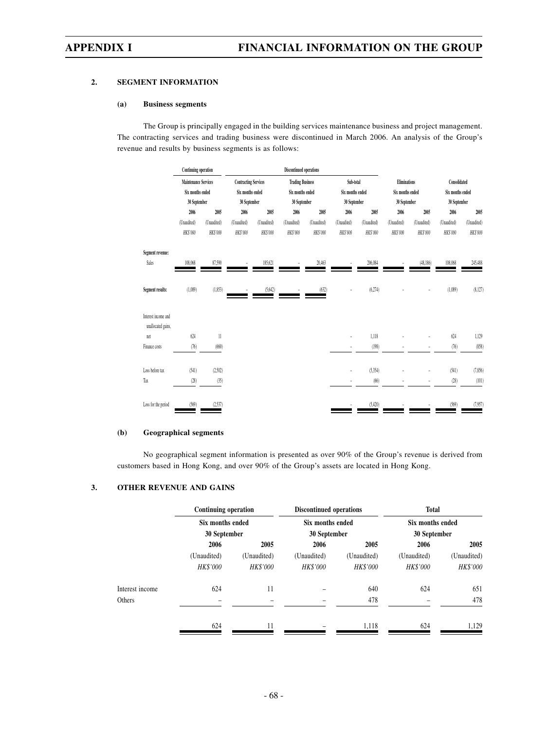### 2. SEGMENT INFORMATION

#### (a) Business segments

The Group is principally engaged in the building services maintenance business and project management. The contracting services and trading business were discontinued in March 2006. An analysis of the Group's revenue and results by business segments is as follows:

| | Continuing operation | | Discontinued operations | | | | | | | | | |
|---|---|---|---|---|---|---|---|---|---|---|---|---|
| | Maintenance Services | | Contracting Services | | Trading Business | | Sub-total | | Eliminations | | Consolidated | |
| | Six months ended 30 September | | Six months ended 30 September | | Six months ended 30 September | | Six months ended 30 September | | Six months ended 30 September | | Six months ended 30 September | |
| | 2006 | 2005 | 2006 | 2005 | 2006 | 2005 | 2006 | 2005 | 2006 | 2005 | 2006 | 2005 |
| | (Unaudited) | (Unaudited) | (Unaudited) | (Unaudited) | (Unaudited) | (Unaudited) | (Unaudited) | (Unaudited) | (Unaudited) | (Unaudited) | (Unaudited) | (Unaudited) |
| | *HK$'000* | *HK$'000* | *HK$'000* | *HK$'000* | *HK$'000* | *HK$'000* | *HK$'000* | *HK$'000* | *HK$'000* | *HK$'000* | *HK$'000* | *HK$'000* |
| **Segment revenue:** | | | | | | | | | | | | |
| Sales | 108,068 | 87,590 | – | 185,621 | – | 20,463 | – | 206,084 | – | (48,186) | 108,068 | 245,488 |
| **Segment results:** | (1,089) | (1,853) | – | (5,642) | – | (632) | – | (6,274) | – | – | (1,089) | (8,127) |
| Interest income and unallocated gains, net | 624 | 11 | | | | | – | 1,118 | – | – | 624 | 1,129 |
| Finance costs | (76) | (660) | | | | | – | (198) | – | – | (76) | (858) |
| Loss before tax | (541) | (2,502) | | | | | – | (5,354) | – | – | (541) | (7,856) |
| Tax | (28) | (35) | | | | | – | (66) | – | – | (28) | (101) |
| Loss for the period | (569) | (2,537) | | | | | – | (5,420) | – | – | (569) | (7,957) |

#### (b) Geographical segments

No geographical segment information is presented as over 90% of the Group's revenue is derived from customers based in Hong Kong, and over 90% of the Group's assets are located in Hong Kong.

### 3. OTHER REVENUE AND GAINS

| | Continuing operation | | Discontinued operations | | Total | |
|---|---|---|---|---|---|---|
| | Six months ended 30 September | | Six months ended 30 September | | Six months ended 30 September | |
| | 2006 | 2005 | 2006 | 2005 | 2006 | 2005 |
| | (Unaudited) | (Unaudited) | (Unaudited) | (Unaudited) | (Unaudited) | (Unaudited) |
| | *HK$'000* | *HK$'000* | *HK$'000* | *HK$'000* | *HK$'000* | *HK$'000* |
| Interest income | 624 | 11 | – | 640 | 624 | 651 |
| Others | – | – | – | 478 | – | 478 |
| | 624 | 11 | – | 1,118 | 624 | 1,129 |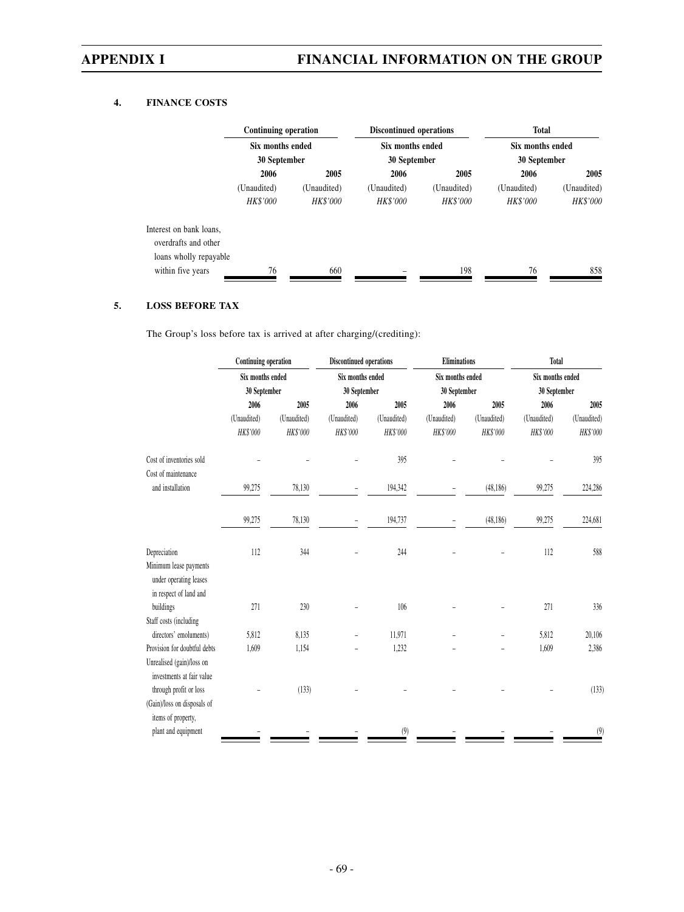## 4. FINANCE COSTS

| | Continuing operation | | Discontinued operations | | Total | |
|---|---|---|---|---|---|---|
| | Six months ended 30 September | | Six months ended 30 September | | Six months ended 30 September | |
| | 2006 | 2005 | 2006 | 2005 | 2006 | 2005 |
| | (Unaudited) | (Unaudited) | (Unaudited) | (Unaudited) | (Unaudited) | (Unaudited) |
| | *HK$'000* | *HK$'000* | *HK$'000* | *HK$'000* | *HK$'000* | *HK$'000* |
| Interest on bank loans, overdrafts and other loans wholly repayable within five years | 76 | 660 | – | 198 | 76 | 858 |

## 5. LOSS BEFORE TAX

The Group's loss before tax is arrived at after charging/(crediting):

| | Continuing operation | | Discontinued operations | | Eliminations | | Total | |
|---|---|---|---|---|---|---|---|---|
| | Six months ended 30 September | | Six months ended 30 September | | Six months ended 30 September | | Six months ended 30 September | |
| | 2006 | 2005 | 2006 | 2005 | 2006 | 2005 | 2006 | 2005 |
| | (Unaudited) | (Unaudited) | (Unaudited) | (Unaudited) | (Unaudited) | (Unaudited) | (Unaudited) | (Unaudited) |
| | *HK$'000* | *HK$'000* | *HK$'000* | *HK$'000* | *HK$'000* | *HK$'000* | *HK$'000* | *HK$'000* |
| Cost of inventories sold | – | – | – | 395 | – | – | – | 395 |
| Cost of maintenance and installation | 99,275 | 78,130 | – | 194,342 | – | (48,186) | 99,275 | 224,286 |
| | 99,275 | 78,130 | – | 194,737 | – | (48,186) | 99,275 | 224,681 |
| Depreciation | 112 | 344 | – | 244 | – | – | 112 | 588 |
| Minimum lease payments under operating leases in respect of land and buildings | 271 | 230 | – | 106 | – | – | 271 | 336 |
| Staff costs (including directors' emoluments) | 5,812 | 8,135 | – | 11,971 | – | – | 5,812 | 20,106 |
| Provision for doubtful debts | 1,609 | 1,154 | – | 1,232 | – | – | 1,609 | 2,386 |
| Unrealised (gain)/loss on investments at fair value through profit or loss | – | (133) | – | – | – | – | – | (133) |
| (Gain)/loss on disposals of items of property, plant and equipment | – | – | – | (9) | – | – | – | (9) |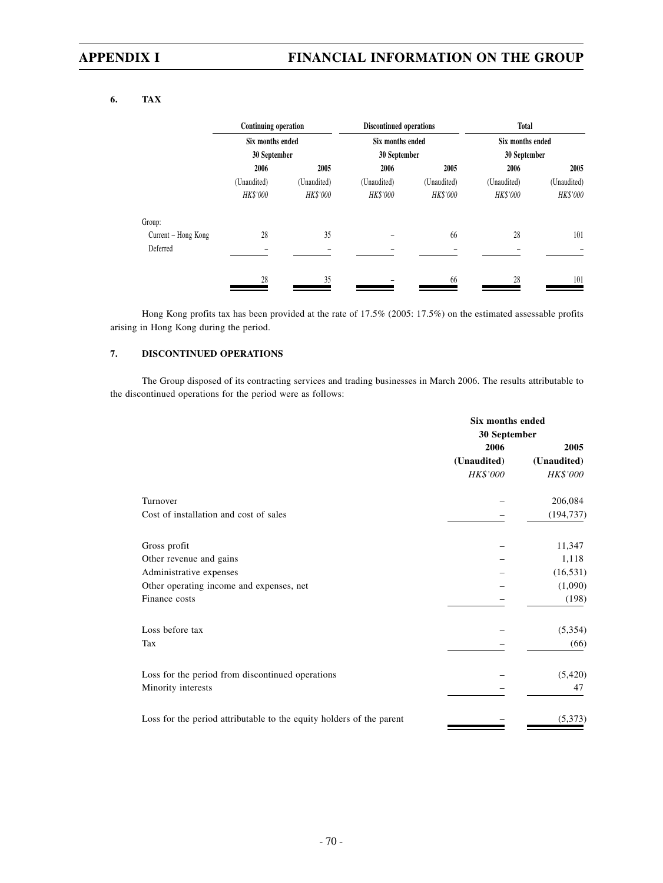### 6. TAX

| | Continuing operation | | Discontinued operations | | Total | |
|---|---|---|---|---|---|---|
| | Six months ended 30 September | | Six months ended 30 September | | Six months ended 30 September | |
| | 2006 | 2005 | 2006 | 2005 | 2006 | 2005 |
| | (Unaudited) | (Unaudited) | (Unaudited) | (Unaudited) | (Unaudited) | (Unaudited) |
| | *HK$'000* | *HK$'000* | *HK$'000* | *HK$'000* | *HK$'000* | *HK$'000* |
| Group: | | | | | | |
| Current – Hong Kong | 28 | 35 | – | 66 | 28 | 101 |
| Deferred | – | – | – | – | – | – |
| | 28 | 35 | – | 66 | 28 | 101 |

Hong Kong profits tax has been provided at the rate of 17.5% (2005: 17.5%) on the estimated assessable profits arising in Hong Kong during the period.

### 7. DISCONTINUED OPERATIONS

The Group disposed of its contracting services and trading businesses in March 2006. The results attributable to the discontinued operations for the period were as follows:

| | Six months ended 30 September | |
|---|---|---|
| | 2006 | 2005 |
| | (Unaudited) | (Unaudited) |
| | *HK$'000* | *HK$'000* |
| Turnover | – | 206,084 |
| Cost of installation and cost of sales | – | (194,737) |
| Gross profit | – | 11,347 |
| Other revenue and gains | – | 1,118 |
| Administrative expenses | – | (16,531) |
| Other operating income and expenses, net | – | (1,090) |
| Finance costs | – | (198) |
| Loss before tax | – | (5,354) |
| Tax | – | (66) |
| Loss for the period from discontinued operations | – | (5,420) |
| Minority interests | – | 47 |
| Loss for the period attributable to the equity holders of the parent | – | (5,373) |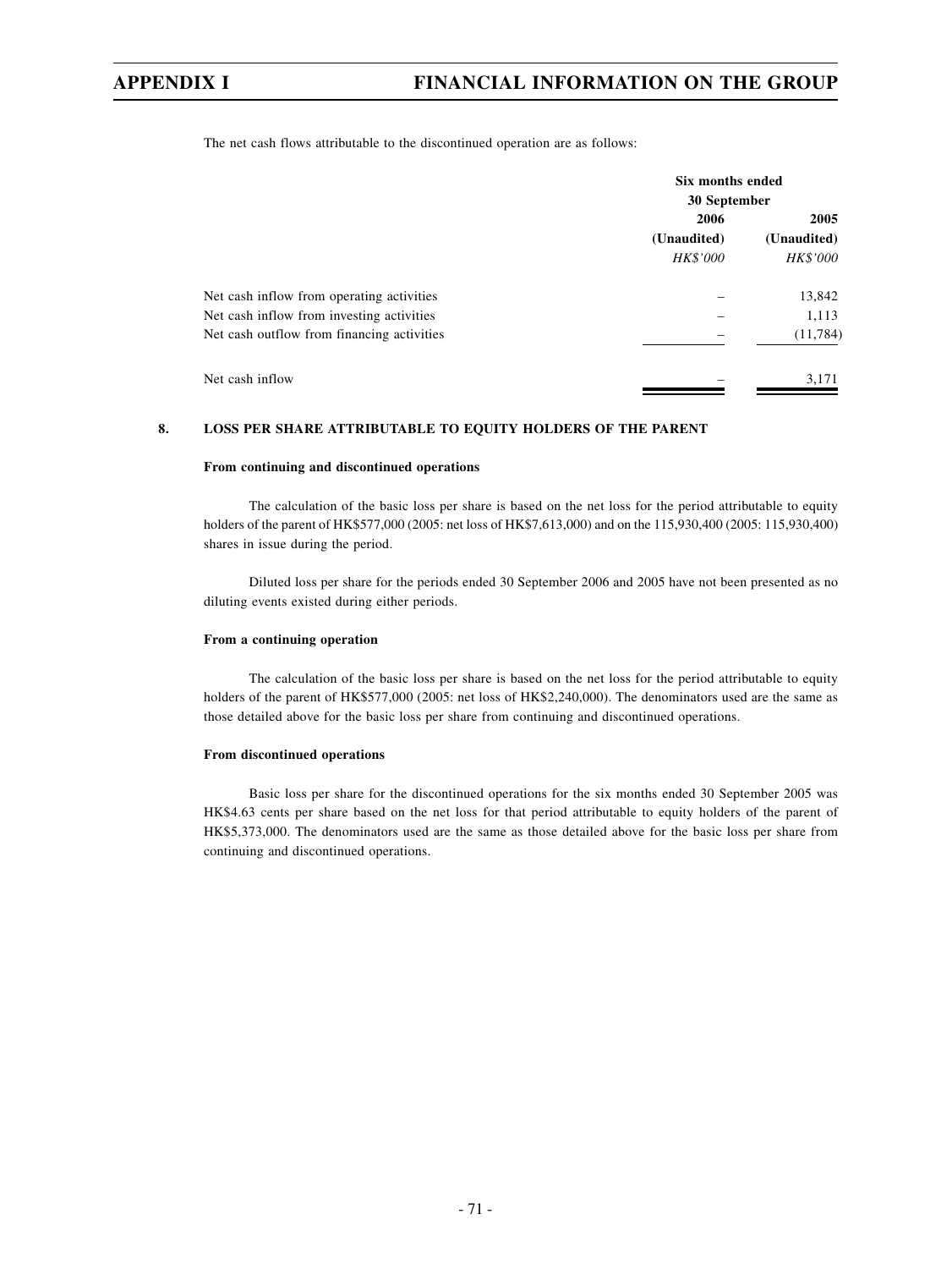The net cash flows attributable to the discontinued operation are as follows:

| | Six months ended 30 September | |
|---|---|---|
| | 2006 | 2005 |
| | (Unaudited) | (Unaudited) |
| | *HK$'000* | *HK$'000* |
| Net cash inflow from operating activities | – | 13,842 |
| Net cash inflow from investing activities | – | 1,113 |
| Net cash outflow from financing activities | – | (11,784) |
| Net cash inflow | – | 3,171 |

## 8. LOSS PER SHARE ATTRIBUTABLE TO EQUITY HOLDERS OF THE PARENT

**From continuing and discontinued operations**

The calculation of the basic loss per share is based on the net loss for the period attributable to equity holders of the parent of HK$577,000 (2005: net loss of HK$7,613,000) and on the 115,930,400 (2005: 115,930,400) shares in issue during the period.

Diluted loss per share for the periods ended 30 September 2006 and 2005 have not been presented as no diluting events existed during either periods.

**From a continuing operation**

The calculation of the basic loss per share is based on the net loss for the period attributable to equity holders of the parent of HK$577,000 (2005: net loss of HK$2,240,000). The denominators used are the same as those detailed above for the basic loss per share from continuing and discontinued operations.

**From discontinued operations**

Basic loss per share for the discontinued operations for the six months ended 30 September 2005 was HK$4.63 cents per share based on the net loss for that period attributable to equity holders of the parent of HK$5,373,000. The denominators used are the same as those detailed above for the basic loss per share from continuing and discontinued operations.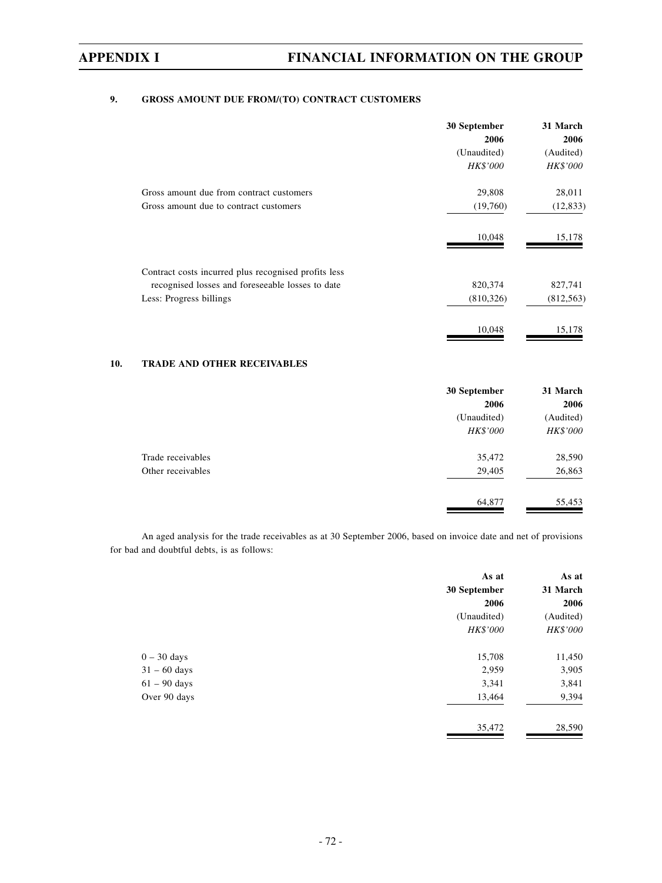### 9. GROSS AMOUNT DUE FROM/(TO) CONTRACT CUSTOMERS

| | 30 September 2006 (Unaudited) *HK$'000* | 31 March 2006 (Audited) *HK$'000* |
|---|---|---|
| Gross amount due from contract customers | 29,808 | 28,011 |
| Gross amount due to contract customers | (19,760) | (12,833) |
| | 10,048 | 15,178 |
| Contract costs incurred plus recognised profits less recognised losses and foreseeable losses to date | 820,374 | 827,741 |
| Less: Progress billings | (810,326) | (812,563) |
| | 10,048 | 15,178 |

### 10. TRADE AND OTHER RECEIVABLES

| | 30 September 2006 (Unaudited) *HK$'000* | 31 March 2006 (Audited) *HK$'000* |
|---|---|---|
| Trade receivables | 35,472 | 28,590 |
| Other receivables | 29,405 | 26,863 |
| | 64,877 | 55,453 |

An aged analysis for the trade receivables as at 30 September 2006, based on invoice date and net of provisions for bad and doubtful debts, is as follows:

| | As at 30 September 2006 (Unaudited) *HK$'000* | As at 31 March 2006 (Audited) *HK$'000* |
|---|---|---|
| 0 – 30 days | 15,708 | 11,450 |
| 31 – 60 days | 2,959 | 3,905 |
| 61 – 90 days | 3,341 | 3,841 |
| Over 90 days | 13,464 | 9,394 |
| | 35,472 | 28,590 |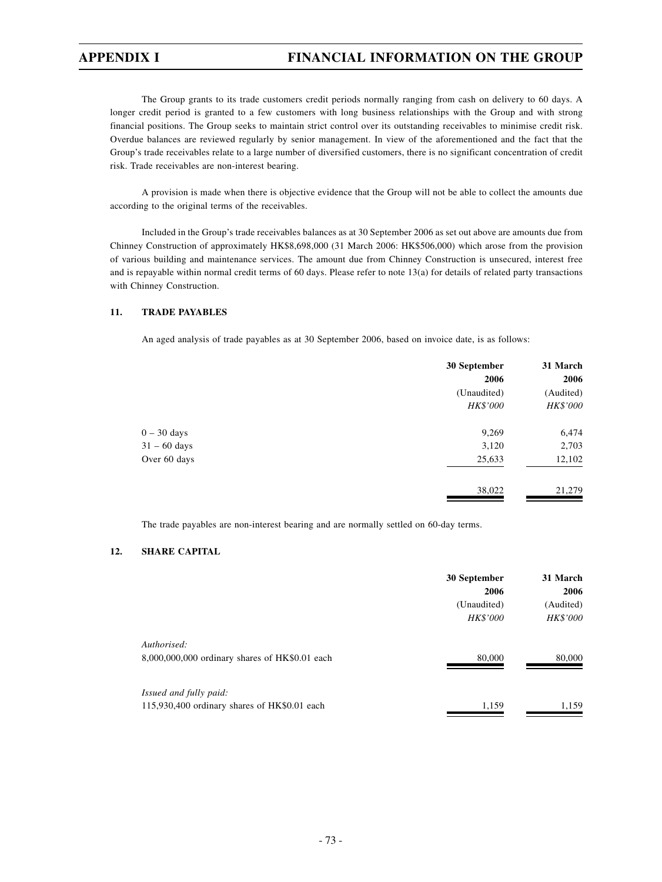The Group grants to its trade customers credit periods normally ranging from cash on delivery to 60 days. A longer credit period is granted to a few customers with long business relationships with the Group and with strong financial positions. The Group seeks to maintain strict control over its outstanding receivables to minimise credit risk. Overdue balances are reviewed regularly by senior management. In view of the aforementioned and the fact that the Group's trade receivables relate to a large number of diversified customers, there is no significant concentration of credit risk. Trade receivables are non-interest bearing.

A provision is made when there is objective evidence that the Group will not be able to collect the amounts due according to the original terms of the receivables.

Included in the Group's trade receivables balances as at 30 September 2006 as set out above are amounts due from Chinney Construction of approximately HK$8,698,000 (31 March 2006: HK$506,000) which arose from the provision of various building and maintenance services. The amount due from Chinney Construction is unsecured, interest free and is repayable within normal credit terms of 60 days. Please refer to note 13(a) for details of related party transactions with Chinney Construction.

## 11. TRADE PAYABLES

An aged analysis of trade payables as at 30 September 2006, based on invoice date, is as follows:

| | 30 September 2006 | 31 March 2006 |
|---|---|---|
| | (Unaudited) | (Audited) |
| | *HK$'000* | *HK$'000* |
| 0 – 30 days | 9,269 | 6,474 |
| 31 – 60 days | 3,120 | 2,703 |
| Over 60 days | 25,633 | 12,102 |
| | 38,022 | 21,279 |

The trade payables are non-interest bearing and are normally settled on 60-day terms.

## 12. SHARE CAPITAL

| | 30 September 2006 | 31 March 2006 |
|---|---|---|
| | (Unaudited) | (Audited) |
| | *HK$'000* | *HK$'000* |
| *Authorised:* | | |
| 8,000,000,000 ordinary shares of HK$0.01 each | 80,000 | 80,000 |
| *Issued and fully paid:* | | |
| 115,930,400 ordinary shares of HK$0.01 each | 1,159 | 1,159 |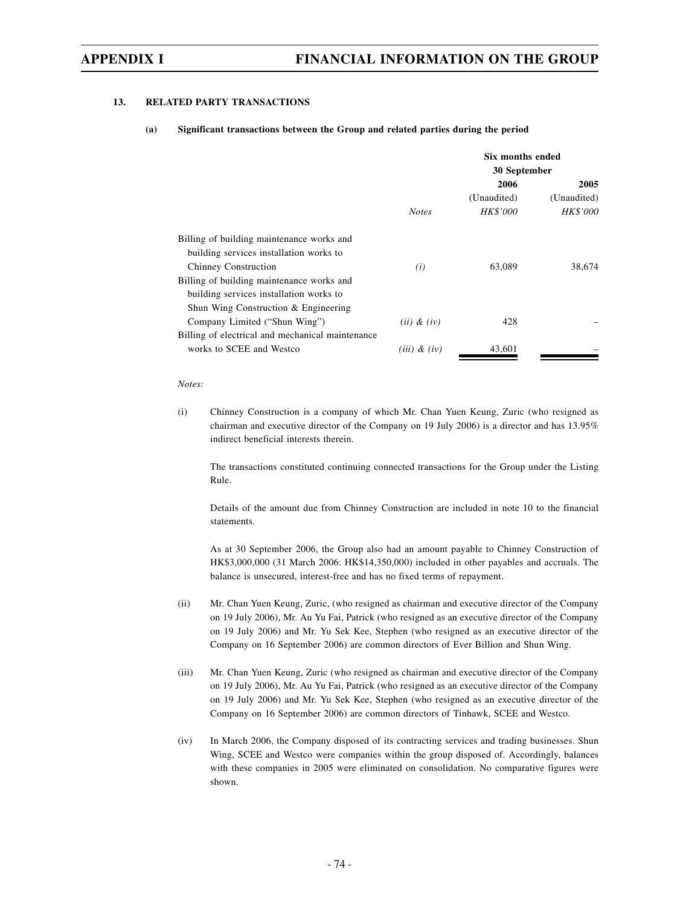### 13. RELATED PARTY TRANSACTIONS

**(a) Significant transactions between the Group and related parties during the period**

| | | Six months ended 30 September | |
|---|---|---|---|
| | | 2006 | 2005 |
| | | (Unaudited) | (Unaudited) |
| | *Notes* | *HK$'000* | *HK$'000* |
| Billing of building maintenance works and building services installation works to Chinney Construction | *(i)* | 63,089 | 38,674 |
| Billing of building maintenance works and building services installation works to Shun Wing Construction & Engineering Company Limited ("Shun Wing") | *(ii) & (iv)* | 428 | – |
| Billing of electrical and mechanical maintenance works to SCEE and Westco | *(iii) & (iv)* | 43,601 | – |

*Notes:*

(i) Chinney Construction is a company of which Mr. Chan Yuen Keung, Zuric (who resigned as chairman and executive director of the Company on 19 July 2006) is a director and has 13.95% indirect beneficial interests therein.

The transactions constituted continuing connected transactions for the Group under the Listing Rule.

Details of the amount due from Chinney Construction are included in note 10 to the financial statements.

As at 30 September 2006, the Group also had an amount payable to Chinney Construction of HK$3,000,000 (31 March 2006: HK$14,350,000) included in other payables and accruals. The balance is unsecured, interest-free and has no fixed terms of repayment.

(ii) Mr. Chan Yuen Keung, Zuric, (who resigned as chairman and executive director of the Company on 19 July 2006), Mr. Au Yu Fai, Patrick (who resigned as an executive director of the Company on 19 July 2006) and Mr. Yu Sek Kee, Stephen (who resigned as an executive director of the Company on 16 September 2006) are common directors of Ever Billion and Shun Wing.

(iii) Mr. Chan Yuen Keung, Zuric (who resigned as chairman and executive director of the Company on 19 July 2006), Mr. Au Yu Fai, Patrick (who resigned as an executive director of the Company on 19 July 2006) and Mr. Yu Sek Kee, Stephen (who resigned as an executive director of the Company on 16 September 2006) are common directors of Tinhawk, SCEE and Westco.

(iv) In March 2006, the Company disposed of its contracting services and trading businesses. Shun Wing, SCEE and Westco were companies within the group disposed of. Accordingly, balances with these companies in 2005 were eliminated on consolidation. No comparative figures were shown.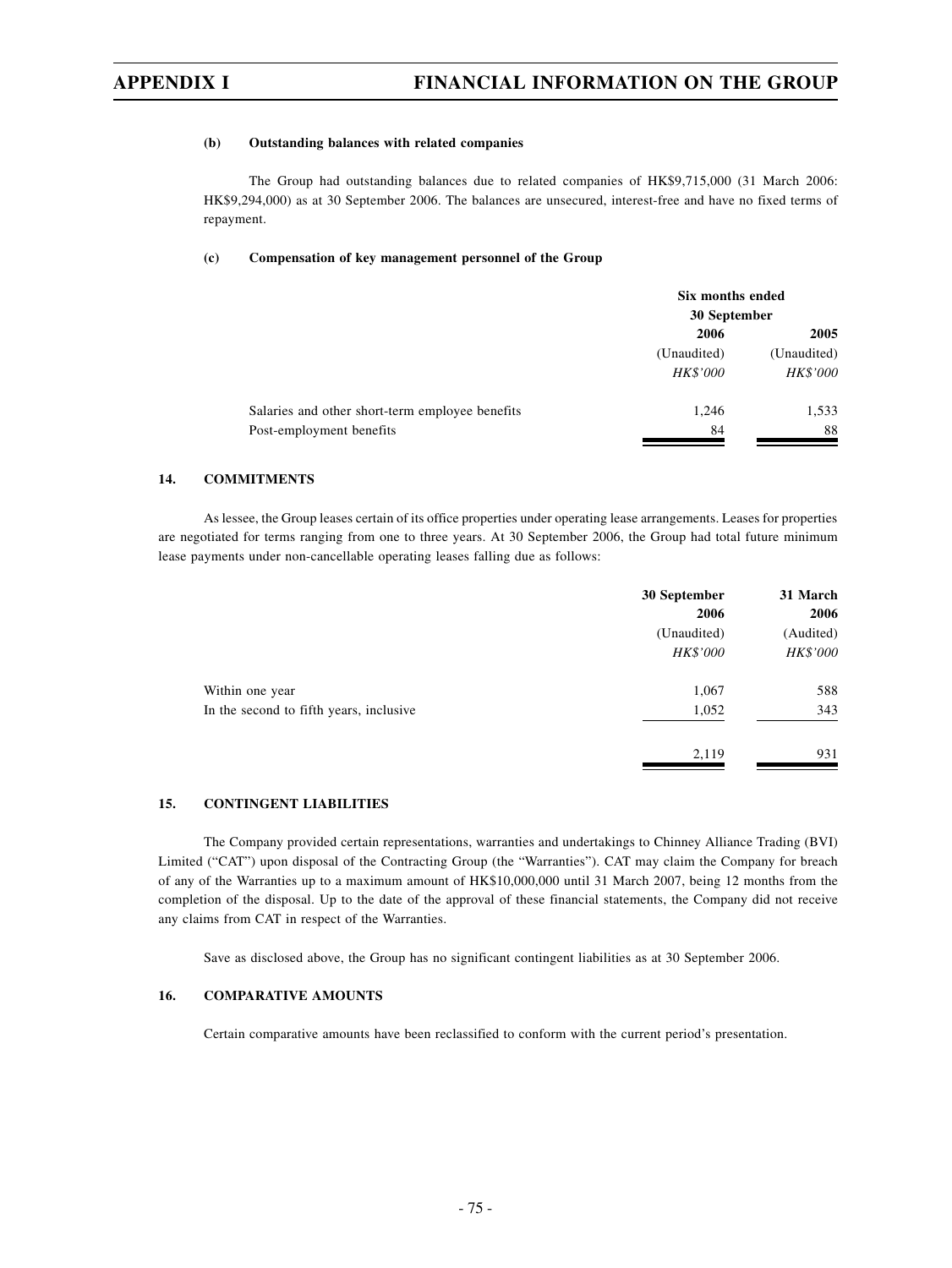#### (b) Outstanding balances with related companies

The Group had outstanding balances due to related companies of HK$9,715,000 (31 March 2006: HK$9,294,000) as at 30 September 2006. The balances are unsecured, interest-free and have no fixed terms of repayment.

#### (c) Compensation of key management personnel of the Group

| | Six months ended 30 September | |
|---|---|---|
| | **2006** | **2005** |
| | (Unaudited) | (Unaudited) |
| | *HK$'000* | *HK$'000* |
| Salaries and other short-term employee benefits | 1,246 | 1,533 |
| Post-employment benefits | 84 | 88 |

### 14. COMMITMENTS

As lessee, the Group leases certain of its office properties under operating lease arrangements. Leases for properties are negotiated for terms ranging from one to three years. At 30 September 2006, the Group had total future minimum lease payments under non-cancellable operating leases falling due as follows:

| | **30 September 2006** | **31 March 2006** |
|---|---|---|
| | (Unaudited) | (Audited) |
| | *HK$'000* | *HK$'000* |
| Within one year | 1,067 | 588 |
| In the second to fifth years, inclusive | 1,052 | 343 |
| | 2,119 | 931 |

### 15. CONTINGENT LIABILITIES

The Company provided certain representations, warranties and undertakings to Chinney Alliance Trading (BVI) Limited ("CAT") upon disposal of the Contracting Group (the "Warranties"). CAT may claim the Company for breach of any of the Warranties up to a maximum amount of HK$10,000,000 until 31 March 2007, being 12 months from the completion of the disposal. Up to the date of the approval of these financial statements, the Company did not receive any claims from CAT in respect of the Warranties.

Save as disclosed above, the Group has no significant contingent liabilities as at 30 September 2006.

### 16. COMPARATIVE AMOUNTS

Certain comparative amounts have been reclassified to conform with the current period's presentation.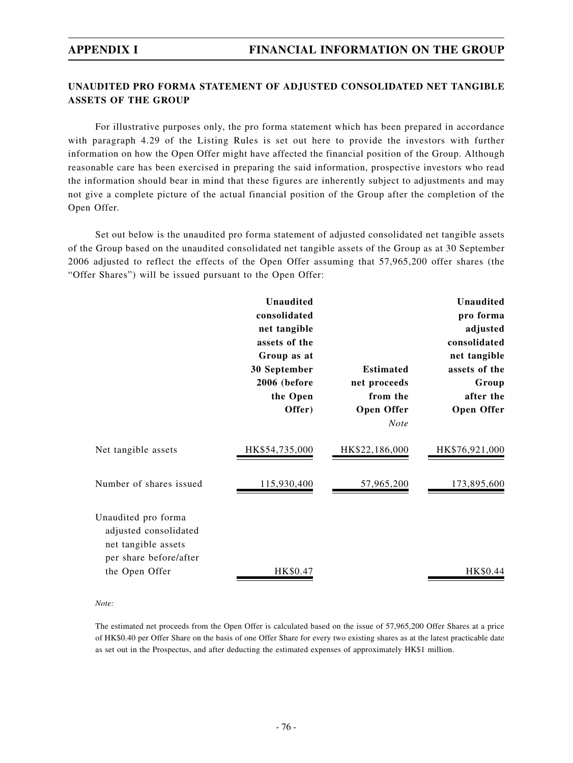## UNAUDITED PRO FORMA STATEMENT OF ADJUSTED CONSOLIDATED NET TANGIBLE ASSETS OF THE GROUP

For illustrative purposes only, the pro forma statement which has been prepared in accordance with paragraph 4.29 of the Listing Rules is set out here to provide the investors with further information on how the Open Offer might have affected the financial position of the Group. Although reasonable care has been exercised in preparing the said information, prospective investors who read the information should bear in mind that these figures are inherently subject to adjustments and may not give a complete picture of the actual financial position of the Group after the completion of the Open Offer.

Set out below is the unaudited pro forma statement of adjusted consolidated net tangible assets of the Group based on the unaudited consolidated net tangible assets of the Group as at 30 September 2006 adjusted to reflect the effects of the Open Offer assuming that 57,965,200 offer shares (the "Offer Shares") will be issued pursuant to the Open Offer:

| | **Unaudited consolidated net tangible assets of the Group as at 30 September 2006 (before the Open Offer)** | **Estimated net proceeds from the Open Offer** *Note* | **Unaudited pro forma adjusted consolidated net tangible assets of the Group after the Open Offer** |
|---|---|---|---|
| Net tangible assets | HK$54,735,000 | HK$22,186,000 | HK$76,921,000 |
| Number of shares issued | 115,930,400 | 57,965,200 | 173,895,600 |
| Unaudited pro forma adjusted consolidated net tangible assets per share before/after the Open Offer | HK$0.47 | | HK$0.44 |

*Note:*

The estimated net proceeds from the Open Offer is calculated based on the issue of 57,965,200 Offer Shares at a price of HK$0.40 per Offer Share on the basis of one Offer Share for every two existing shares as at the latest practicable date as set out in the Prospectus, and after deducting the estimated expenses of approximately HK$1 million.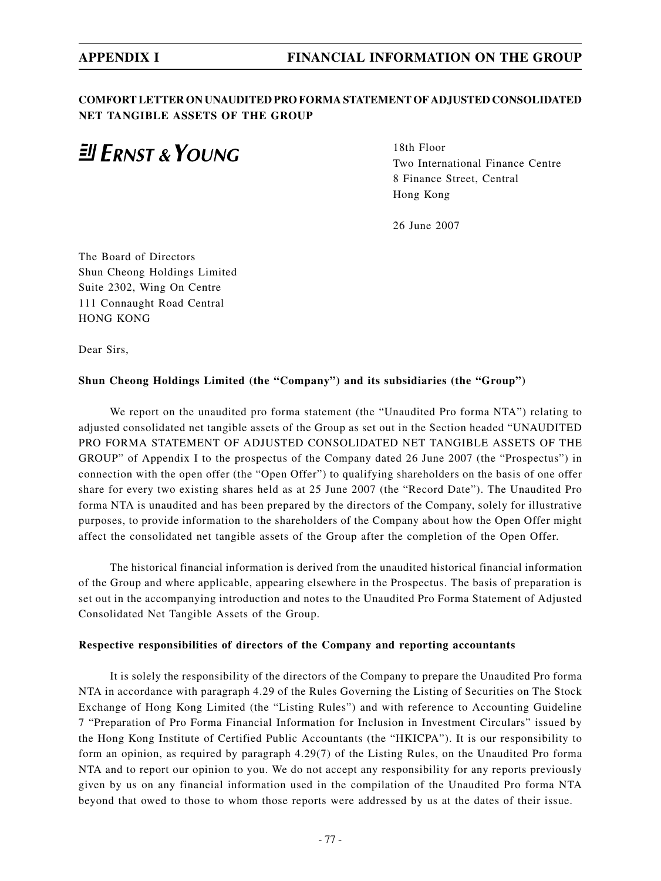## COMFORT LETTER ON UNAUDITED PRO FORMA STATEMENT OF ADJUSTED CONSOLIDATED NET TANGIBLE ASSETS OF THE GROUP

**ERNST & YOUNG**

18th Floor
Two International Finance Centre
8 Finance Street, Central
Hong Kong

26 June 2007

The Board of Directors
Shun Cheong Holdings Limited
Suite 2302, Wing On Centre
111 Connaught Road Central
HONG KONG

Dear Sirs,

**Shun Cheong Holdings Limited (the "Company") and its subsidiaries (the "Group")**

We report on the unaudited pro forma statement (the "Unaudited Pro forma NTA") relating to adjusted consolidated net tangible assets of the Group as set out in the Section headed "UNAUDITED PRO FORMA STATEMENT OF ADJUSTED CONSOLIDATED NET TANGIBLE ASSETS OF THE GROUP" of Appendix I to the prospectus of the Company dated 26 June 2007 (the "Prospectus") in connection with the open offer (the "Open Offer") to qualifying shareholders on the basis of one offer share for every two existing shares held as at 25 June 2007 (the "Record Date"). The Unaudited Pro forma NTA is unaudited and has been prepared by the directors of the Company, solely for illustrative purposes, to provide information to the shareholders of the Company about how the Open Offer might affect the consolidated net tangible assets of the Group after the completion of the Open Offer.

The historical financial information is derived from the unaudited historical financial information of the Group and where applicable, appearing elsewhere in the Prospectus. The basis of preparation is set out in the accompanying introduction and notes to the Unaudited Pro Forma Statement of Adjusted Consolidated Net Tangible Assets of the Group.

**Respective responsibilities of directors of the Company and reporting accountants**

It is solely the responsibility of the directors of the Company to prepare the Unaudited Pro forma NTA in accordance with paragraph 4.29 of the Rules Governing the Listing of Securities on The Stock Exchange of Hong Kong Limited (the "Listing Rules") and with reference to Accounting Guideline 7 "Preparation of Pro Forma Financial Information for Inclusion in Investment Circulars" issued by the Hong Kong Institute of Certified Public Accountants (the "HKICPA"). It is our responsibility to form an opinion, as required by paragraph 4.29(7) of the Listing Rules, on the Unaudited Pro forma NTA and to report our opinion to you. We do not accept any responsibility for any reports previously given by us on any financial information used in the compilation of the Unaudited Pro forma NTA beyond that owed to those to whom those reports were addressed by us at the dates of their issue.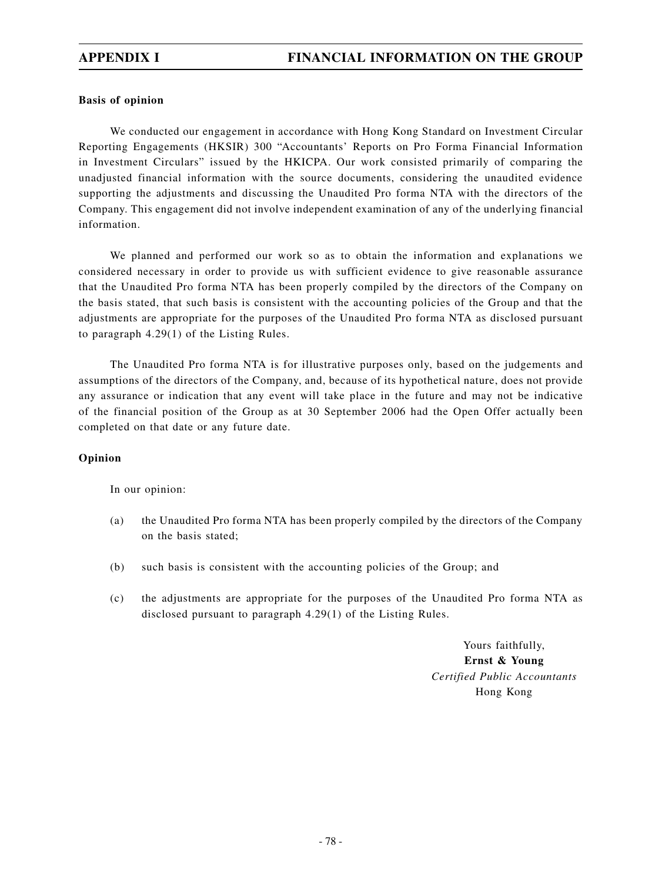**Basis of opinion**

We conducted our engagement in accordance with Hong Kong Standard on Investment Circular Reporting Engagements (HKSIR) 300 "Accountants' Reports on Pro Forma Financial Information in Investment Circulars" issued by the HKICPA. Our work consisted primarily of comparing the unadjusted financial information with the source documents, considering the unaudited evidence supporting the adjustments and discussing the Unaudited Pro forma NTA with the directors of the Company. This engagement did not involve independent examination of any of the underlying financial information.

We planned and performed our work so as to obtain the information and explanations we considered necessary in order to provide us with sufficient evidence to give reasonable assurance that the Unaudited Pro forma NTA has been properly compiled by the directors of the Company on the basis stated, that such basis is consistent with the accounting policies of the Group and that the adjustments are appropriate for the purposes of the Unaudited Pro forma NTA as disclosed pursuant to paragraph 4.29(1) of the Listing Rules.

The Unaudited Pro forma NTA is for illustrative purposes only, based on the judgements and assumptions of the directors of the Company, and, because of its hypothetical nature, does not provide any assurance or indication that any event will take place in the future and may not be indicative of the financial position of the Group as at 30 September 2006 had the Open Offer actually been completed on that date or any future date.

**Opinion**

In our opinion:

(a) the Unaudited Pro forma NTA has been properly compiled by the directors of the Company on the basis stated;

(b) such basis is consistent with the accounting policies of the Group; and

(c) the adjustments are appropriate for the purposes of the Unaudited Pro forma NTA as disclosed pursuant to paragraph 4.29(1) of the Listing Rules.

Yours faithfully,
**Ernst & Young**
*Certified Public Accountants*
Hong Kong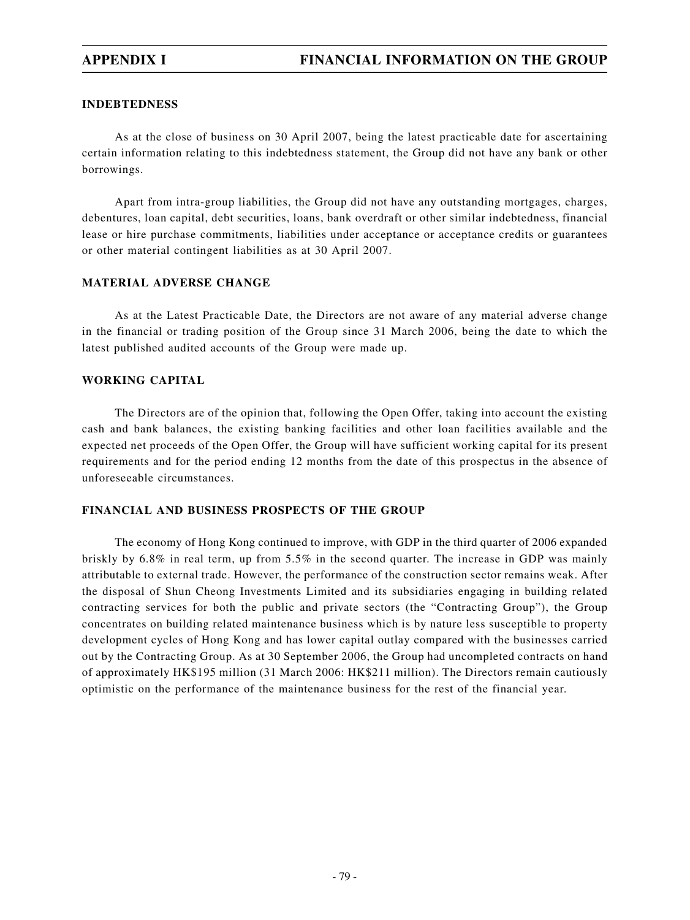## INDEBTEDNESS

As at the close of business on 30 April 2007, being the latest practicable date for ascertaining certain information relating to this indebtedness statement, the Group did not have any bank or other borrowings.

Apart from intra-group liabilities, the Group did not have any outstanding mortgages, charges, debentures, loan capital, debt securities, loans, bank overdraft or other similar indebtedness, financial lease or hire purchase commitments, liabilities under acceptance or acceptance credits or guarantees or other material contingent liabilities as at 30 April 2007.

## MATERIAL ADVERSE CHANGE

As at the Latest Practicable Date, the Directors are not aware of any material adverse change in the financial or trading position of the Group since 31 March 2006, being the date to which the latest published audited accounts of the Group were made up.

## WORKING CAPITAL

The Directors are of the opinion that, following the Open Offer, taking into account the existing cash and bank balances, the existing banking facilities and other loan facilities available and the expected net proceeds of the Open Offer, the Group will have sufficient working capital for its present requirements and for the period ending 12 months from the date of this prospectus in the absence of unforeseeable circumstances.

## FINANCIAL AND BUSINESS PROSPECTS OF THE GROUP

The economy of Hong Kong continued to improve, with GDP in the third quarter of 2006 expanded briskly by 6.8% in real term, up from 5.5% in the second quarter. The increase in GDP was mainly attributable to external trade. However, the performance of the construction sector remains weak. After the disposal of Shun Cheong Investments Limited and its subsidiaries engaging in building related contracting services for both the public and private sectors (the "Contracting Group"), the Group concentrates on building related maintenance business which is by nature less susceptible to property development cycles of Hong Kong and has lower capital outlay compared with the businesses carried out by the Contracting Group. As at 30 September 2006, the Group had uncompleted contracts on hand of approximately HK$195 million (31 March 2006: HK$211 million). The Directors remain cautiously optimistic on the performance of the maintenance business for the rest of the financial year.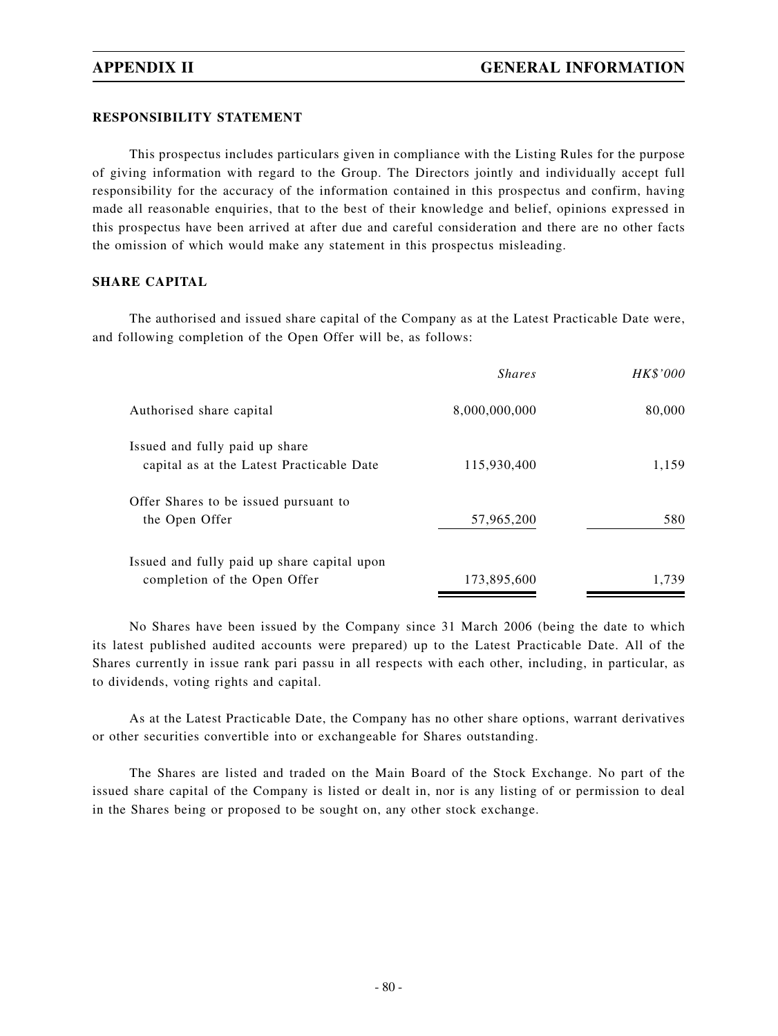## RESPONSIBILITY STATEMENT

This prospectus includes particulars given in compliance with the Listing Rules for the purpose of giving information with regard to the Group. The Directors jointly and individually accept full responsibility for the accuracy of the information contained in this prospectus and confirm, having made all reasonable enquiries, that to the best of their knowledge and belief, opinions expressed in this prospectus have been arrived at after due and careful consideration and there are no other facts the omission of which would make any statement in this prospectus misleading.

## SHARE CAPITAL

The authorised and issued share capital of the Company as at the Latest Practicable Date were, and following completion of the Open Offer will be, as follows:

| | *Shares* | *HK$'000* |
|---|---|---|
| Authorised share capital | 8,000,000,000 | 80,000 |
| Issued and fully paid up share capital as at the Latest Practicable Date | 115,930,400 | 1,159 |
| Offer Shares to be issued pursuant to the Open Offer | 57,965,200 | 580 |
| Issued and fully paid up share capital upon completion of the Open Offer | 173,895,600 | 1,739 |

No Shares have been issued by the Company since 31 March 2006 (being the date to which its latest published audited accounts were prepared) up to the Latest Practicable Date. All of the Shares currently in issue rank pari passu in all respects with each other, including, in particular, as to dividends, voting rights and capital.

As at the Latest Practicable Date, the Company has no other share options, warrant derivatives or other securities convertible into or exchangeable for Shares outstanding.

The Shares are listed and traded on the Main Board of the Stock Exchange. No part of the issued share capital of the Company is listed or dealt in, nor is any listing of or permission to deal in the Shares being or proposed to be sought on, any other stock exchange.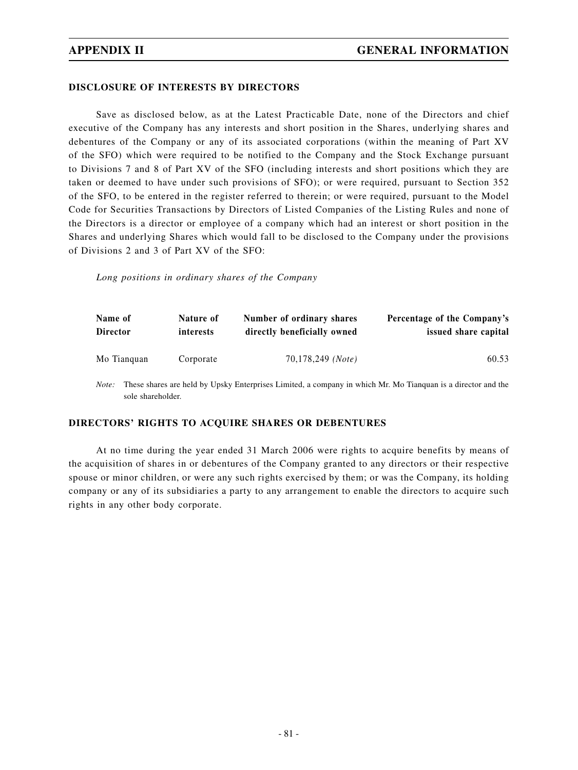## DISCLOSURE OF INTERESTS BY DIRECTORS

Save as disclosed below, as at the Latest Practicable Date, none of the Directors and chief executive of the Company has any interests and short position in the Shares, underlying shares and debentures of the Company or any of its associated corporations (within the meaning of Part XV of the SFO) which were required to be notified to the Company and the Stock Exchange pursuant to Divisions 7 and 8 of Part XV of the SFO (including interests and short positions which they are taken or deemed to have under such provisions of SFO); or were required, pursuant to Section 352 of the SFO, to be entered in the register referred to therein; or were required, pursuant to the Model Code for Securities Transactions by Directors of Listed Companies of the Listing Rules and none of the Directors is a director or employee of a company which had an interest or short position in the Shares and underlying Shares which would fall to be disclosed to the Company under the provisions of Divisions 2 and 3 of Part XV of the SFO:

*Long positions in ordinary shares of the Company*

| Name of Director | Nature of interests | Number of ordinary shares directly beneficially owned | Percentage of the Company's issued share capital |
|---|---|---|---|
| Mo Tianquan | Corporate | 70,178,249 *(Note)* | 60.53 |

*Note:* These shares are held by Upsky Enterprises Limited, a company in which Mr. Mo Tianquan is a director and the sole shareholder.

## DIRECTORS' RIGHTS TO ACQUIRE SHARES OR DEBENTURES

At no time during the year ended 31 March 2006 were rights to acquire benefits by means of the acquisition of shares in or debentures of the Company granted to any directors or their respective spouse or minor children, or were any such rights exercised by them; or was the Company, its holding company or any of its subsidiaries a party to any arrangement to enable the directors to acquire such rights in any other body corporate.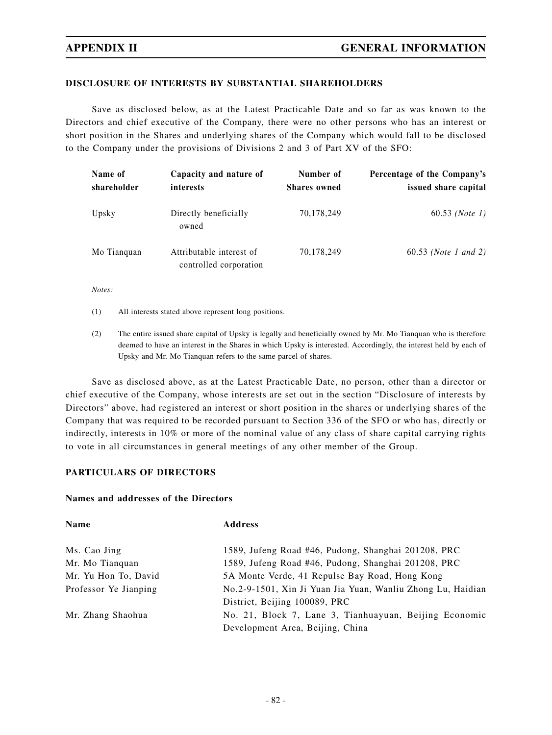## DISCLOSURE OF INTERESTS BY SUBSTANTIAL SHAREHOLDERS

Save as disclosed below, as at the Latest Practicable Date and so far as was known to the Directors and chief executive of the Company, there were no other persons who has an interest or short position in the Shares and underlying shares of the Company which would fall to be disclosed to the Company under the provisions of Divisions 2 and 3 of Part XV of the SFO:

| Name of shareholder | Capacity and nature of interests | Number of Shares owned | Percentage of the Company's issued share capital |
|---|---|---|---|
| Upsky | Directly beneficially owned | 70,178,249 | 60.53 *(Note 1)* |
| Mo Tianquan | Attributable interest of controlled corporation | 70,178,249 | 60.53 *(Note 1 and 2)* |

*Notes:*

(1) All interests stated above represent long positions.

(2) The entire issued share capital of Upsky is legally and beneficially owned by Mr. Mo Tianquan who is therefore deemed to have an interest in the Shares in which Upsky is interested. Accordingly, the interest held by each of Upsky and Mr. Mo Tianquan refers to the same parcel of shares.

Save as disclosed above, as at the Latest Practicable Date, no person, other than a director or chief executive of the Company, whose interests are set out in the section "Disclosure of interests by Directors" above, had registered an interest or short position in the shares or underlying shares of the Company that was required to be recorded pursuant to Section 336 of the SFO or who has, directly or indirectly, interests in 10% or more of the nominal value of any class of share capital carrying rights to vote in all circumstances in general meetings of any other member of the Group.

## PARTICULARS OF DIRECTORS

### Names and addresses of the Directors

| Name | Address |
|---|---|
| Ms. Cao Jing | 1589, Jufeng Road #46, Pudong, Shanghai 201208, PRC |
| Mr. Mo Tianquan | 1589, Jufeng Road #46, Pudong, Shanghai 201208, PRC |
| Mr. Yu Hon To, David | 5A Monte Verde, 41 Repulse Bay Road, Hong Kong |
| Professor Ye Jianping | No.2-9-1501, Xin Ji Yuan Jia Yuan, Wanliu Zhong Lu, Haidian District, Beijing 100089, PRC |
| Mr. Zhang Shaohua | No. 21, Block 7, Lane 3, Tianhuayuan, Beijing Economic Development Area, Beijing, China |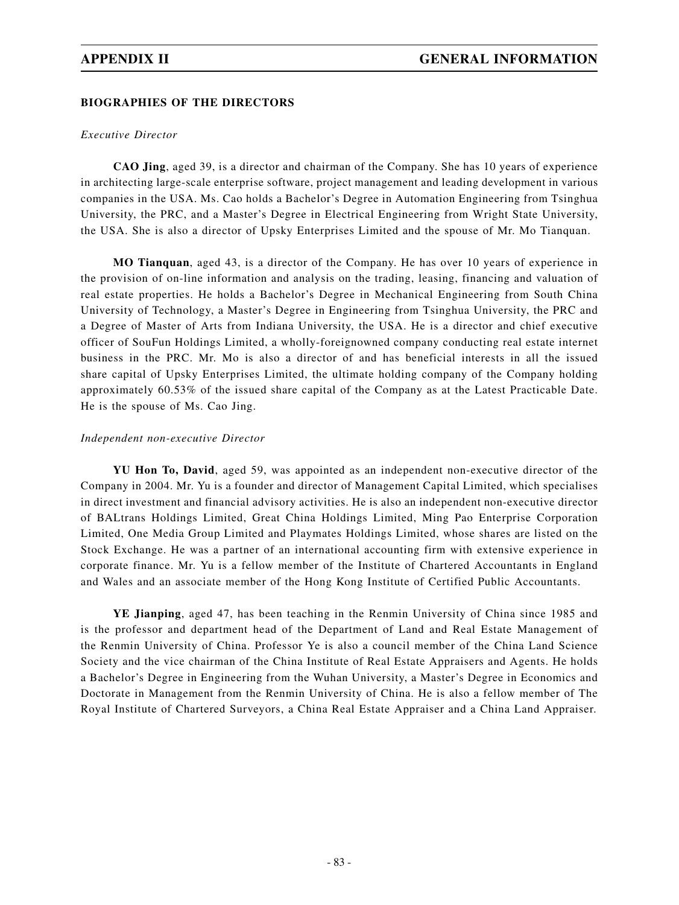## BIOGRAPHIES OF THE DIRECTORS

*Executive Director*

**CAO Jing**, aged 39, is a director and chairman of the Company. She has 10 years of experience in architecting large-scale enterprise software, project management and leading development in various companies in the USA. Ms. Cao holds a Bachelor's Degree in Automation Engineering from Tsinghua University, the PRC, and a Master's Degree in Electrical Engineering from Wright State University, the USA. She is also a director of Upsky Enterprises Limited and the spouse of Mr. Mo Tianquan.

**MO Tianquan**, aged 43, is a director of the Company. He has over 10 years of experience in the provision of on-line information and analysis on the trading, leasing, financing and valuation of real estate properties. He holds a Bachelor's Degree in Mechanical Engineering from South China University of Technology, a Master's Degree in Engineering from Tsinghua University, the PRC and a Degree of Master of Arts from Indiana University, the USA. He is a director and chief executive officer of SouFun Holdings Limited, a wholly-foreignowned company conducting real estate internet business in the PRC. Mr. Mo is also a director of and has beneficial interests in all the issued share capital of Upsky Enterprises Limited, the ultimate holding company of the Company holding approximately 60.53% of the issued share capital of the Company as at the Latest Practicable Date. He is the spouse of Ms. Cao Jing.

*Independent non-executive Director*

**YU Hon To, David**, aged 59, was appointed as an independent non-executive director of the Company in 2004. Mr. Yu is a founder and director of Management Capital Limited, which specialises in direct investment and financial advisory activities. He is also an independent non-executive director of BALtrans Holdings Limited, Great China Holdings Limited, Ming Pao Enterprise Corporation Limited, One Media Group Limited and Playmates Holdings Limited, whose shares are listed on the Stock Exchange. He was a partner of an international accounting firm with extensive experience in corporate finance. Mr. Yu is a fellow member of the Institute of Chartered Accountants in England and Wales and an associate member of the Hong Kong Institute of Certified Public Accountants.

**YE Jianping**, aged 47, has been teaching in the Renmin University of China since 1985 and is the professor and department head of the Department of Land and Real Estate Management of the Renmin University of China. Professor Ye is also a council member of the China Land Science Society and the vice chairman of the China Institute of Real Estate Appraisers and Agents. He holds a Bachelor's Degree in Engineering from the Wuhan University, a Master's Degree in Economics and Doctorate in Management from the Renmin University of China. He is also a fellow member of The Royal Institute of Chartered Surveyors, a China Real Estate Appraiser and a China Land Appraiser.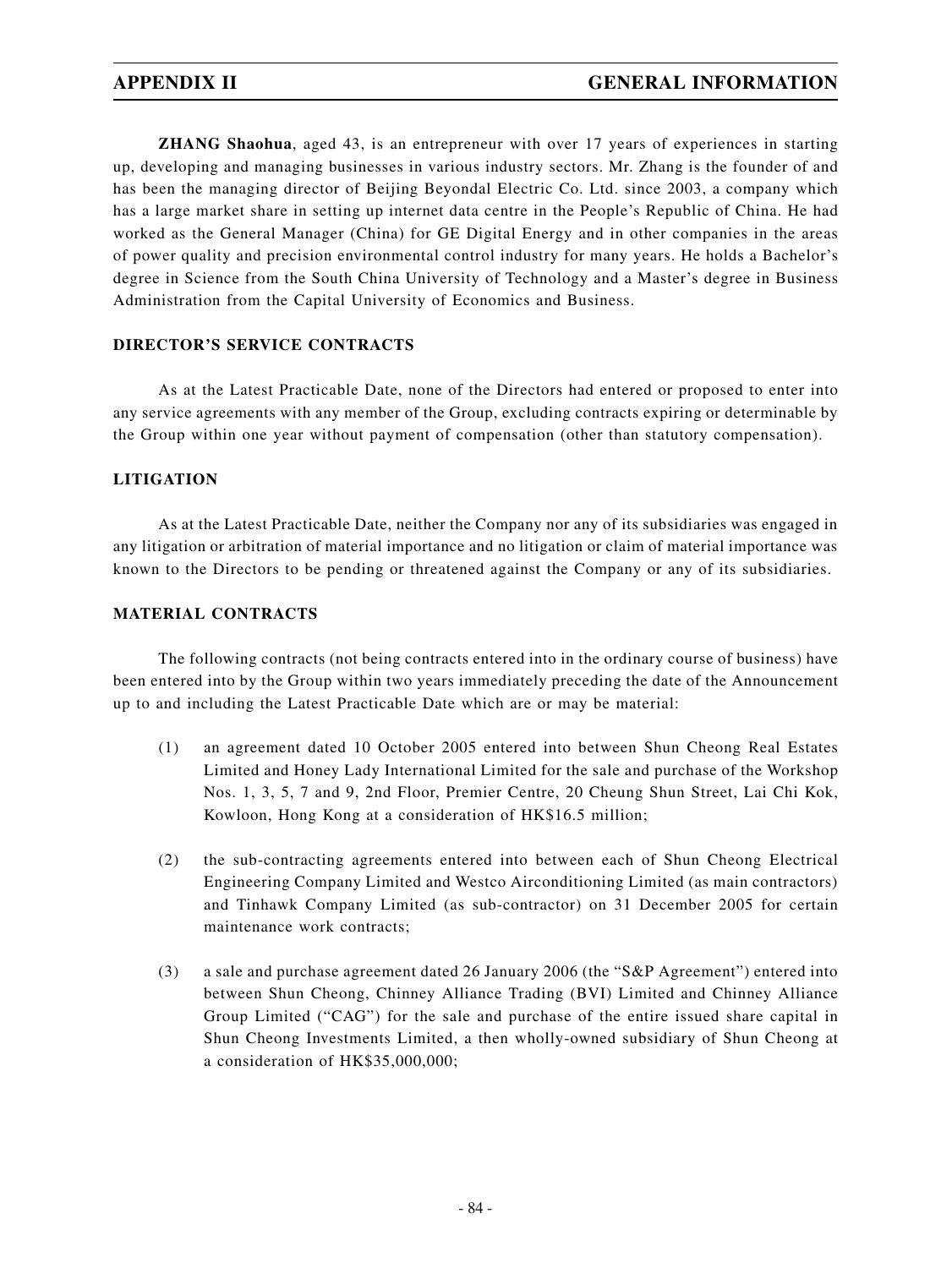**ZHANG Shaohua**, aged 43, is an entrepreneur with over 17 years of experiences in starting up, developing and managing businesses in various industry sectors. Mr. Zhang is the founder of and has been the managing director of Beijing Beyondal Electric Co. Ltd. since 2003, a company which has a large market share in setting up internet data centre in the People's Republic of China. He had worked as the General Manager (China) for GE Digital Energy and in other companies in the areas of power quality and precision environmental control industry for many years. He holds a Bachelor's degree in Science from the South China University of Technology and a Master's degree in Business Administration from the Capital University of Economics and Business.

## DIRECTOR'S SERVICE CONTRACTS

As at the Latest Practicable Date, none of the Directors had entered or proposed to enter into any service agreements with any member of the Group, excluding contracts expiring or determinable by the Group within one year without payment of compensation (other than statutory compensation).

## LITIGATION

As at the Latest Practicable Date, neither the Company nor any of its subsidiaries was engaged in any litigation or arbitration of material importance and no litigation or claim of material importance was known to the Directors to be pending or threatened against the Company or any of its subsidiaries.

## MATERIAL CONTRACTS

The following contracts (not being contracts entered into in the ordinary course of business) have been entered into by the Group within two years immediately preceding the date of the Announcement up to and including the Latest Practicable Date which are or may be material:

(1) an agreement dated 10 October 2005 entered into between Shun Cheong Real Estates Limited and Honey Lady International Limited for the sale and purchase of the Workshop Nos. 1, 3, 5, 7 and 9, 2nd Floor, Premier Centre, 20 Cheung Shun Street, Lai Chi Kok, Kowloon, Hong Kong at a consideration of HK$16.5 million;

(2) the sub-contracting agreements entered into between each of Shun Cheong Electrical Engineering Company Limited and Westco Airconditioning Limited (as main contractors) and Tinhawk Company Limited (as sub-contractor) on 31 December 2005 for certain maintenance work contracts;

(3) a sale and purchase agreement dated 26 January 2006 (the "S&P Agreement") entered into between Shun Cheong, Chinney Alliance Trading (BVI) Limited and Chinney Alliance Group Limited ("CAG") for the sale and purchase of the entire issued share capital in Shun Cheong Investments Limited, a then wholly-owned subsidiary of Shun Cheong at a consideration of HK$35,000,000;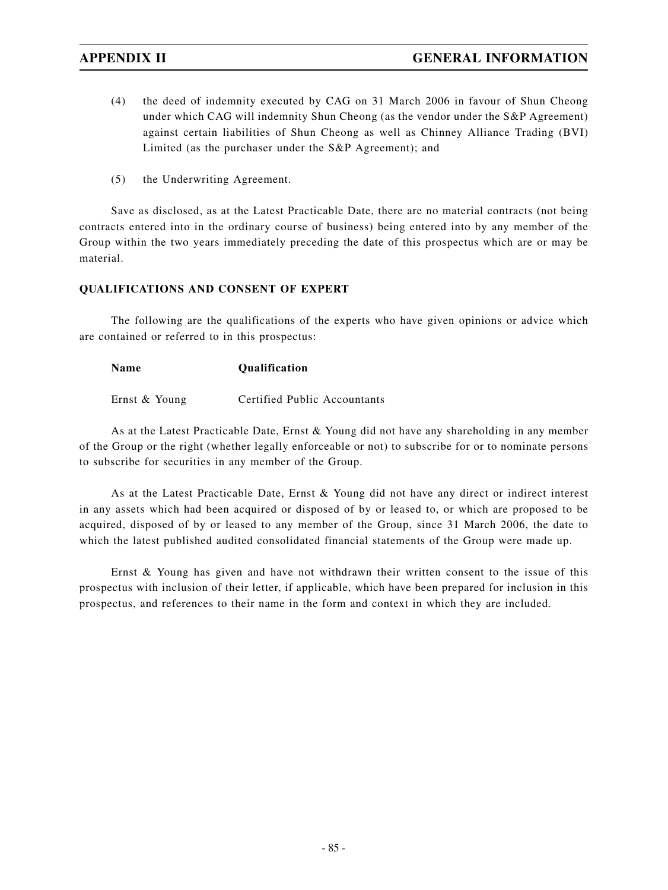(4) the deed of indemnity executed by CAG on 31 March 2006 in favour of Shun Cheong under which CAG will indemnity Shun Cheong (as the vendor under the S&P Agreement) against certain liabilities of Shun Cheong as well as Chinney Alliance Trading (BVI) Limited (as the purchaser under the S&P Agreement); and

(5) the Underwriting Agreement.

Save as disclosed, as at the Latest Practicable Date, there are no material contracts (not being contracts entered into in the ordinary course of business) being entered into by any member of the Group within the two years immediately preceding the date of this prospectus which are or may be material.

**QUALIFICATIONS AND CONSENT OF EXPERT**

The following are the qualifications of the experts who have given opinions or advice which are contained or referred to in this prospectus:

| Name | Qualification |
|---|---|
| Ernst & Young | Certified Public Accountants |

As at the Latest Practicable Date, Ernst & Young did not have any shareholding in any member of the Group or the right (whether legally enforceable or not) to subscribe for or to nominate persons to subscribe for securities in any member of the Group.

As at the Latest Practicable Date, Ernst & Young did not have any direct or indirect interest in any assets which had been acquired or disposed of by or leased to, or which are proposed to be acquired, disposed of by or leased to any member of the Group, since 31 March 2006, the date to which the latest published audited consolidated financial statements of the Group were made up.

Ernst & Young has given and have not withdrawn their written consent to the issue of this prospectus with inclusion of their letter, if applicable, which have been prepared for inclusion in this prospectus, and references to their name in the form and context in which they are included.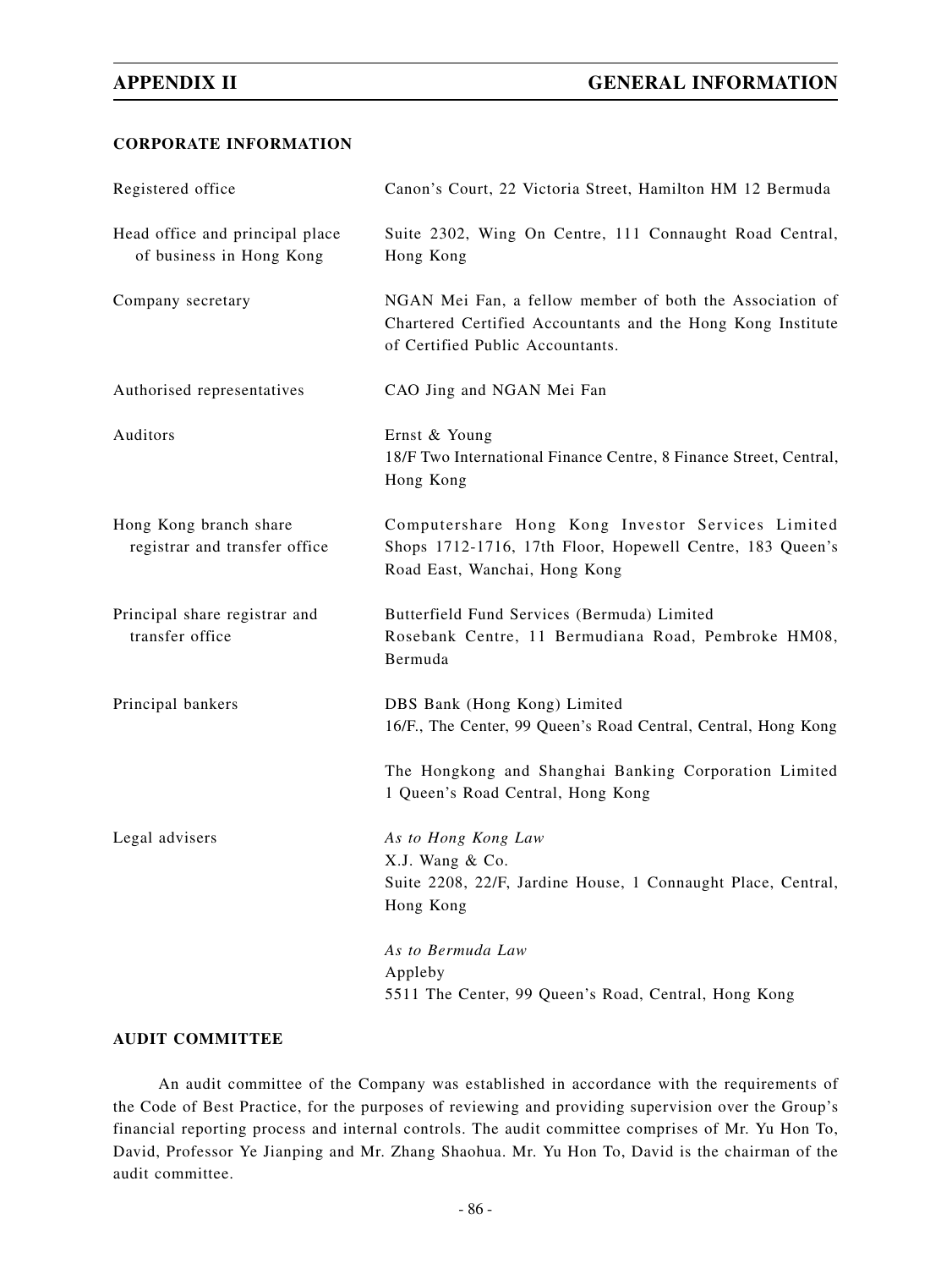## CORPORATE INFORMATION

| | |
|---|---|
| Registered office | Canon's Court, 22 Victoria Street, Hamilton HM 12 Bermuda |
| Head office and principal place of business in Hong Kong | Suite 2302, Wing On Centre, 111 Connaught Road Central, Hong Kong |
| Company secretary | NGAN Mei Fan, a fellow member of both the Association of Chartered Certified Accountants and the Hong Kong Institute of Certified Public Accountants. |
| Authorised representatives | CAO Jing and NGAN Mei Fan |
| Auditors | Ernst & Young<br>18/F Two International Finance Centre, 8 Finance Street, Central, Hong Kong |
| Hong Kong branch share registrar and transfer office | Computershare Hong Kong Investor Services Limited<br>Shops 1712-1716, 17th Floor, Hopewell Centre, 183 Queen's Road East, Wanchai, Hong Kong |
| Principal share registrar and transfer office | Butterfield Fund Services (Bermuda) Limited<br>Rosebank Centre, 11 Bermudiana Road, Pembroke HM08, Bermuda |
| Principal bankers | DBS Bank (Hong Kong) Limited<br>16/F., The Center, 99 Queen's Road Central, Central, Hong Kong<br><br>The Hongkong and Shanghai Banking Corporation Limited<br>1 Queen's Road Central, Hong Kong |
| Legal advisers | *As to Hong Kong Law*<br>X.J. Wang & Co.<br>Suite 2208, 22/F, Jardine House, 1 Connaught Place, Central, Hong Kong<br><br>*As to Bermuda Law*<br>Appleby<br>5511 The Center, 99 Queen's Road, Central, Hong Kong |

## AUDIT COMMITTEE

An audit committee of the Company was established in accordance with the requirements of the Code of Best Practice, for the purposes of reviewing and providing supervision over the Group's financial reporting process and internal controls. The audit committee comprises of Mr. Yu Hon To, David, Professor Ye Jianping and Mr. Zhang Shaohua. Mr. Yu Hon To, David is the chairman of the audit committee.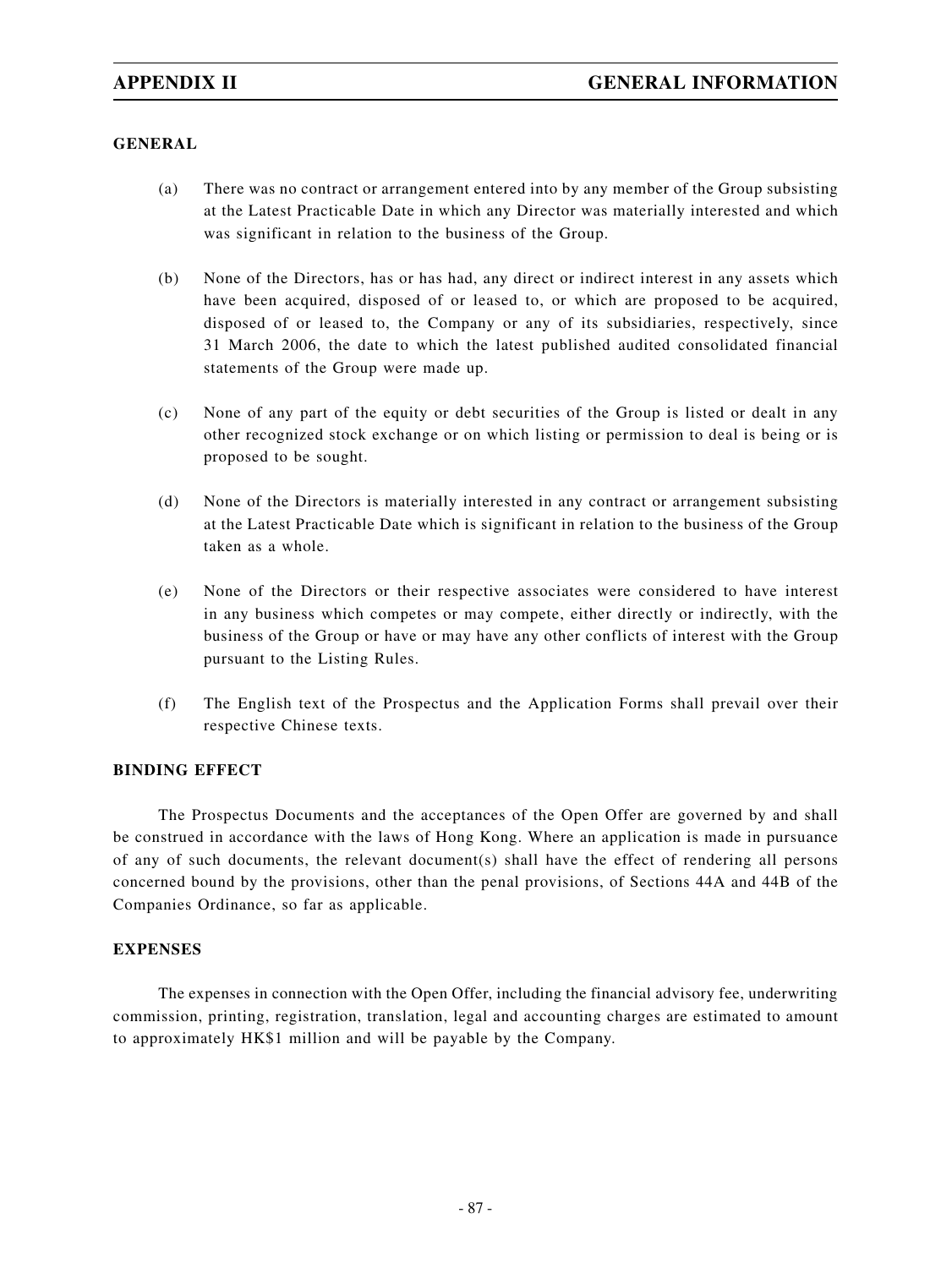## GENERAL

(a) There was no contract or arrangement entered into by any member of the Group subsisting at the Latest Practicable Date in which any Director was materially interested and which was significant in relation to the business of the Group.

(b) None of the Directors, has or has had, any direct or indirect interest in any assets which have been acquired, disposed of or leased to, or which are proposed to be acquired, disposed of or leased to, the Company or any of its subsidiaries, respectively, since 31 March 2006, the date to which the latest published audited consolidated financial statements of the Group were made up.

(c) None of any part of the equity or debt securities of the Group is listed or dealt in any other recognized stock exchange or on which listing or permission to deal is being or is proposed to be sought.

(d) None of the Directors is materially interested in any contract or arrangement subsisting at the Latest Practicable Date which is significant in relation to the business of the Group taken as a whole.

(e) None of the Directors or their respective associates were considered to have interest in any business which competes or may compete, either directly or indirectly, with the business of the Group or have or may have any other conflicts of interest with the Group pursuant to the Listing Rules.

(f) The English text of the Prospectus and the Application Forms shall prevail over their respective Chinese texts.

## BINDING EFFECT

The Prospectus Documents and the acceptances of the Open Offer are governed by and shall be construed in accordance with the laws of Hong Kong. Where an application is made in pursuance of any of such documents, the relevant document(s) shall have the effect of rendering all persons concerned bound by the provisions, other than the penal provisions, of Sections 44A and 44B of the Companies Ordinance, so far as applicable.

## EXPENSES

The expenses in connection with the Open Offer, including the financial advisory fee, underwriting commission, printing, registration, translation, legal and accounting charges are estimated to amount to approximately HK$1 million and will be payable by the Company.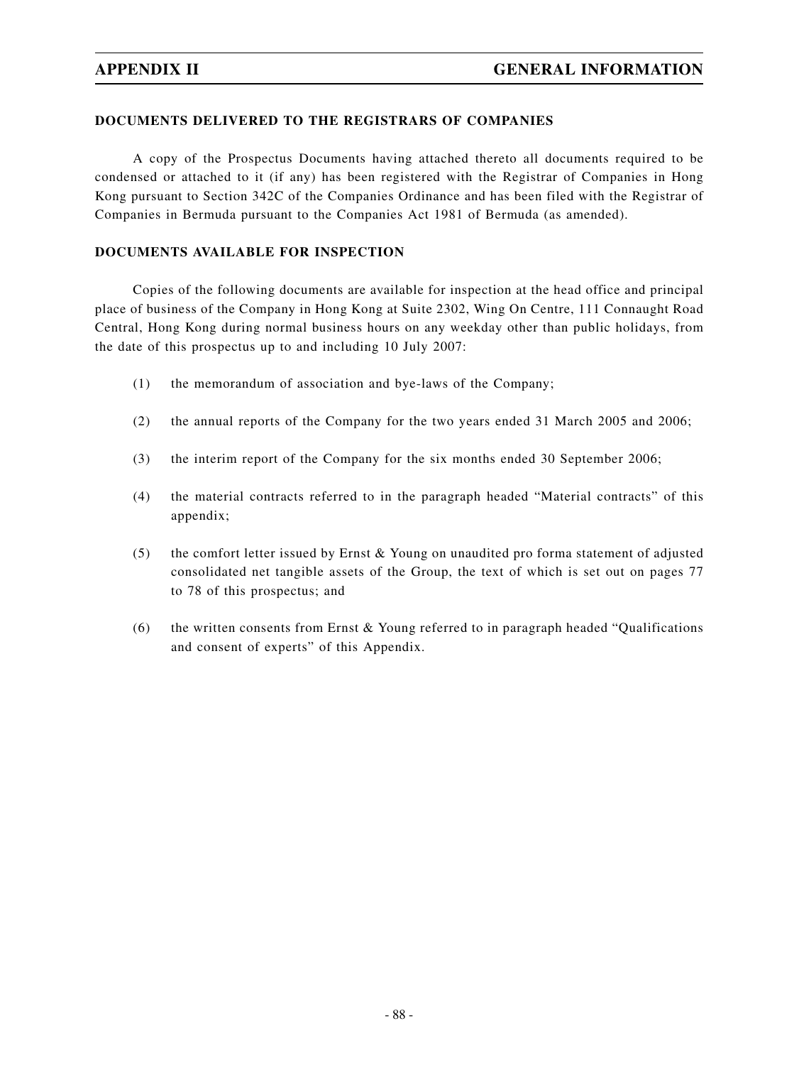## DOCUMENTS DELIVERED TO THE REGISTRARS OF COMPANIES

A copy of the Prospectus Documents having attached thereto all documents required to be condensed or attached to it (if any) has been registered with the Registrar of Companies in Hong Kong pursuant to Section 342C of the Companies Ordinance and has been filed with the Registrar of Companies in Bermuda pursuant to the Companies Act 1981 of Bermuda (as amended).

## DOCUMENTS AVAILABLE FOR INSPECTION

Copies of the following documents are available for inspection at the head office and principal place of business of the Company in Hong Kong at Suite 2302, Wing On Centre, 111 Connaught Road Central, Hong Kong during normal business hours on any weekday other than public holidays, from the date of this prospectus up to and including 10 July 2007:

(1) the memorandum of association and bye-laws of the Company;

(2) the annual reports of the Company for the two years ended 31 March 2005 and 2006;

(3) the interim report of the Company for the six months ended 30 September 2006;

(4) the material contracts referred to in the paragraph headed "Material contracts" of this appendix;

(5) the comfort letter issued by Ernst & Young on unaudited pro forma statement of adjusted consolidated net tangible assets of the Group, the text of which is set out on pages 77 to 78 of this prospectus; and

(6) the written consents from Ernst & Young referred to in paragraph headed "Qualifications and consent of experts" of this Appendix.